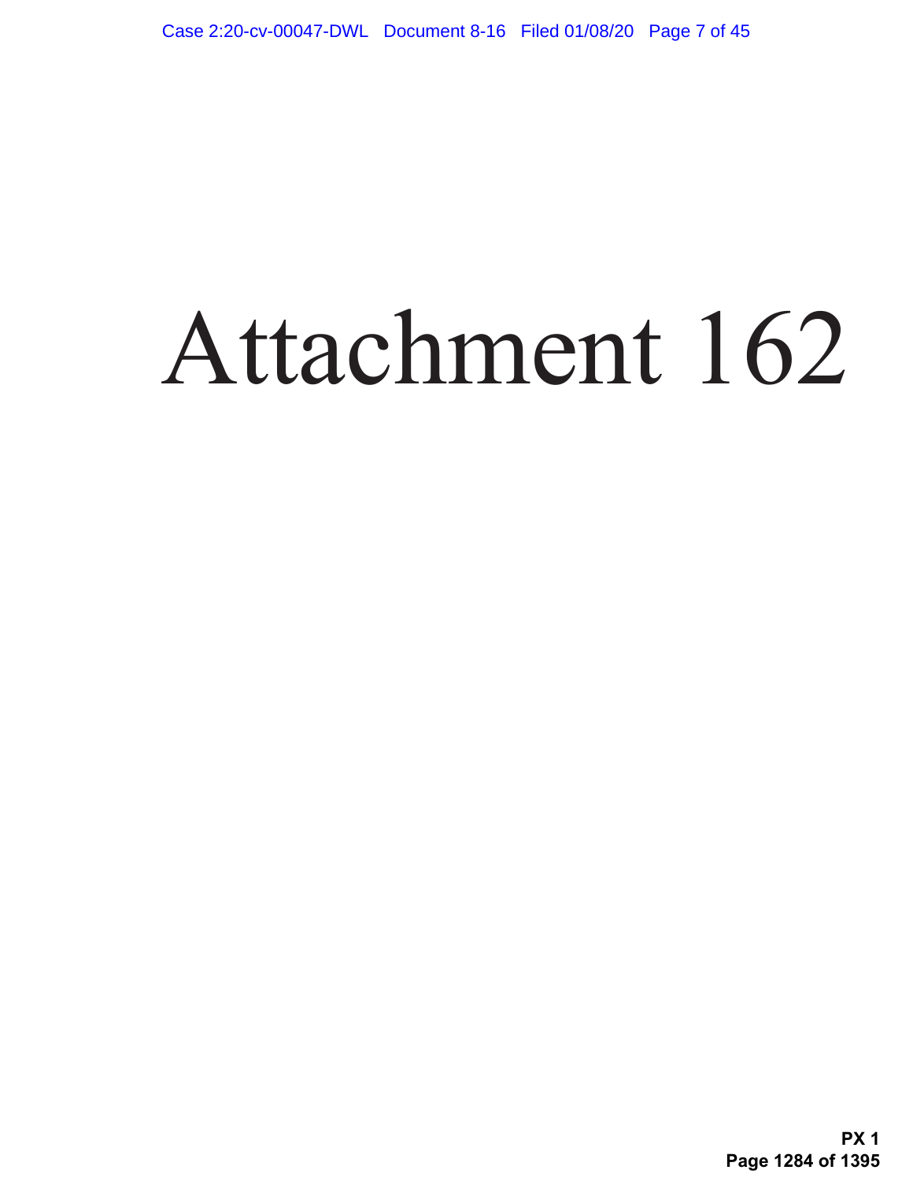# Attachment 162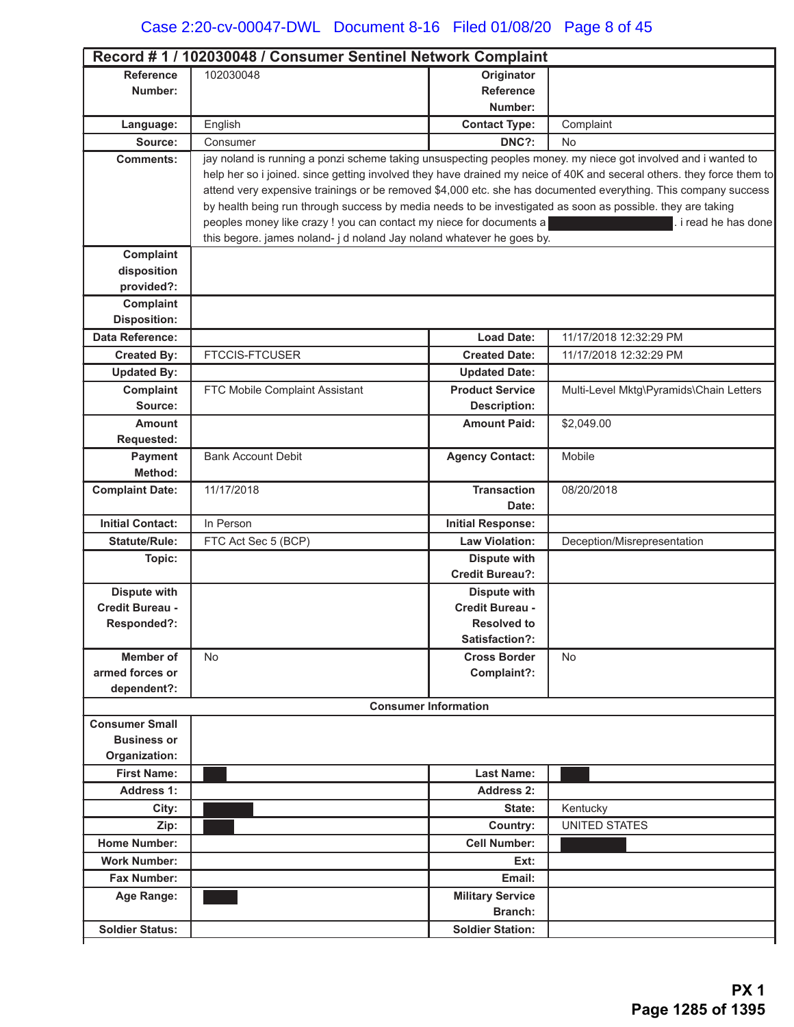## Record # 1 / 102030048 / Consumer Sentinel Network Complaint

| | | | |
|---|---|---|---|
| **Reference Number:** | 102030048 | **Originator Reference Number:** | |
| **Language:** | English | **Contact Type:** | Complaint |
| **Source:** | Consumer | **DNC?:** | No |
| **Comments:** | jay noland is running a ponzi scheme taking unsuspecting peoples money. my niece got involved and i wanted to help her so i joined. since getting involved they have drained my neice of 40K and seceral others. they force them to attend very expensive trainings or be removed $4,000 etc. she has documented everything. This company success by health being run through success by media needs to be investigated as soon as possible. they are taking peoples money like crazy ! you can contact my niece for documents a [REDACTED]. i read he has done this begore. james noland- j d noland Jay noland whatever he goes by. | | |
| **Complaint disposition provided?:** | | | |
| **Complaint Disposition:** | | | |
| **Data Reference:** | | **Load Date:** | 11/17/2018 12:32:29 PM |
| **Created By:** | FTCCIS-FTCUSER | **Created Date:** | 11/17/2018 12:32:29 PM |
| **Updated By:** | | **Updated Date:** | |
| **Complaint Source:** | FTC Mobile Complaint Assistant | **Product Service Description:** | Multi-Level Mktg\Pyramids\Chain Letters |
| **Amount Requested:** | | **Amount Paid:** | $2,049.00 |
| **Payment Method:** | Bank Account Debit | **Agency Contact:** | Mobile |
| **Complaint Date:** | 11/17/2018 | **Transaction Date:** | 08/20/2018 |
| **Initial Contact:** | In Person | **Initial Response:** | |
| **Statute/Rule:** | FTC Act Sec 5 (BCP) | **Law Violation:** | Deception/Misrepresentation |
| **Topic:** | | **Dispute with Credit Bureau?:** | |
| **Dispute with Credit Bureau - Responded?:** | | **Dispute with Credit Bureau - Resolved to Satisfaction?:** | |
| **Member of armed forces or dependent?:** | No | **Cross Border Complaint?:** | No |
| **Consumer Information** | | | |
| **Consumer Small Business or Organization:** | | | |
| **First Name:** | [REDACTED] | **Last Name:** | [REDACTED] |
| **Address 1:** | | **Address 2:** | |
| **City:** | [REDACTED] | **State:** | Kentucky |
| **Zip:** | [REDACTED] | **Country:** | UNITED STATES |
| **Home Number:** | | **Cell Number:** | [REDACTED] |
| **Work Number:** | | **Ext:** | |
| **Fax Number:** | | **Email:** | |
| **Age Range:** | [REDACTED] | **Military Service Branch:** | |
| **Soldier Status:** | | **Soldier Station:** | |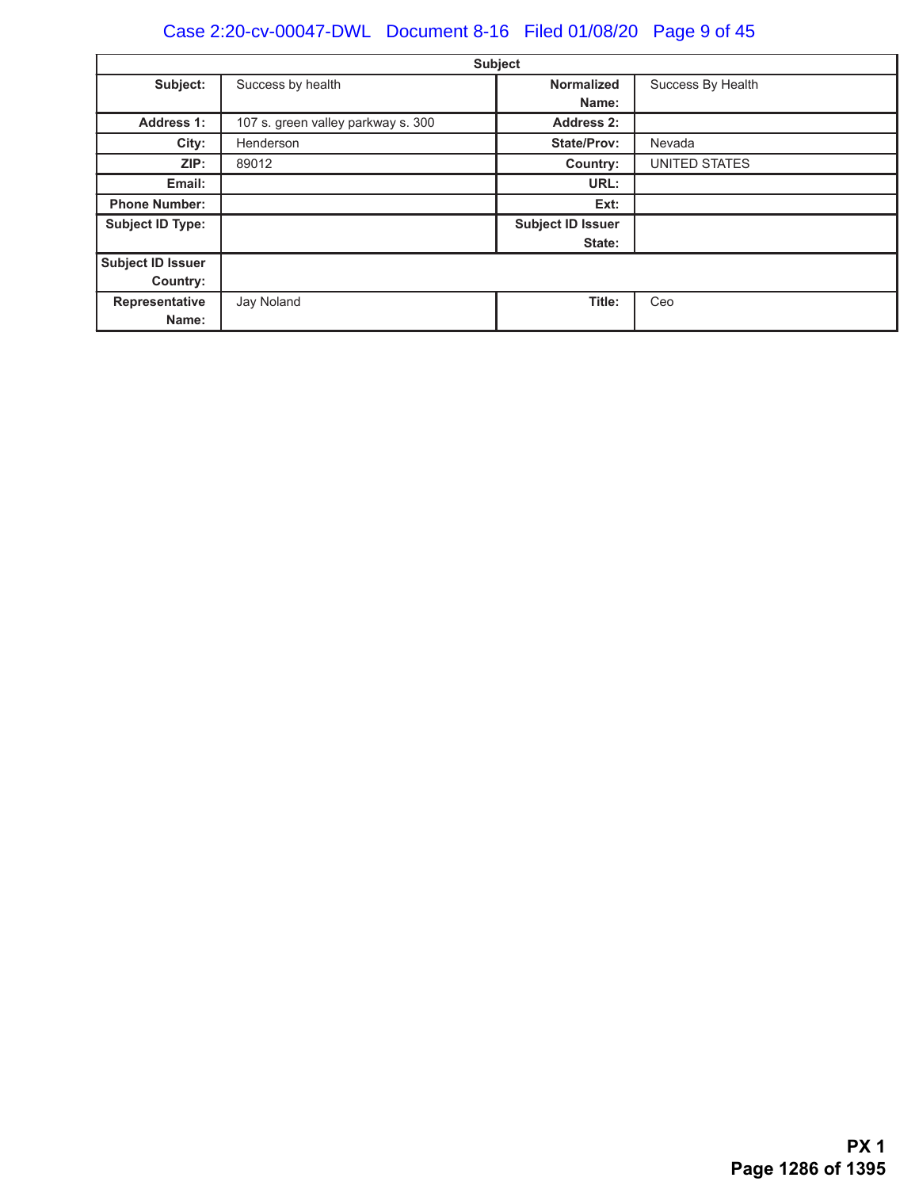| Subject | | | |
|---|---|---|---|
| **Subject:** | Success by health | **Normalized Name:** | Success By Health |
| **Address 1:** | 107 s. green valley parkway s. 300 | **Address 2:** | |
| **City:** | Henderson | **State/Prov:** | Nevada |
| **ZIP:** | 89012 | **Country:** | UNITED STATES |
| **Email:** | | **URL:** | |
| **Phone Number:** | | **Ext:** | |
| **Subject ID Type:** | | **Subject ID Issuer State:** | |
| **Subject ID Issuer Country:** | | | |
| **Representative Name:** | Jay Noland | **Title:** | Ceo |

**PX 1**
**Page 1286 of 1395**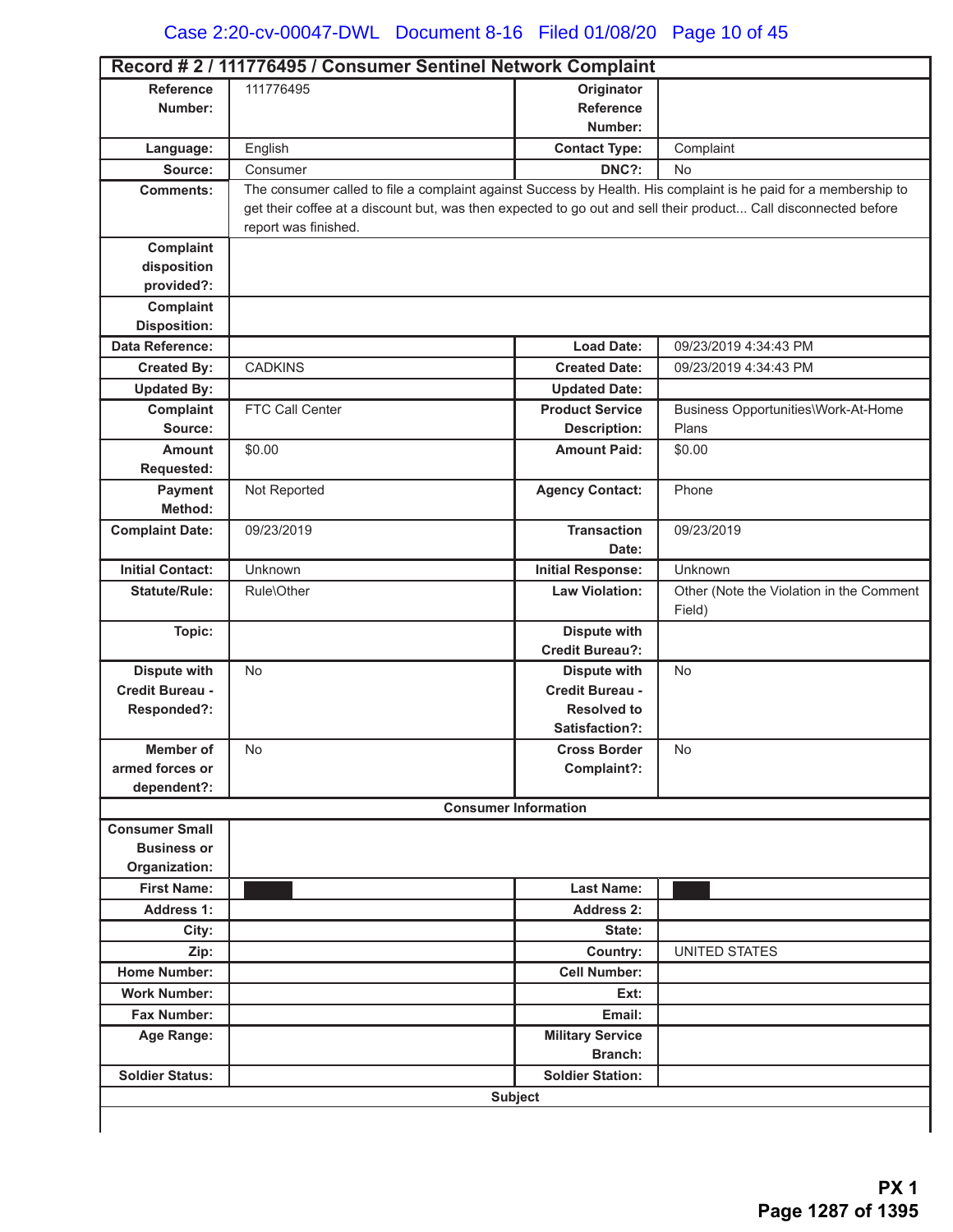## Record # 2 / 111776495 / Consumer Sentinel Network Complaint

| | | | |
|---|---|---|---|
| **Reference Number:** | 111776495 | **Originator Reference Number:** | |
| **Language:** | English | **Contact Type:** | Complaint |
| **Source:** | Consumer | **DNC?:** | No |
| **Comments:** | The consumer called to file a complaint against Success by Health. His complaint is he paid for a membership to get their coffee at a discount but, was then expected to go out and sell their product... Call disconnected before report was finished. | | |
| **Complaint disposition provided?:** | | | |
| **Complaint Disposition:** | | | |
| **Data Reference:** | | **Load Date:** | 09/23/2019 4:34:43 PM |
| **Created By:** | CADKINS | **Created Date:** | 09/23/2019 4:34:43 PM |
| **Updated By:** | | **Updated Date:** | |
| **Complaint Source:** | FTC Call Center | **Product Service Description:** | Business Opportunities\Work-At-Home Plans |
| **Amount Requested:** | $0.00 | **Amount Paid:** | $0.00 |
| **Payment Method:** | Not Reported | **Agency Contact:** | Phone |
| **Complaint Date:** | 09/23/2019 | **Transaction Date:** | 09/23/2019 |
| **Initial Contact:** | Unknown | **Initial Response:** | Unknown |
| **Statute/Rule:** | Rule\Other | **Law Violation:** | Other (Note the Violation in the Comment Field) |
| **Topic:** | | **Dispute with Credit Bureau?:** | |
| **Dispute with Credit Bureau - Responded?:** | No | **Dispute with Credit Bureau - Resolved to Satisfaction?:** | No |
| **Member of armed forces or dependent?:** | No | **Cross Border Complaint?:** | No |

**Consumer Information**

| | | | |
|---|---|---|---|
| **Consumer Small Business or Organization:** | | | |
| **First Name:** | [REDACTED] | **Last Name:** | [REDACTED] |
| **Address 1:** | | **Address 2:** | |
| **City:** | | **State:** | |
| **Zip:** | | **Country:** | UNITED STATES |
| **Home Number:** | | **Cell Number:** | |
| **Work Number:** | | **Ext:** | |
| **Fax Number:** | | **Email:** | |
| **Age Range:** | | **Military Service Branch:** | |
| **Soldier Status:** | | **Soldier Station:** | |

**Subject**

PX 1
Page 1287 of 1395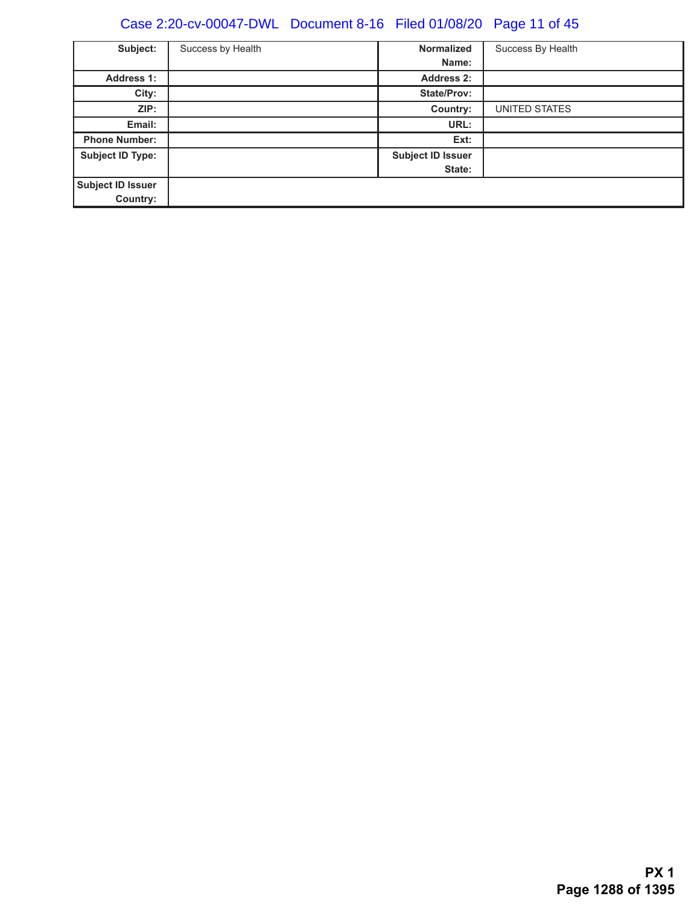| Subject: | Success by Health | Normalized Name: | Success By Health |
| --- | --- | --- | --- |
| Address 1: | | Address 2: | |
| City: | | State/Prov: | |
| ZIP: | | Country: | UNITED STATES |
| Email: | | URL: | |
| Phone Number: | | Ext: | |
| Subject ID Type: | | Subject ID Issuer State: | |
| Subject ID Issuer Country: | | | |

**PX 1**
**Page 1288 of 1395**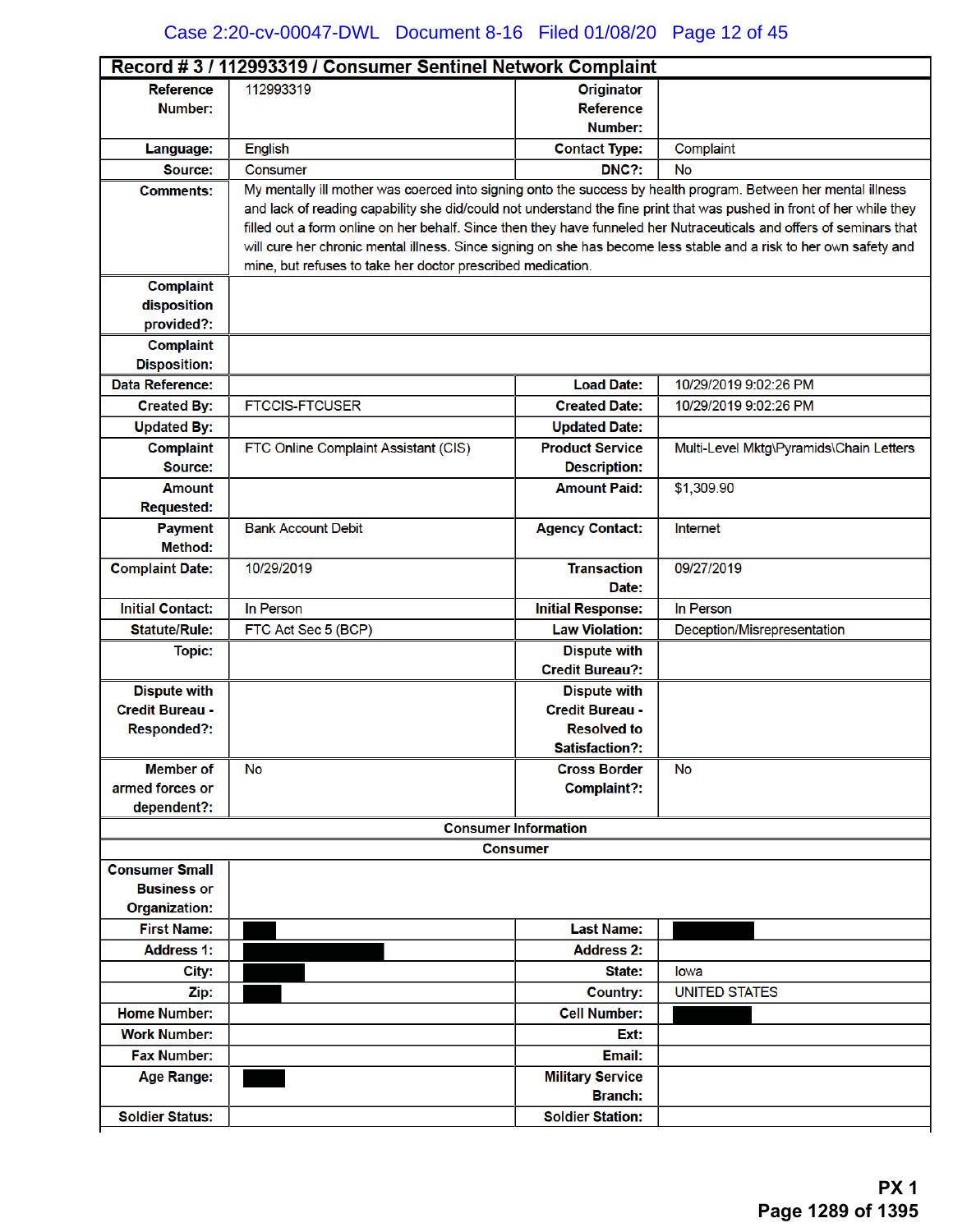## Record # 3 / 112993319 / Consumer Sentinel Network Complaint

| | | | |
|---|---|---|---|
| **Reference Number:** | 112993319 | **Originator Reference Number:** | |
| **Language:** | English | **Contact Type:** | Complaint |
| **Source:** | Consumer | **DNC?:** | No |
| **Comments:** | My mentally ill mother was coerced into signing onto the success by health program. Between her mental illness and lack of reading capability she did/could not understand the fine print that was pushed in front of her while they filled out a form online on her behalf. Since then they have funneled her Nutraceuticals and offers of seminars that will cure her chronic mental illness. Since signing on she has become less stable and a risk to her own safety and mine, but refuses to take her doctor prescribed medication. | | |
| **Complaint disposition provided?:** | | | |
| **Complaint Disposition:** | | | |
| **Data Reference:** | | **Load Date:** | 10/29/2019 9:02:26 PM |
| **Created By:** | FTCCIS-FTCUSER | **Created Date:** | 10/29/2019 9:02:26 PM |
| **Updated By:** | | **Updated Date:** | |
| **Complaint Source:** | FTC Online Complaint Assistant (CIS) | **Product Service Description:** | Multi-Level Mktg\Pyramids\Chain Letters |
| **Amount Requested:** | | **Amount Paid:** | $1,309.90 |
| **Payment Method:** | Bank Account Debit | **Agency Contact:** | Internet |
| **Complaint Date:** | 10/29/2019 | **Transaction Date:** | 09/27/2019 |
| **Initial Contact:** | In Person | **Initial Response:** | In Person |
| **Statute/Rule:** | FTC Act Sec 5 (BCP) | **Law Violation:** | Deception/Misrepresentation |
| **Topic:** | | **Dispute with Credit Bureau?:** | |
| **Dispute with Credit Bureau - Responded?:** | | **Dispute with Credit Bureau - Resolved to Satisfaction?:** | |
| **Member of armed forces or dependent?:** | No | **Cross Border Complaint?:** | No |
| **Consumer Information** | | | |
| **Consumer** | | | |
| **Consumer Small Business or Organization:** | | | |
| **First Name:** | [REDACTED] | **Last Name:** | [REDACTED] |
| **Address 1:** | [REDACTED] | **Address 2:** | |
| **City:** | [REDACTED] | **State:** | Iowa |
| **Zip:** | [REDACTED] | **Country:** | UNITED STATES |
| **Home Number:** | | **Cell Number:** | [REDACTED] |
| **Work Number:** | | **Ext:** | |
| **Fax Number:** | | **Email:** | |
| **Age Range:** | [REDACTED] | **Military Service Branch:** | |
| **Soldier Status:** | | **Soldier Station:** | |

PX 1
Page 1289 of 1395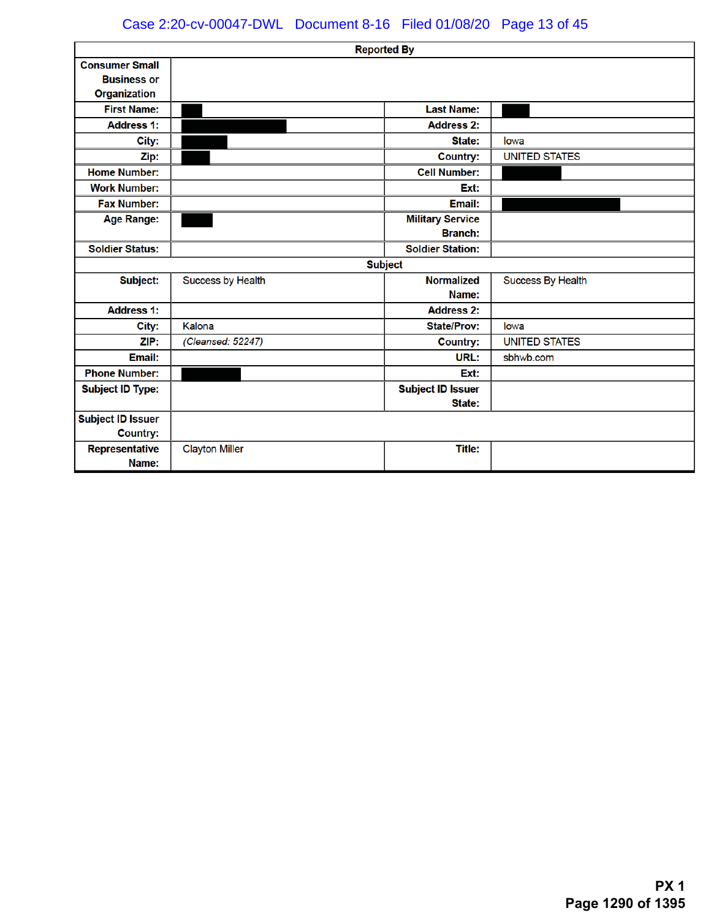| Reported By | | | |
|---|---|---|---|
| Consumer Small Business or Organization | | | |
| First Name: | [REDACTED] | Last Name: | [REDACTED] |
| Address 1: | [REDACTED] | Address 2: | |
| City: | [REDACTED] | State: | Iowa |
| Zip: | [REDACTED] | Country: | UNITED STATES |
| Home Number: | | Cell Number: | [REDACTED] |
| Work Number: | | Ext: | |
| Fax Number: | | Email: | [REDACTED] |
| Age Range: | [REDACTED] | Military Service Branch: | |
| Soldier Status: | | Soldier Station: | |
| **Subject** | | | |
| Subject: | Success by Health | Normalized Name: | Success By Health |
| Address 1: | | Address 2: | |
| City: | Kalona | State/Prov: | Iowa |
| ZIP: | *(Cleansed: 52247)* | Country: | UNITED STATES |
| Email: | | URL: | sbhwb.com |
| Phone Number: | [REDACTED] | Ext: | |
| Subject ID Type: | | Subject ID Issuer State: | |
| Subject ID Issuer Country: | | | |
| Representative Name: | Clayton Miller | Title: | |

**PX 1**
**Page 1290 of 1395**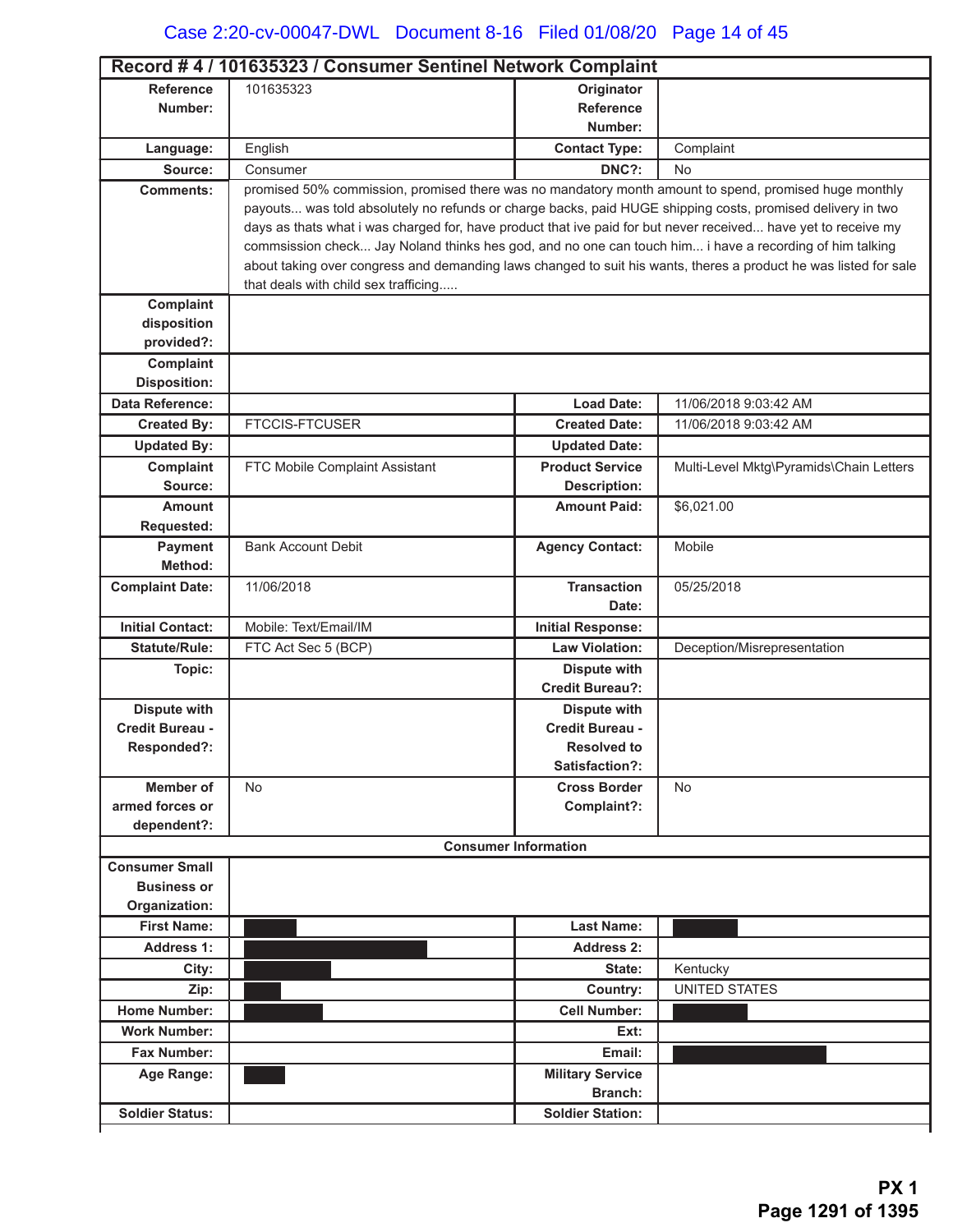## Record # 4 / 101635323 / Consumer Sentinel Network Complaint

| | | | |
|---|---|---|---|
| **Reference Number:** | 101635323 | **Originator Reference Number:** | |
| **Language:** | English | **Contact Type:** | Complaint |
| **Source:** | Consumer | **DNC?:** | No |
| **Comments:** | promised 50% commission, promised there was no mandatory month amount to spend, promised huge monthly payouts... was told absolutely no refunds or charge backs, paid HUGE shipping costs, promised delivery in two days as thats what i was charged for, have product that ive paid for but never received... have yet to receive my commsission check... Jay Noland thinks hes god, and no one can touch him... i have a recording of him talking about taking over congress and demanding laws changed to suit his wants, theres a product he was listed for sale that deals with child sex trafficking..... | | |
| **Complaint disposition provided?:** | | | |
| **Complaint Disposition:** | | | |
| **Data Reference:** | | **Load Date:** | 11/06/2018 9:03:42 AM |
| **Created By:** | FTCCIS-FTCUSER | **Created Date:** | 11/06/2018 9:03:42 AM |
| **Updated By:** | | **Updated Date:** | |
| **Complaint Source:** | FTC Mobile Complaint Assistant | **Product Service Description:** | Multi-Level Mktg\Pyramids\Chain Letters |
| **Amount Requested:** | | **Amount Paid:** | $6,021.00 |
| **Payment Method:** | Bank Account Debit | **Agency Contact:** | Mobile |
| **Complaint Date:** | 11/06/2018 | **Transaction Date:** | 05/25/2018 |
| **Initial Contact:** | Mobile: Text/Email/IM | **Initial Response:** | |
| **Statute/Rule:** | FTC Act Sec 5 (BCP) | **Law Violation:** | Deception/Misrepresentation |
| **Topic:** | | **Dispute with Credit Bureau?:** | |
| **Dispute with Credit Bureau - Responded?:** | | **Dispute with Credit Bureau - Resolved to Satisfaction?:** | |
| **Member of armed forces or dependent?:** | No | **Cross Border Complaint?:** | No |

**Consumer Information**

| | | | |
|---|---|---|---|
| **Consumer Small Business or Organization:** | | | |
| **First Name:** | [REDACTED] | **Last Name:** | [REDACTED] |
| **Address 1:** | [REDACTED] | **Address 2:** | |
| **City:** | [REDACTED] | **State:** | Kentucky |
| **Zip:** | [REDACTED] | **Country:** | UNITED STATES |
| **Home Number:** | [REDACTED] | **Cell Number:** | [REDACTED] |
| **Work Number:** | | **Ext:** | |
| **Fax Number:** | | **Email:** | [REDACTED] |
| **Age Range:** | [REDACTED] | **Military Service Branch:** | |
| **Soldier Status:** | | **Soldier Station:** | |

PX 1
Page 1291 of 1395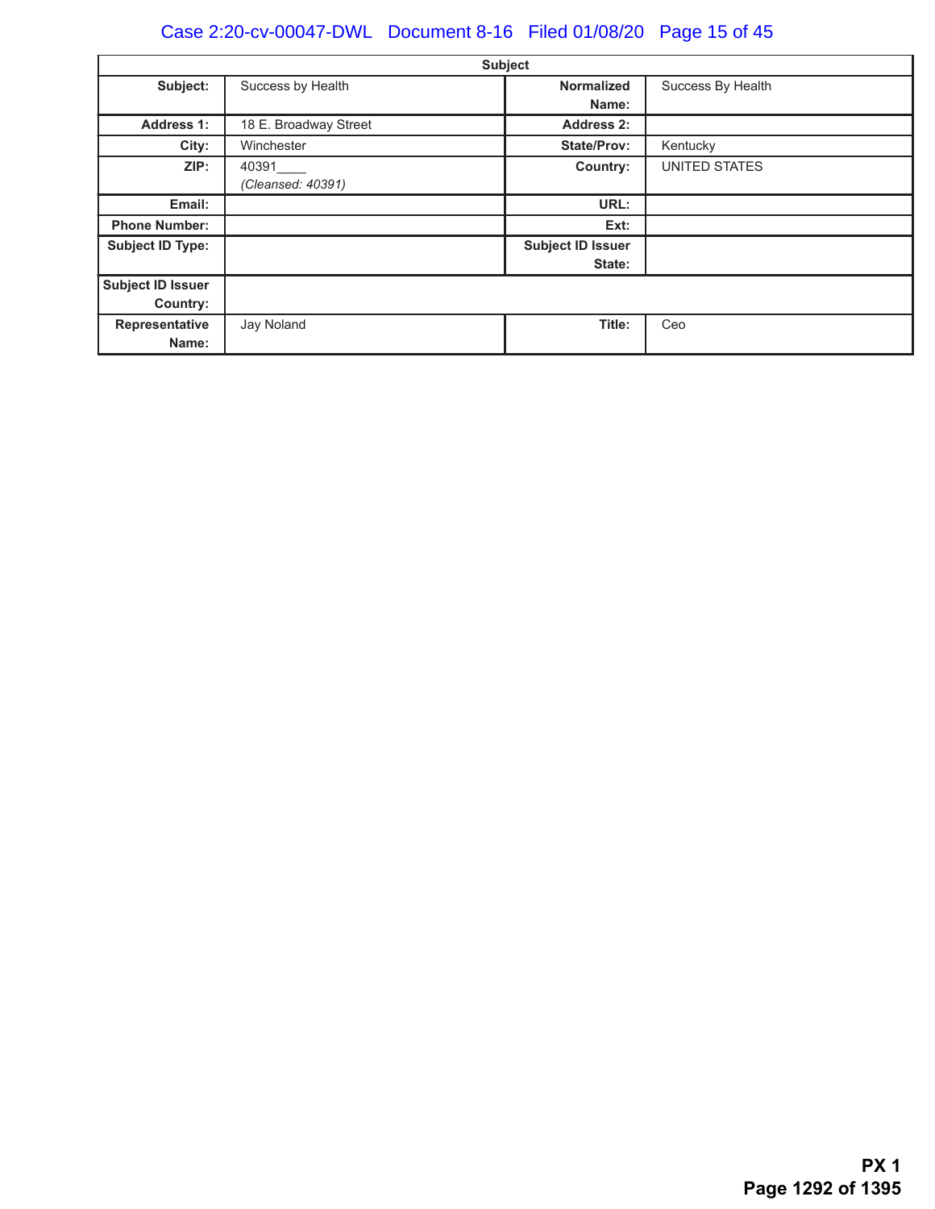| Subject | | | |
|---|---|---|---|
| **Subject:** | Success by Health | **Normalized Name:** | Success By Health |
| **Address 1:** | 18 E. Broadway Street | **Address 2:** | |
| **City:** | Winchester | **State/Prov:** | Kentucky |
| **ZIP:** | 40391____ *(Cleansed: 40391)* | **Country:** | UNITED STATES |
| **Email:** | | **URL:** | |
| **Phone Number:** | | **Ext:** | |
| **Subject ID Type:** | | **Subject ID Issuer State:** | |
| **Subject ID Issuer Country:** | | | |
| **Representative Name:** | Jay Noland | **Title:** | Ceo |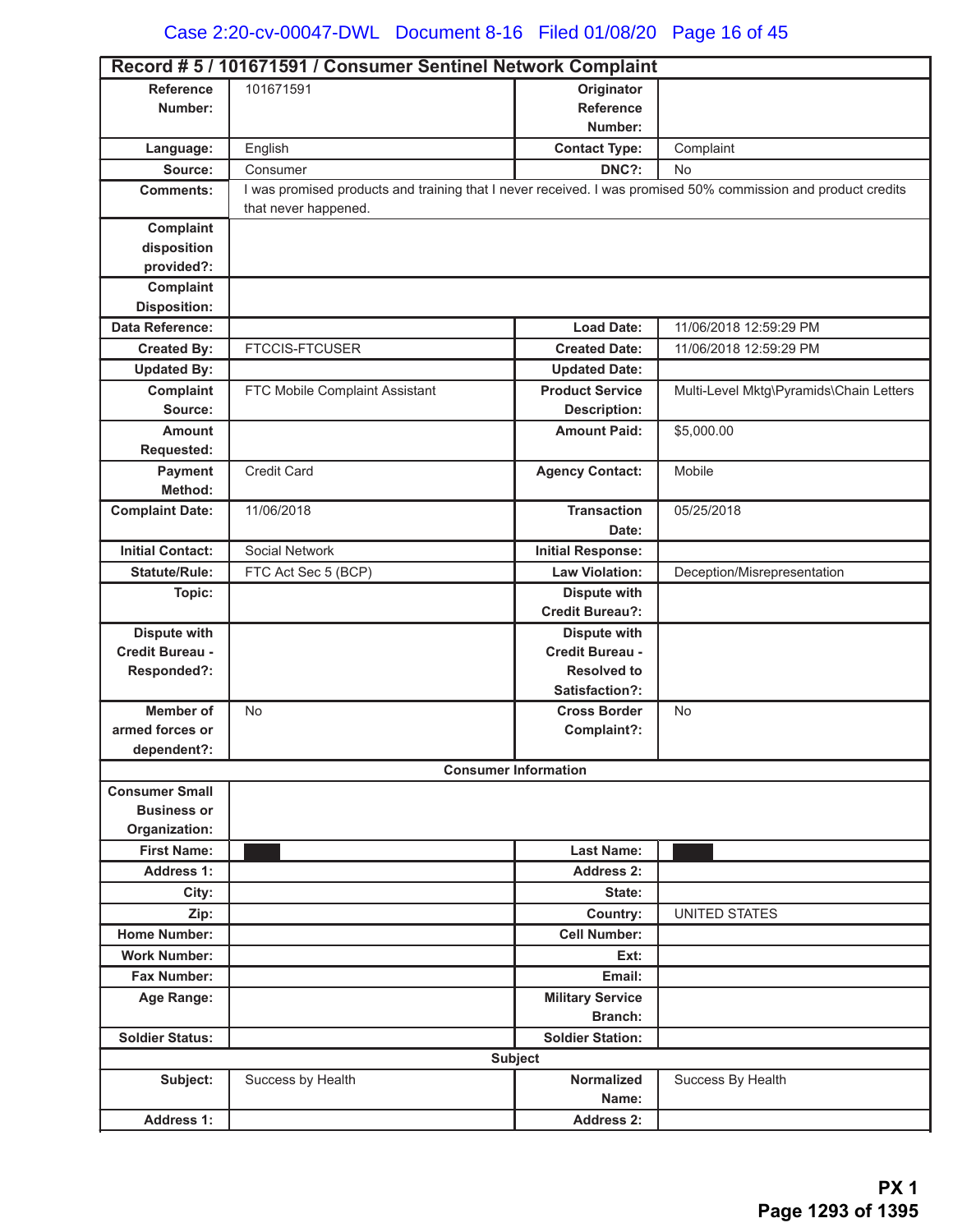## Record # 5 / 101671591 / Consumer Sentinel Network Complaint

| | | | |
|---|---|---|---|
| **Reference Number:** | 101671591 | **Originator Reference Number:** | |
| **Language:** | English | **Contact Type:** | Complaint |
| **Source:** | Consumer | **DNC?:** | No |
| **Comments:** | I was promised products and training that I never received. I was promised 50% commission and product credits that never happened. | | |
| **Complaint disposition provided?:** | | | |
| **Complaint Disposition:** | | | |
| **Data Reference:** | | **Load Date:** | 11/06/2018 12:59:29 PM |
| **Created By:** | FTCCIS-FTCUSER | **Created Date:** | 11/06/2018 12:59:29 PM |
| **Updated By:** | | **Updated Date:** | |
| **Complaint Source:** | FTC Mobile Complaint Assistant | **Product Service Description:** | Multi-Level Mktg\Pyramids\Chain Letters |
| **Amount Requested:** | | **Amount Paid:** | $5,000.00 |
| **Payment Method:** | Credit Card | **Agency Contact:** | Mobile |
| **Complaint Date:** | 11/06/2018 | **Transaction Date:** | 05/25/2018 |
| **Initial Contact:** | Social Network | **Initial Response:** | |
| **Statute/Rule:** | FTC Act Sec 5 (BCP) | **Law Violation:** | Deception/Misrepresentation |
| **Topic:** | | **Dispute with Credit Bureau?:** | |
| **Dispute with Credit Bureau - Responded?:** | | **Dispute with Credit Bureau - Resolved to Satisfaction?:** | |
| **Member of armed forces or dependent?:** | No | **Cross Border Complaint?:** | No |

**Consumer Information**

| | | | |
|---|---|---|---|
| **Consumer Small Business or Organization:** | | | |
| **First Name:** | [REDACTED] | **Last Name:** | [REDACTED] |
| **Address 1:** | | **Address 2:** | |
| **City:** | | **State:** | |
| **Zip:** | | **Country:** | UNITED STATES |
| **Home Number:** | | **Cell Number:** | |
| **Work Number:** | | **Ext:** | |
| **Fax Number:** | | **Email:** | |
| **Age Range:** | | **Military Service Branch:** | |
| **Soldier Status:** | | **Soldier Station:** | |

**Subject**

| | | | |
|---|---|---|---|
| **Subject:** | Success by Health | **Normalized Name:** | Success By Health |
| **Address 1:** | | **Address 2:** | |

**PX 1**
**Page 1293 of 1395**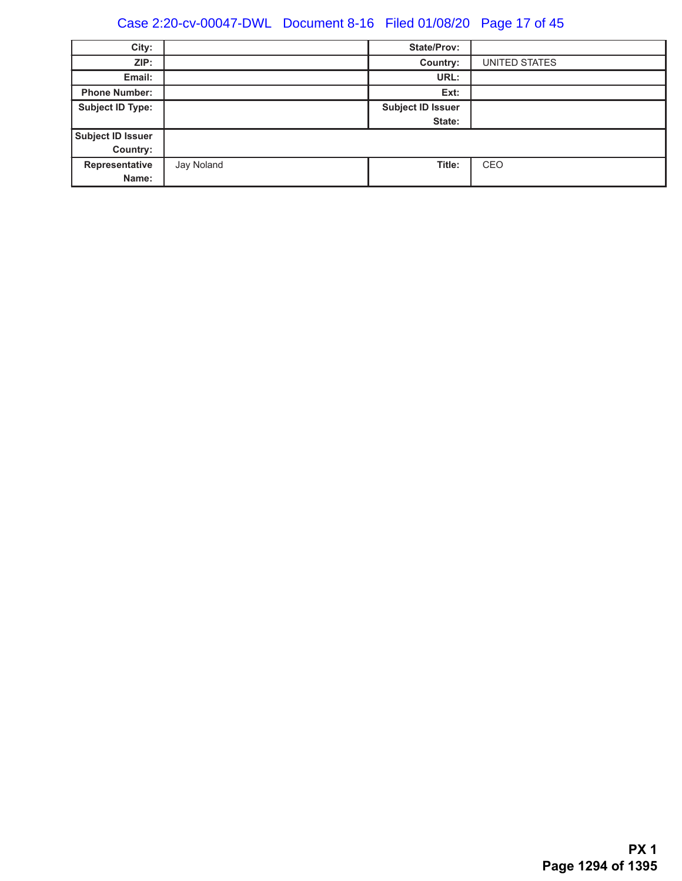| City: | | State/Prov: | |
|---|---|---|---|
| ZIP: | | Country: | UNITED STATES |
| Email: | | URL: | |
| Phone Number: | | Ext: | |
| Subject ID Type: | | Subject ID Issuer State: | |
| Subject ID Issuer Country: | | | |
| Representative Name: | Jay Noland | Title: | CEO |

PX 1
Page 1294 of 1395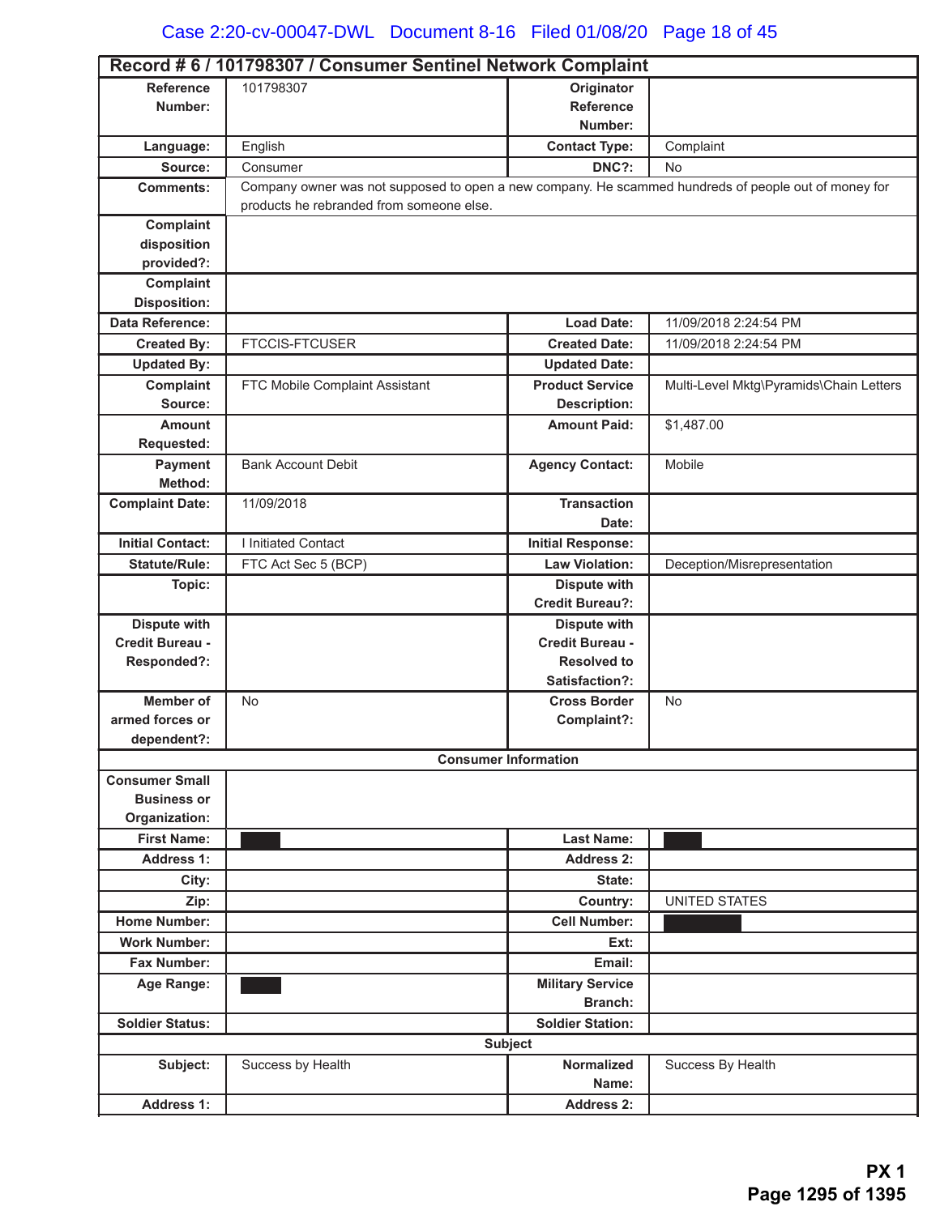## Record # 6 / 101798307 / Consumer Sentinel Network Complaint

| | | | |
|---|---|---|---|
| **Reference Number:** | 101798307 | **Originator Reference Number:** | |
| **Language:** | English | **Contact Type:** | Complaint |
| **Source:** | Consumer | **DNC?:** | No |
| **Comments:** | Company owner was not supposed to open a new company. He scammed hundreds of people out of money for products he rebranded from someone else. | | |
| **Complaint disposition provided?:** | | | |
| **Complaint Disposition:** | | | |
| **Data Reference:** | | **Load Date:** | 11/09/2018 2:24:54 PM |
| **Created By:** | FTCCIS-FTCUSER | **Created Date:** | 11/09/2018 2:24:54 PM |
| **Updated By:** | | **Updated Date:** | |
| **Complaint Source:** | FTC Mobile Complaint Assistant | **Product Service Description:** | Multi-Level Mktg\Pyramids\Chain Letters |
| **Amount Requested:** | | **Amount Paid:** | $1,487.00 |
| **Payment Method:** | Bank Account Debit | **Agency Contact:** | Mobile |
| **Complaint Date:** | 11/09/2018 | **Transaction Date:** | |
| **Initial Contact:** | I Initiated Contact | **Initial Response:** | |
| **Statute/Rule:** | FTC Act Sec 5 (BCP) | **Law Violation:** | Deception/Misrepresentation |
| **Topic:** | | **Dispute with Credit Bureau?:** | |
| **Dispute with Credit Bureau - Responded?:** | | **Dispute with Credit Bureau - Resolved to Satisfaction?:** | |
| **Member of armed forces or dependent?:** | No | **Cross Border Complaint?:** | No |
| **Consumer Information** | | | |
| **Consumer Small Business or Organization:** | | | |
| **First Name:** | [REDACTED] | **Last Name:** | [REDACTED] |
| **Address 1:** | | **Address 2:** | |
| **City:** | | **State:** | |
| **Zip:** | | **Country:** | UNITED STATES |
| **Home Number:** | | **Cell Number:** | [REDACTED] |
| **Work Number:** | | **Ext:** | |
| **Fax Number:** | | **Email:** | |
| **Age Range:** | [REDACTED] | **Military Service Branch:** | |
| **Soldier Status:** | | **Soldier Station:** | |
| **Subject** | | | |
| **Subject:** | Success by Health | **Normalized Name:** | Success By Health |
| **Address 1:** | | **Address 2:** | |

**PX 1**
**Page 1295 of 1395**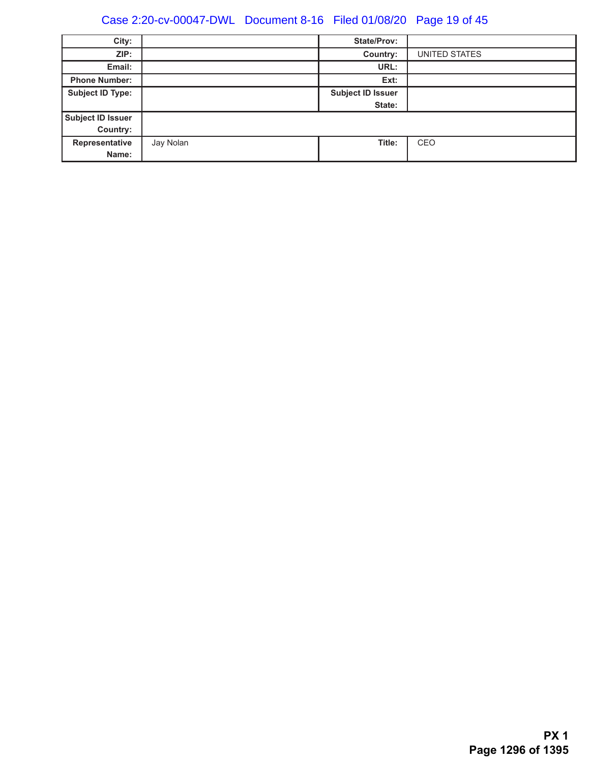| City: | | State/Prov: | |
| --- | --- | --- | --- |
| ZIP: | | Country: | UNITED STATES |
| Email: | | URL: | |
| Phone Number: | | Ext: | |
| Subject ID Type: | | Subject ID Issuer State: | |
| Subject ID Issuer Country: | | | |
| Representative Name: | Jay Nolan | Title: | CEO |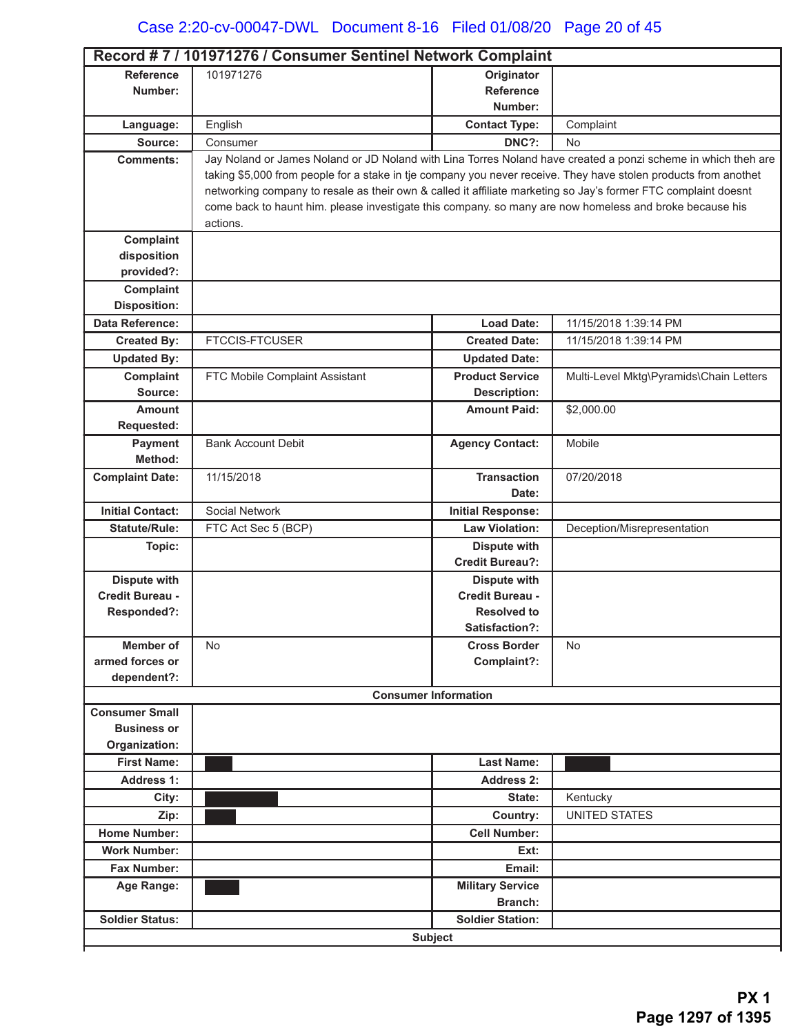## Record # 7 / 101971276 / Consumer Sentinel Network Complaint

| | | | |
|---|---|---|---|
| **Reference Number:** | 101971276 | **Originator Reference Number:** | |
| **Language:** | English | **Contact Type:** | Complaint |
| **Source:** | Consumer | **DNC?:** | No |
| **Comments:** | Jay Noland or James Noland or JD Noland with Lina Torres Noland have created a ponzi scheme in which theh are taking $5,000 from people for a stake in tje company you never receive. They have stolen products from anothet networking company to resale as their own & called it affiliate marketing so Jay's former FTC complaint doesnt come back to haunt him. please investigate this company. so many are now homeless and broke because his actions. | | |
| **Complaint disposition provided?:** | | | |
| **Complaint Disposition:** | | | |
| **Data Reference:** | | **Load Date:** | 11/15/2018 1:39:14 PM |
| **Created By:** | FTCCIS-FTCUSER | **Created Date:** | 11/15/2018 1:39:14 PM |
| **Updated By:** | | **Updated Date:** | |
| **Complaint Source:** | FTC Mobile Complaint Assistant | **Product Service Description:** | Multi-Level Mktg\Pyramids\Chain Letters |
| **Amount Requested:** | | **Amount Paid:** | $2,000.00 |
| **Payment Method:** | Bank Account Debit | **Agency Contact:** | Mobile |
| **Complaint Date:** | 11/15/2018 | **Transaction Date:** | 07/20/2018 |
| **Initial Contact:** | Social Network | **Initial Response:** | |
| **Statute/Rule:** | FTC Act Sec 5 (BCP) | **Law Violation:** | Deception/Misrepresentation |
| **Topic:** | | **Dispute with Credit Bureau?:** | |
| **Dispute with Credit Bureau - Responded?:** | | **Dispute with Credit Bureau - Resolved to Satisfaction?:** | |
| **Member of armed forces or dependent?:** | No | **Cross Border Complaint?:** | No |

**Consumer Information**

| | | | |
|---|---|---|---|
| **Consumer Small Business or Organization:** | | | |
| **First Name:** | [REDACTED] | **Last Name:** | [REDACTED] |
| **Address 1:** | | **Address 2:** | |
| **City:** | [REDACTED] | **State:** | Kentucky |
| **Zip:** | [REDACTED] | **Country:** | UNITED STATES |
| **Home Number:** | | **Cell Number:** | |
| **Work Number:** | | **Ext:** | |
| **Fax Number:** | | **Email:** | |
| **Age Range:** | [REDACTED] | **Military Service Branch:** | |
| **Soldier Status:** | | **Soldier Station:** | |

**Subject**

PX 1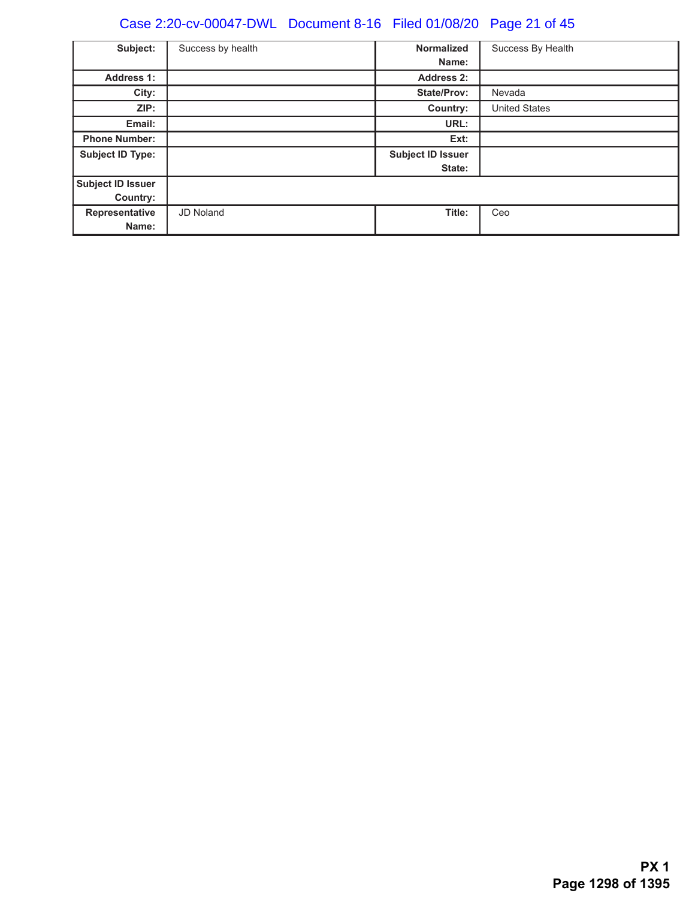| Subject: | Success by health | Normalized Name: | Success By Health |
|---|---|---|---|
| Address 1: | | Address 2: | |
| City: | | State/Prov: | Nevada |
| ZIP: | | Country: | United States |
| Email: | | URL: | |
| Phone Number: | | Ext: | |
| Subject ID Type: | | Subject ID Issuer State: | |
| Subject ID Issuer Country: | | | |
| Representative Name: | JD Noland | Title: | Ceo |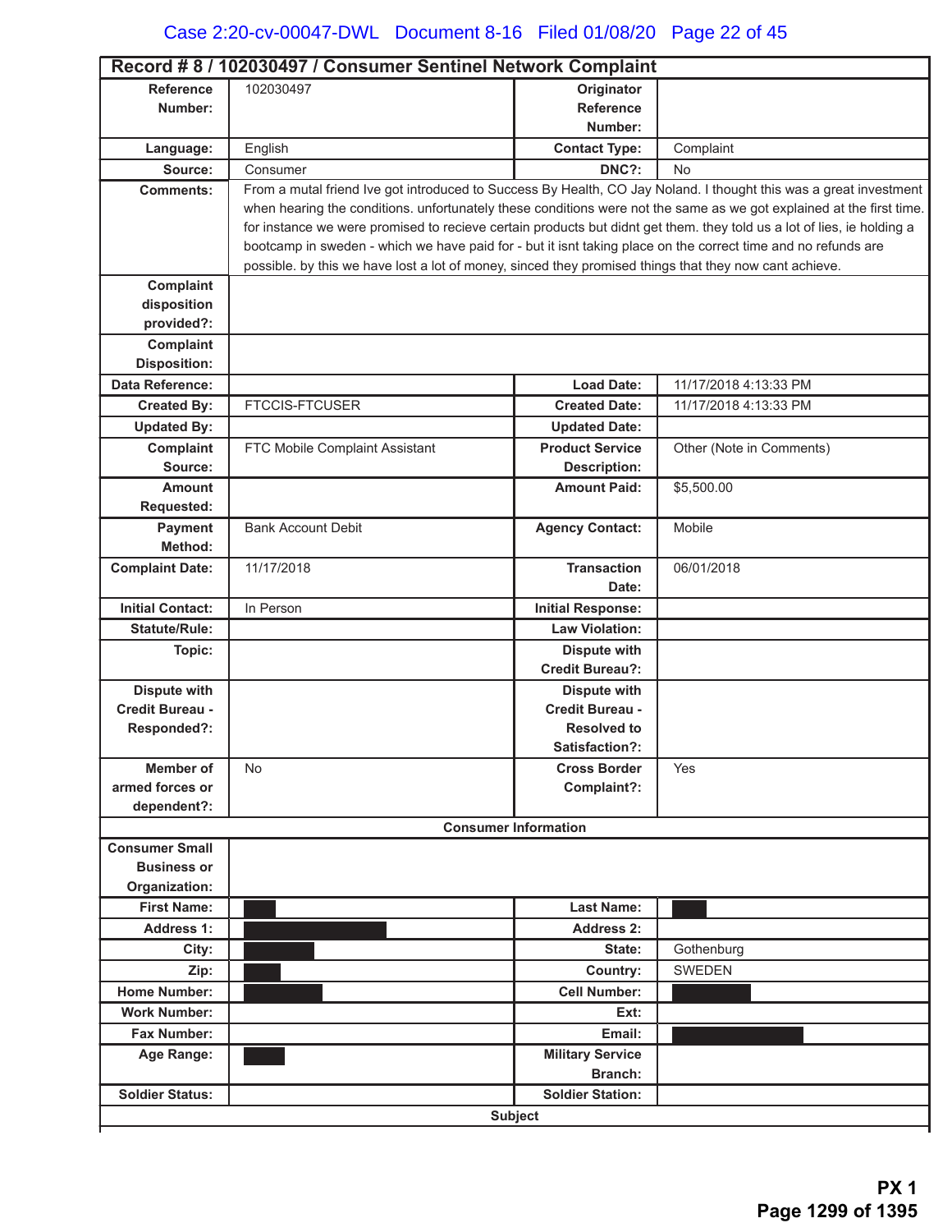## Record # 8 / 102030497 / Consumer Sentinel Network Complaint

| | | | |
|---|---|---|---|
| **Reference Number:** | 102030497 | **Originator Reference Number:** | |
| **Language:** | English | **Contact Type:** | Complaint |
| **Source:** | Consumer | **DNC?:** | No |
| **Comments:** | From a mutal friend Ive got introduced to Success By Health, CO Jay Noland. I thought this was a great investment when hearing the conditions. unfortunately these conditions were not the same as we got explained at the first time. for instance we were promised to recieve certain products but didnt get them. they told us a lot of lies, ie holding a bootcamp in sweden - which we have paid for - but it isnt taking place on the correct time and no refunds are possible. by this we have lost a lot of money, sinced they promised things that they now cant achieve. | | |
| **Complaint disposition provided?:** | | | |
| **Complaint Disposition:** | | | |
| **Data Reference:** | | **Load Date:** | 11/17/2018 4:13:33 PM |
| **Created By:** | FTCCIS-FTCUSER | **Created Date:** | 11/17/2018 4:13:33 PM |
| **Updated By:** | | **Updated Date:** | |
| **Complaint Source:** | FTC Mobile Complaint Assistant | **Product Service Description:** | Other (Note in Comments) |
| **Amount Requested:** | | **Amount Paid:** | $5,500.00 |
| **Payment Method:** | Bank Account Debit | **Agency Contact:** | Mobile |
| **Complaint Date:** | 11/17/2018 | **Transaction Date:** | 06/01/2018 |
| **Initial Contact:** | In Person | **Initial Response:** | |
| **Statute/Rule:** | | **Law Violation:** | |
| **Topic:** | | **Dispute with Credit Bureau?:** | |
| **Dispute with Credit Bureau - Responded?:** | | **Dispute with Credit Bureau - Resolved to Satisfaction?:** | |
| **Member of armed forces or dependent?:** | No | **Cross Border Complaint?:** | Yes |

### Consumer Information

| | | | |
|---|---|---|---|
| **Consumer Small Business or Organization:** | | | |
| **First Name:** | [REDACTED] | **Last Name:** | [REDACTED] |
| **Address 1:** | [REDACTED] | **Address 2:** | |
| **City:** | [REDACTED] | **State:** | Gothenburg |
| **Zip:** | [REDACTED] | **Country:** | SWEDEN |
| **Home Number:** | [REDACTED] | **Cell Number:** | [REDACTED] |
| **Work Number:** | | **Ext:** | |
| **Fax Number:** | | **Email:** | [REDACTED] |
| **Age Range:** | [REDACTED] | **Military Service Branch:** | |
| **Soldier Status:** | | **Soldier Station:** | |

### Subject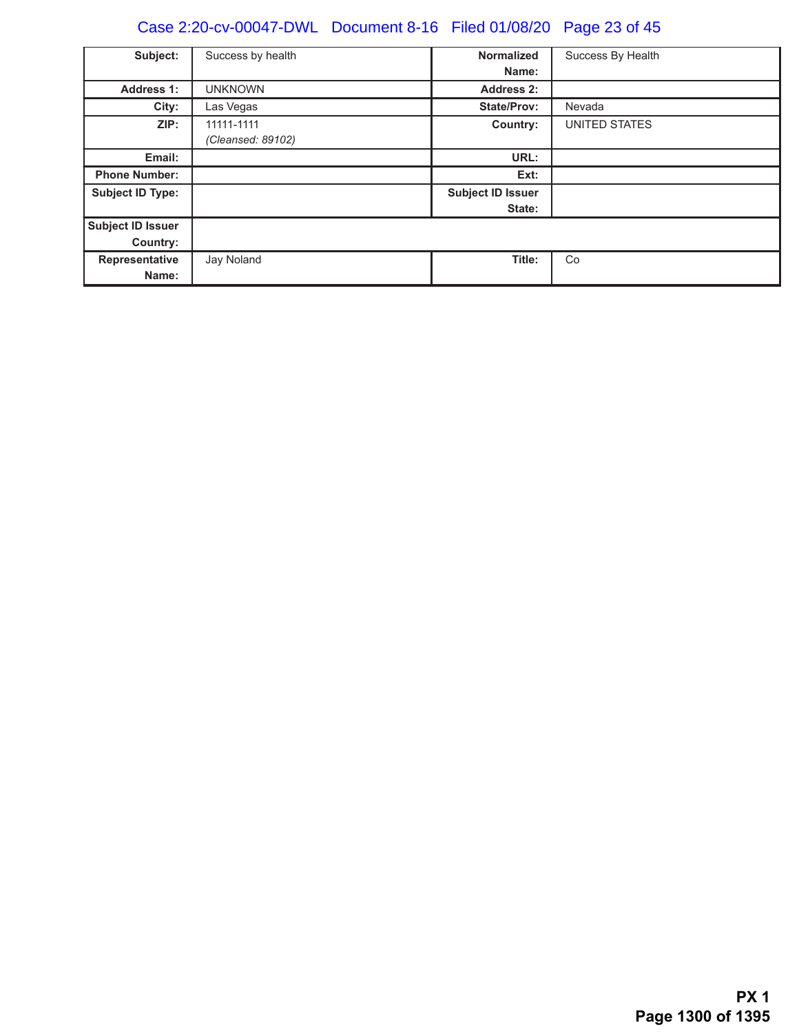| **Subject:** | Success by health | **Normalized Name:** | Success By Health |
|---|---|---|---|
| **Address 1:** | UNKNOWN | **Address 2:** | |
| **City:** | Las Vegas | **State/Prov:** | Nevada |
| **ZIP:** | 11111-1111 *(Cleansed: 89102)* | **Country:** | UNITED STATES |
| **Email:** | | **URL:** | |
| **Phone Number:** | | **Ext:** | |
| **Subject ID Type:** | | **Subject ID Issuer State:** | |
| **Subject ID Issuer Country:** | | | |
| **Representative Name:** | Jay Noland | **Title:** | Co |

**PX 1**
**Page 1300 of 1395**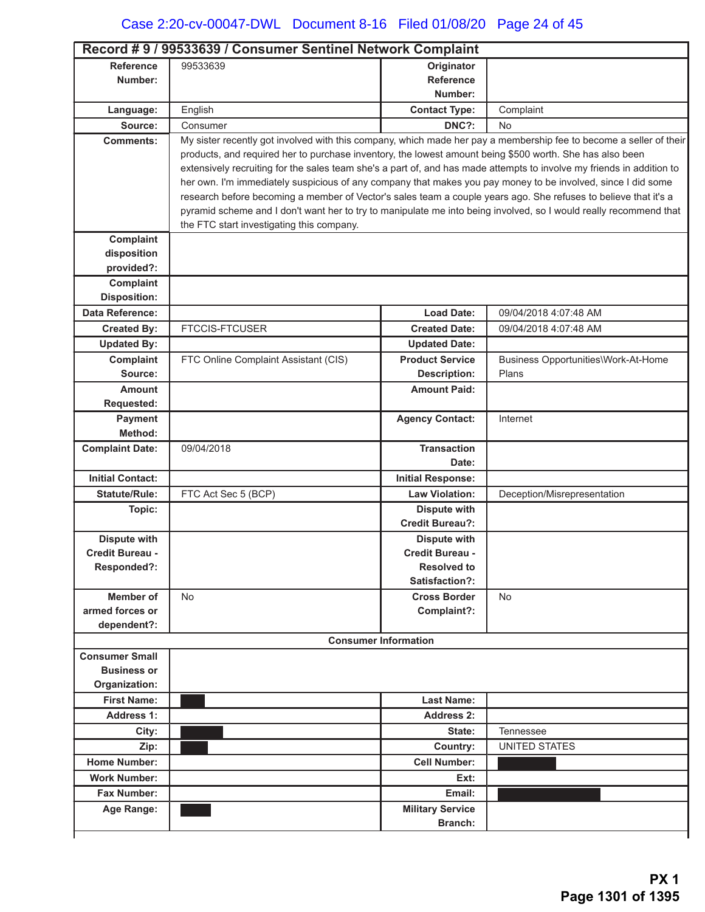**Record # 9 / 99533639 / Consumer Sentinel Network Complaint**

| Field | Value | Field | Value |
|---|---|---|---|
| **Reference Number:** | 99533639 | **Originator Reference Number:** | |
| **Language:** | English | **Contact Type:** | Complaint |
| **Source:** | Consumer | **DNC?:** | No |
| **Comments:** | My sister recently got involved with this company, which made her pay a membership fee to become a seller of their products, and required her to purchase inventory, the lowest amount being $500 worth. She has also been extensively recruiting for the sales team she's a part of, and has made attempts to involve my friends in addition to her own. I'm immediately suspicious of any company that makes you pay money to be involved, since I did some research before becoming a member of Vector's sales team a couple years ago. She refuses to believe that it's a pyramid scheme and I don't want her to try to manipulate me into being involved, so I would really recommend that the FTC start investigating this company. | | |
| **Complaint disposition provided?:** | | | |
| **Complaint Disposition:** | | | |
| **Data Reference:** | | **Load Date:** | 09/04/2018 4:07:48 AM |
| **Created By:** | FTCCIS-FTCUSER | **Created Date:** | 09/04/2018 4:07:48 AM |
| **Updated By:** | | **Updated Date:** | |
| **Complaint Source:** | FTC Online Complaint Assistant (CIS) | **Product Service Description:** | Business Opportunities\Work-At-Home Plans |
| **Amount Requested:** | | **Amount Paid:** | |
| **Payment Method:** | | **Agency Contact:** | Internet |
| **Complaint Date:** | 09/04/2018 | **Transaction Date:** | |
| **Initial Contact:** | | **Initial Response:** | |
| **Statute/Rule:** | FTC Act Sec 5 (BCP) | **Law Violation:** | Deception/Misrepresentation |
| **Topic:** | | **Dispute with Credit Bureau?:** | |
| **Dispute with Credit Bureau - Responded?:** | | **Dispute with Credit Bureau - Resolved to Satisfaction?:** | |
| **Member of armed forces or dependent?:** | No | **Cross Border Complaint?:** | No |
| **Consumer Information** | | | |
| **Consumer Small Business or Organization:** | | | |
| **First Name:** | [redacted] | **Last Name:** | |
| **Address 1:** | | **Address 2:** | |
| **City:** | [redacted] | **State:** | Tennessee |
| **Zip:** | [redacted] | **Country:** | UNITED STATES |
| **Home Number:** | | **Cell Number:** | [redacted] |
| **Work Number:** | | **Ext:** | |
| **Fax Number:** | | **Email:** | [redacted] |
| **Age Range:** | [redacted] | **Military Service Branch:** | |

**PX 1**
**Page 1301 of 1395**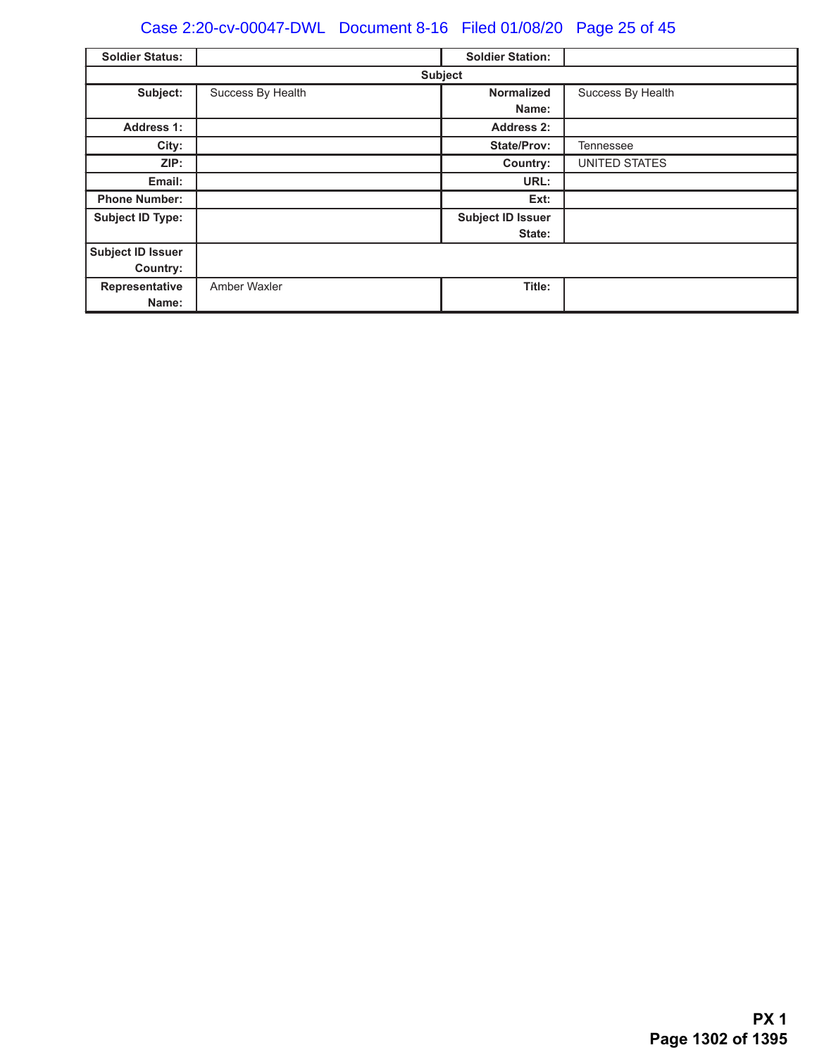| Soldier Status: | | Soldier Station: | |
|---|---|---|---|
| **Subject** | | | |
| Subject: | Success By Health | Normalized Name: | Success By Health |
| Address 1: | | Address 2: | |
| City: | | State/Prov: | Tennessee |
| ZIP: | | Country: | UNITED STATES |
| Email: | | URL: | |
| Phone Number: | | Ext: | |
| Subject ID Type: | | Subject ID Issuer State: | |
| Subject ID Issuer Country: | | | |
| Representative Name: | Amber Waxler | Title: | |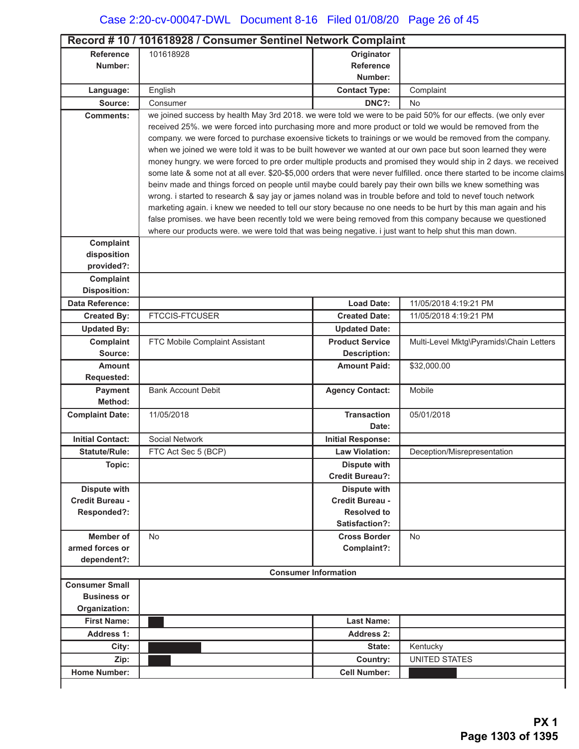## Record # 10 / 101618928 / Consumer Sentinel Network Complaint

| | | | |
|---|---|---|---|
| **Reference Number:** | 101618928 | **Originator Reference Number:** | |
| **Language:** | English | **Contact Type:** | Complaint |
| **Source:** | Consumer | **DNC?:** | No |
| **Comments:** | we joined success by health May 3rd 2018. we were told we were to be paid 50% for our effects. (we only ever received 25%. we were forced into purchasing more and more product or told we would be removed from the company. we were forced to purchase exoensive tickets to trainings or we would be removed from the company. when we joined we were told it was to be built however we wanted at our own pace but soon learned they were money hungry. we were forced to pre order multiple products and promised they would ship in 2 days. we received some late & some not at all ever. $20-$5,000 orders that were never fulfilled. once there started to be income claims beinv made and things forced on people until maybe could barely pay their own bills we knew something was wrong. i started to research & say jay or james noland was in trouble before and told to nevef touch network marketing again. i knew we needed to tell our story because no one needs to be hurt by this man again and his false promises. we have been recently told we were being removed from this company because we questioned where our products were. we were told that was being negative. i just want to help shut this man down. | | |
| **Complaint disposition provided?:** | | | |
| **Complaint Disposition:** | | | |
| **Data Reference:** | | **Load Date:** | 11/05/2018 4:19:21 PM |
| **Created By:** | FTCCIS-FTCUSER | **Created Date:** | 11/05/2018 4:19:21 PM |
| **Updated By:** | | **Updated Date:** | |
| **Complaint Source:** | FTC Mobile Complaint Assistant | **Product Service Description:** | Multi-Level Mktg\Pyramids\Chain Letters |
| **Amount Requested:** | | **Amount Paid:** | $32,000.00 |
| **Payment Method:** | Bank Account Debit | **Agency Contact:** | Mobile |
| **Complaint Date:** | 11/05/2018 | **Transaction Date:** | 05/01/2018 |
| **Initial Contact:** | Social Network | **Initial Response:** | |
| **Statute/Rule:** | FTC Act Sec 5 (BCP) | **Law Violation:** | Deception/Misrepresentation |
| **Topic:** | | **Dispute with Credit Bureau?:** | |
| **Dispute with Credit Bureau - Responded?:** | | **Dispute with Credit Bureau - Resolved to Satisfaction?:** | |
| **Member of armed forces or dependent?:** | No | **Cross Border Complaint?:** | No |
| **Consumer Information** | | | |
| **Consumer Small Business or Organization:** | | | |
| **First Name:** | [REDACTED] | **Last Name:** | |
| **Address 1:** | | **Address 2:** | |
| **City:** | [REDACTED] | **State:** | Kentucky |
| **Zip:** | [REDACTED] | **Country:** | UNITED STATES |
| **Home Number:** | | **Cell Number:** | [REDACTED] |

**PX 1**
**Page 1303 of 1395**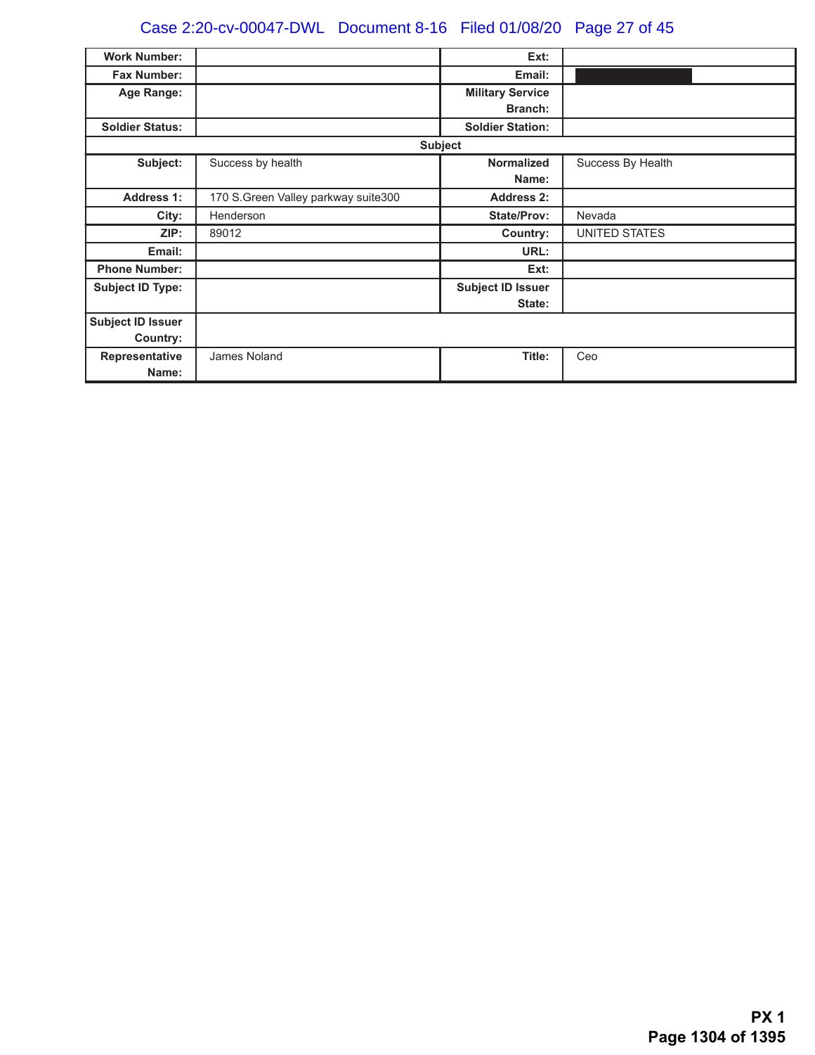| Work Number: | | Ext: | |
|---|---|---|---|
| Fax Number: | | Email: | |
| Age Range: | | Military Service Branch: | |
| Soldier Status: | | Soldier Station: | |
| **Subject** | | | |
| Subject: | Success by health | Normalized Name: | Success By Health |
| Address 1: | 170 S.Green Valley parkway suite300 | Address 2: | |
| City: | Henderson | State/Prov: | Nevada |
| ZIP: | 89012 | Country: | UNITED STATES |
| Email: | | URL: | |
| Phone Number: | | Ext: | |
| Subject ID Type: | | Subject ID Issuer State: | |
| Subject ID Issuer Country: | | | |
| Representative Name: | James Noland | Title: | Ceo |

**PX 1**
**Page 1304 of 1395**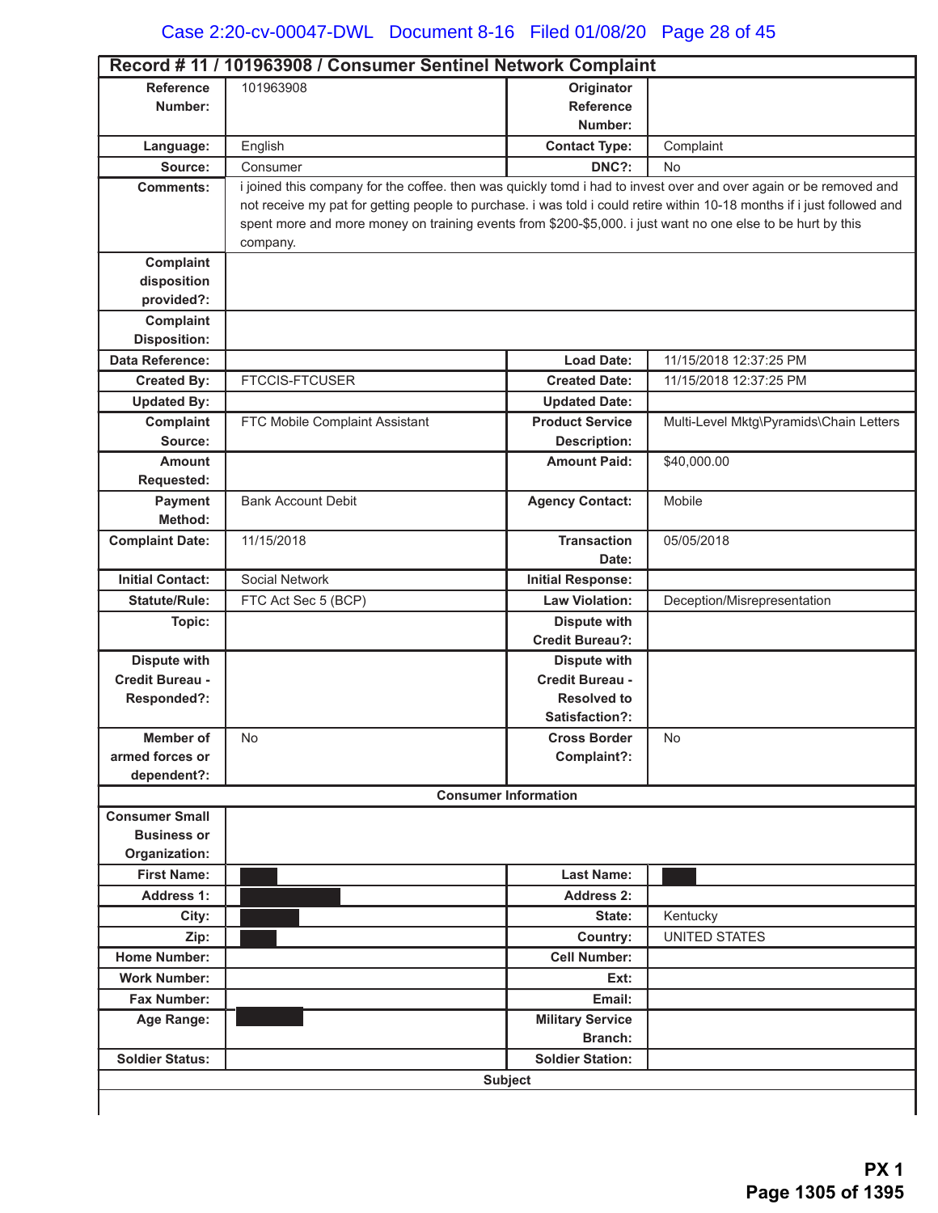## Record # 11 / 101963908 / Consumer Sentinel Network Complaint

| | | | |
|---|---|---|---|
| **Reference Number:** | 101963908 | **Originator Reference Number:** | |
| **Language:** | English | **Contact Type:** | Complaint |
| **Source:** | Consumer | **DNC?:** | No |
| **Comments:** | i joined this company for the coffee. then was quickly tomd i had to invest over and over again or be removed and not receive my pat for getting people to purchase. i was told i could retire within 10-18 months if i just followed and spent more and more money on training events from $200-$5,000. i just want no one else to be hurt by this company. | | |
| **Complaint disposition provided?:** | | | |
| **Complaint Disposition:** | | | |
| **Data Reference:** | | **Load Date:** | 11/15/2018 12:37:25 PM |
| **Created By:** | FTCCIS-FTCUSER | **Created Date:** | 11/15/2018 12:37:25 PM |
| **Updated By:** | | **Updated Date:** | |
| **Complaint Source:** | FTC Mobile Complaint Assistant | **Product Service Description:** | Multi-Level Mktg\Pyramids\Chain Letters |
| **Amount Requested:** | | **Amount Paid:** | $40,000.00 |
| **Payment Method:** | Bank Account Debit | **Agency Contact:** | Mobile |
| **Complaint Date:** | 11/15/2018 | **Transaction Date:** | 05/05/2018 |
| **Initial Contact:** | Social Network | **Initial Response:** | |
| **Statute/Rule:** | FTC Act Sec 5 (BCP) | **Law Violation:** | Deception/Misrepresentation |
| **Topic:** | | **Dispute with Credit Bureau?:** | |
| **Dispute with Credit Bureau - Responded?:** | | **Dispute with Credit Bureau - Resolved to Satisfaction?:** | |
| **Member of armed forces or dependent?:** | No | **Cross Border Complaint?:** | No |
| **Consumer Information** | | | |
| **Consumer Small Business or Organization:** | | | |
| **First Name:** | [REDACTED] | **Last Name:** | [REDACTED] |
| **Address 1:** | [REDACTED] | **Address 2:** | |
| **City:** | [REDACTED] | **State:** | Kentucky |
| **Zip:** | [REDACTED] | **Country:** | UNITED STATES |
| **Home Number:** | | **Cell Number:** | |
| **Work Number:** | | **Ext:** | |
| **Fax Number:** | | **Email:** | |
| **Age Range:** | [REDACTED] | **Military Service Branch:** | |
| **Soldier Status:** | | **Soldier Station:** | |
| **Subject** | | | |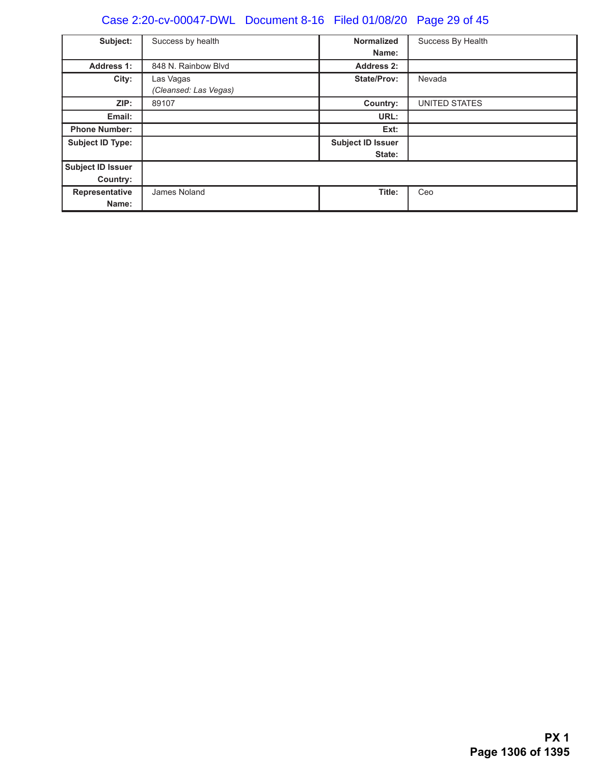| | | | |
|---|---|---|---|
| **Subject:** | Success by health | **Normalized Name:** | Success By Health |
| **Address 1:** | 848 N. Rainbow Blvd | **Address 2:** | |
| **City:** | Las Vagas *(Cleansed: Las Vegas)* | **State/Prov:** | Nevada |
| **ZIP:** | 89107 | **Country:** | UNITED STATES |
| **Email:** | | **URL:** | |
| **Phone Number:** | | **Ext:** | |
| **Subject ID Type:** | | **Subject ID Issuer State:** | |
| **Subject ID Issuer Country:** | | | |
| **Representative Name:** | James Noland | **Title:** | Ceo |

**PX 1**
**Page 1306 of 1395**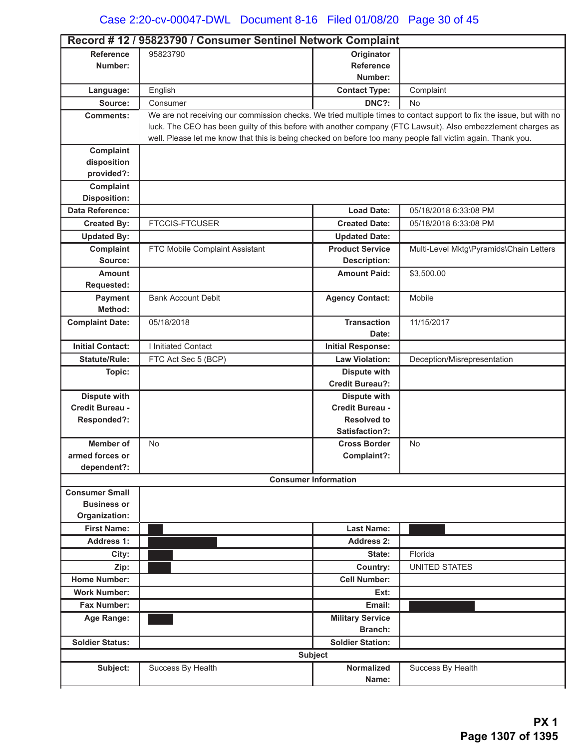## Record # 12 / 95823790 / Consumer Sentinel Network Complaint

| | | | |
|---|---|---|---|
| **Reference Number:** | 95823790 | **Originator Reference Number:** | |
| **Language:** | English | **Contact Type:** | Complaint |
| **Source:** | Consumer | **DNC?:** | No |
| **Comments:** | We are not receiving our commission checks. We tried multiple times to contact support to fix the issue, but with no luck. The CEO has been guilty of this before with another company (FTC Lawsuit). Also embezzlement charges as well. Please let me know that this is being checked on before too many people fall victim again. Thank you. | | |
| **Complaint disposition provided?:** | | | |
| **Complaint Disposition:** | | | |
| **Data Reference:** | | **Load Date:** | 05/18/2018 6:33:08 PM |
| **Created By:** | FTCCIS-FTCUSER | **Created Date:** | 05/18/2018 6:33:08 PM |
| **Updated By:** | | **Updated Date:** | |
| **Complaint Source:** | FTC Mobile Complaint Assistant | **Product Service Description:** | Multi-Level Mktg\Pyramids\Chain Letters |
| **Amount Requested:** | | **Amount Paid:** | $3,500.00 |
| **Payment Method:** | Bank Account Debit | **Agency Contact:** | Mobile |
| **Complaint Date:** | 05/18/2018 | **Transaction Date:** | 11/15/2017 |
| **Initial Contact:** | I Initiated Contact | **Initial Response:** | |
| **Statute/Rule:** | FTC Act Sec 5 (BCP) | **Law Violation:** | Deception/Misrepresentation |
| **Topic:** | | **Dispute with Credit Bureau?:** | |
| **Dispute with Credit Bureau - Responded?:** | | **Dispute with Credit Bureau - Resolved to Satisfaction?:** | |
| **Member of armed forces or dependent?:** | No | **Cross Border Complaint?:** | No |
| **Consumer Information** | | | |
| **Consumer Small Business or Organization:** | | | |
| **First Name:** | [REDACTED] | **Last Name:** | [REDACTED] |
| **Address 1:** | [REDACTED] | **Address 2:** | |
| **City:** | [REDACTED] | **State:** | Florida |
| **Zip:** | [REDACTED] | **Country:** | UNITED STATES |
| **Home Number:** | | **Cell Number:** | |
| **Work Number:** | | **Ext:** | |
| **Fax Number:** | | **Email:** | [REDACTED] |
| **Age Range:** | [REDACTED] | **Military Service Branch:** | |
| **Soldier Status:** | | **Soldier Station:** | |
| **Subject** | | | |
| **Subject:** | Success By Health | **Normalized Name:** | Success By Health |

PX 1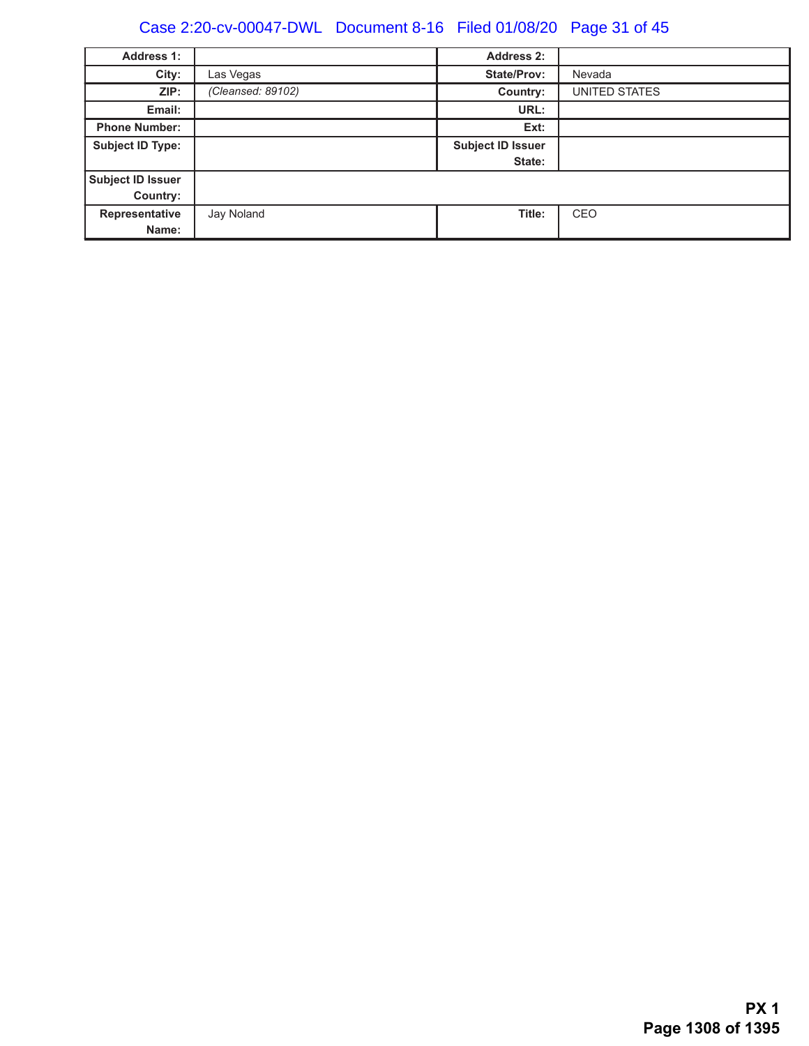| Address 1: | | Address 2: | |
|---|---|---|---|
| City: | Las Vegas | State/Prov: | Nevada |
| ZIP: | *(Cleansed: 89102)* | Country: | UNITED STATES |
| Email: | | URL: | |
| Phone Number: | | Ext: | |
| Subject ID Type: | | Subject ID Issuer State: | |
| Subject ID Issuer Country: | | | |
| Representative Name: | Jay Noland | Title: | CEO |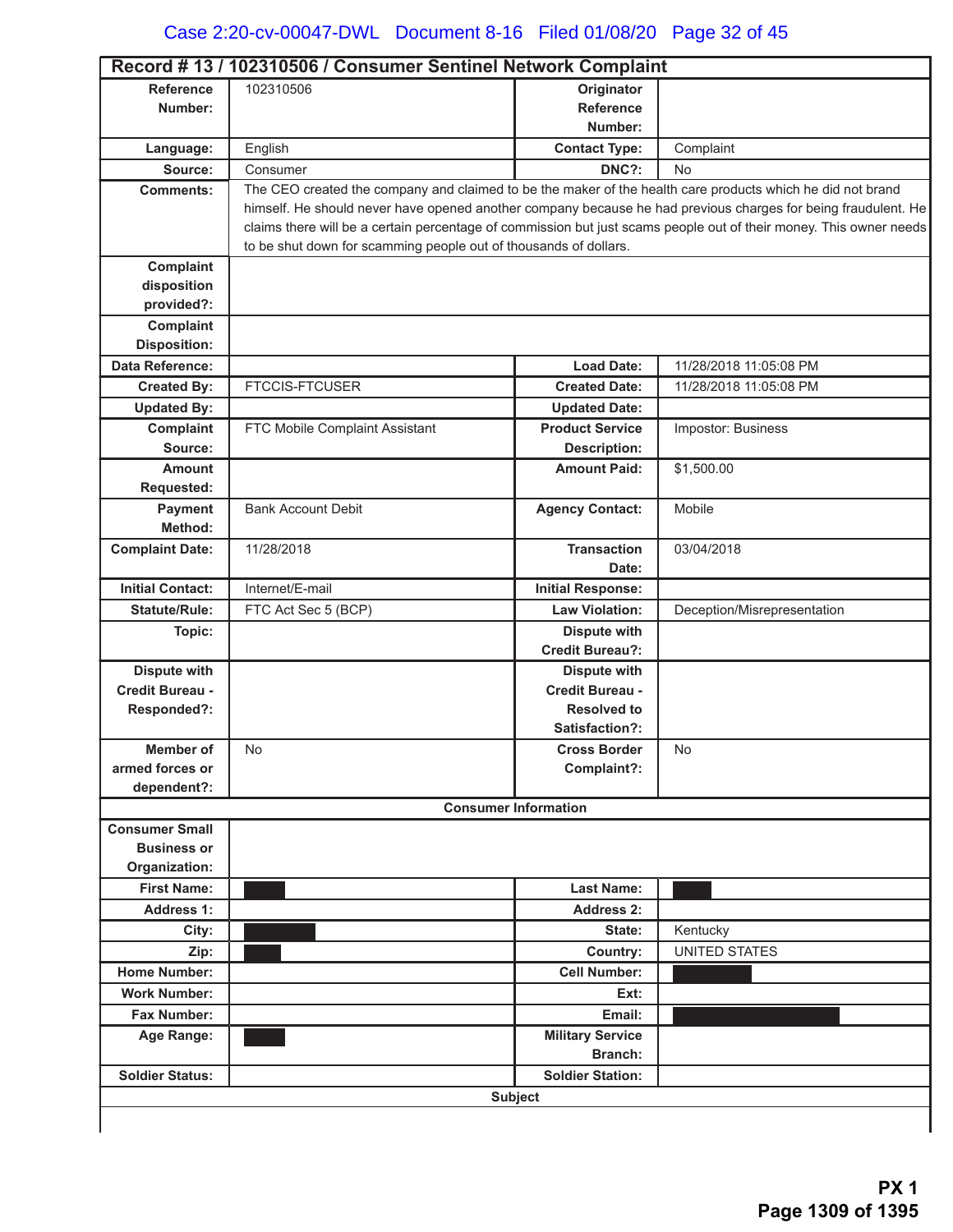## Record # 13 / 102310506 / Consumer Sentinel Network Complaint

| | | | |
|---|---|---|---|
| **Reference Number:** | 102310506 | **Originator Reference Number:** | |
| **Language:** | English | **Contact Type:** | Complaint |
| **Source:** | Consumer | **DNC?:** | No |
| **Comments:** | The CEO created the company and claimed to be the maker of the health care products which he did not brand himself. He should never have opened another company because he had previous charges for being fraudulent. He claims there will be a certain percentage of commission but just scams people out of their money. This owner needs to be shut down for scamming people out of thousands of dollars. | | |
| **Complaint disposition provided?:** | | | |
| **Complaint Disposition:** | | | |
| **Data Reference:** | | **Load Date:** | 11/28/2018 11:05:08 PM |
| **Created By:** | FTCCIS-FTCUSER | **Created Date:** | 11/28/2018 11:05:08 PM |
| **Updated By:** | | **Updated Date:** | |
| **Complaint Source:** | FTC Mobile Complaint Assistant | **Product Service Description:** | Impostor: Business |
| **Amount Requested:** | | **Amount Paid:** | $1,500.00 |
| **Payment Method:** | Bank Account Debit | **Agency Contact:** | Mobile |
| **Complaint Date:** | 11/28/2018 | **Transaction Date:** | 03/04/2018 |
| **Initial Contact:** | Internet/E-mail | **Initial Response:** | |
| **Statute/Rule:** | FTC Act Sec 5 (BCP) | **Law Violation:** | Deception/Misrepresentation |
| **Topic:** | | **Dispute with Credit Bureau?:** | |
| **Dispute with Credit Bureau - Responded?:** | | **Dispute with Credit Bureau - Resolved to Satisfaction?:** | |
| **Member of armed forces or dependent?:** | No | **Cross Border Complaint?:** | No |

### Consumer Information

| | | | |
|---|---|---|---|
| **Consumer Small Business or Organization:** | | | |
| **First Name:** | [redacted] | **Last Name:** | [redacted] |
| **Address 1:** | | **Address 2:** | |
| **City:** | [redacted] | **State:** | Kentucky |
| **Zip:** | [redacted] | **Country:** | UNITED STATES |
| **Home Number:** | | **Cell Number:** | [redacted] |
| **Work Number:** | | **Ext:** | |
| **Fax Number:** | | **Email:** | [redacted] |
| **Age Range:** | [redacted] | **Military Service Branch:** | |
| **Soldier Status:** | | **Soldier Station:** | |

### Subject

PX 1
Page 1309 of 1395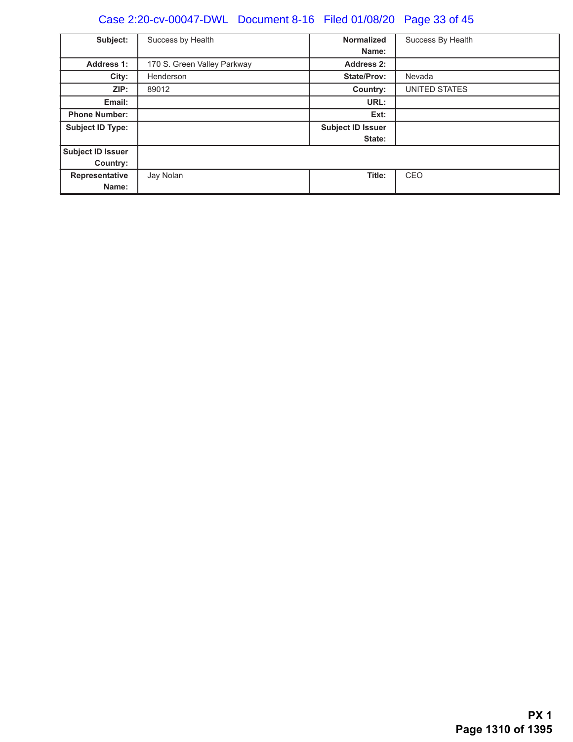| Subject: | Success by Health | Normalized Name: | Success By Health |
|---|---|---|---|
| Address 1: | 170 S. Green Valley Parkway | Address 2: | |
| City: | Henderson | State/Prov: | Nevada |
| ZIP: | 89012 | Country: | UNITED STATES |
| Email: | | URL: | |
| Phone Number: | | Ext: | |
| Subject ID Type: | | Subject ID Issuer State: | |
| Subject ID Issuer Country: | | | |
| Representative Name: | Jay Nolan | Title: | CEO |

**PX 1**
**Page 1310 of 1395**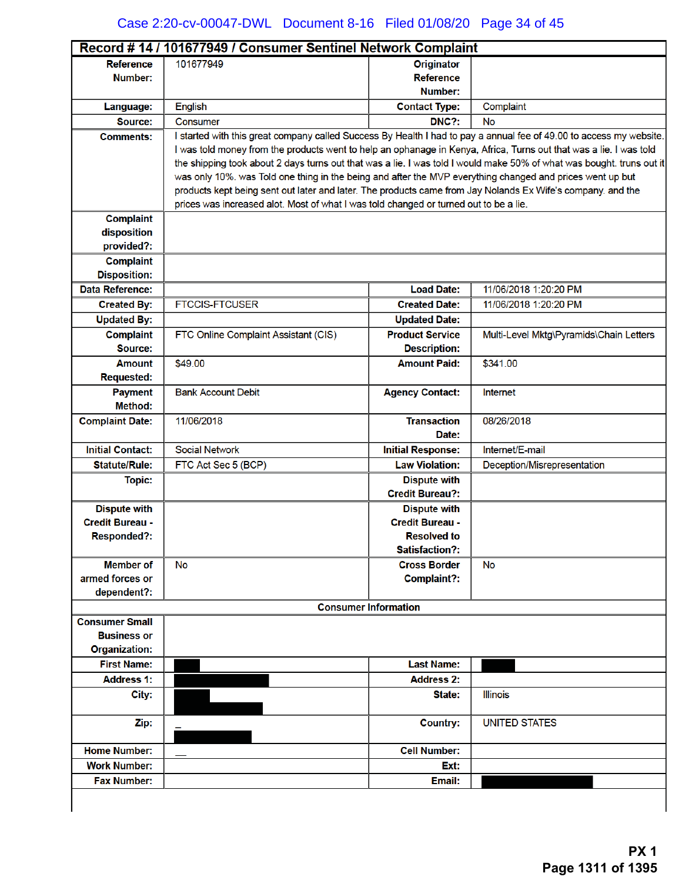| Record # 14 / 101677949 / Consumer Sentinel Network Complaint | | | |
|---|---|---|---|
| **Reference Number:** | 101677949 | **Originator Reference Number:** | |
| **Language:** | English | **Contact Type:** | Complaint |
| **Source:** | Consumer | **DNC?:** | No |
| **Comments:** | I started with this great company called Success By Health I had to pay a annual fee of 49.00 to access my website. I was told money from the products went to help an ophanage in Kenya, Africa, Turns out that was a lie. I was told the shipping took about 2 days turns out that was a lie. I was told I would make 50% of what was bought. truns out it was only 10%. was Told one thing in the being and after the MVP everything changed and prices went up but products kept being sent out later and later. The products came from Jay Nolands Ex Wife's company. and the prices was increased alot. Most of what I was told changed or turned out to be a lie. | | |
| **Complaint disposition provided?:** | | | |
| **Complaint Disposition:** | | | |
| **Data Reference:** | | **Load Date:** | 11/06/2018 1:20:20 PM |
| **Created By:** | FTCCIS-FTCUSER | **Created Date:** | 11/06/2018 1:20:20 PM |
| **Updated By:** | | **Updated Date:** | |
| **Complaint Source:** | FTC Online Complaint Assistant (CIS) | **Product Service Description:** | Multi-Level Mktg\Pyramids\Chain Letters |
| **Amount Requested:** | $49.00 | **Amount Paid:** | $341.00 |
| **Payment Method:** | Bank Account Debit | **Agency Contact:** | Internet |
| **Complaint Date:** | 11/06/2018 | **Transaction Date:** | 08/26/2018 |
| **Initial Contact:** | Social Network | **Initial Response:** | Internet/E-mail |
| **Statute/Rule:** | FTC Act Sec 5 (BCP) | **Law Violation:** | Deception/Misrepresentation |
| **Topic:** | | **Dispute with Credit Bureau?:** | |
| **Dispute with Credit Bureau - Responded?:** | | **Dispute with Credit Bureau - Resolved to Satisfaction?:** | |
| **Member of armed forces or dependent?:** | No | **Cross Border Complaint?:** | No |
| **Consumer Information** | | | |
| **Consumer Small Business or Organization:** | | | |
| **First Name:** | [REDACTED] | **Last Name:** | [REDACTED] |
| **Address 1:** | [REDACTED] | **Address 2:** | |
| **City:** | [REDACTED] | **State:** | Illinois |
| **Zip:** | [REDACTED] | **Country:** | UNITED STATES |
| **Home Number:** | | **Cell Number:** | |
| **Work Number:** | | **Ext:** | |
| **Fax Number:** | | **Email:** | [REDACTED] |

**PX 1**
**Page 1311 of 1395**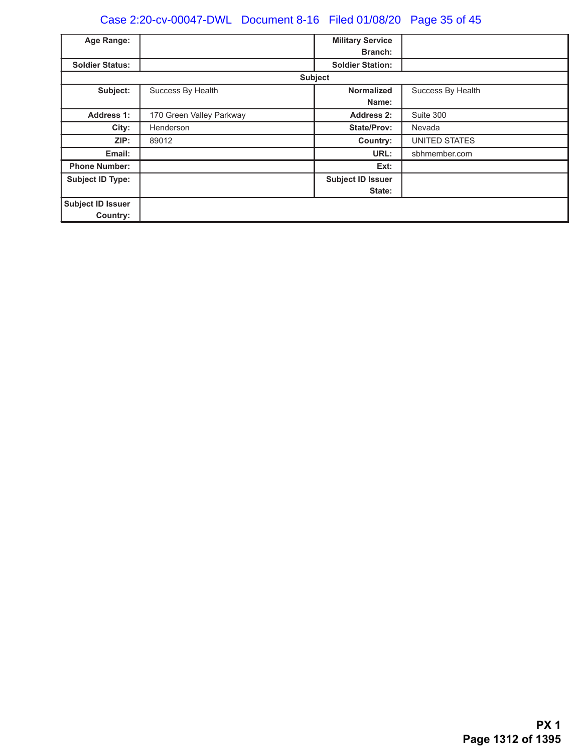| Age Range: | | Military Service Branch: | |
|---|---|---|---|
| Soldier Status: | | Soldier Station: | |

| Subject | | | |
|---|---|---|---|
| Subject: | Success By Health | Normalized Name: | Success By Health |
| Address 1: | 170 Green Valley Parkway | Address 2: | Suite 300 |
| City: | Henderson | State/Prov: | Nevada |
| ZIP: | 89012 | Country: | UNITED STATES |
| Email: | | URL: | sbhmember.com |
| Phone Number: | | Ext: | |
| Subject ID Type: | | Subject ID Issuer State: | |
| Subject ID Issuer Country: | | | |

**PX 1**
**Page 1312 of 1395**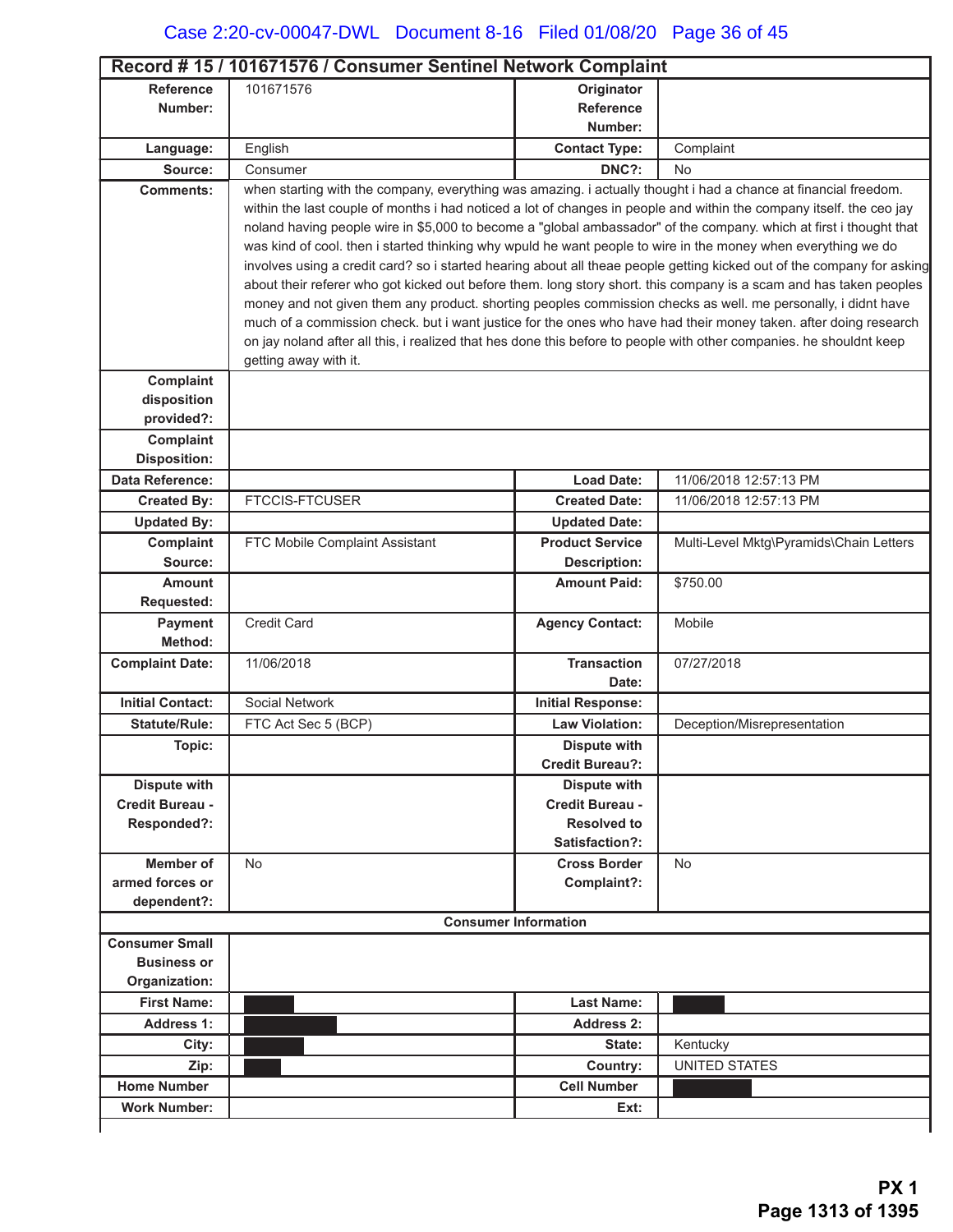## Record # 15 / 101671576 / Consumer Sentinel Network Complaint

| | | | |
|---|---|---|---|
| **Reference Number:** | 101671576 | **Originator Reference Number:** | |
| **Language:** | English | **Contact Type:** | Complaint |
| **Source:** | Consumer | **DNC?:** | No |
| **Comments:** | when starting with the company, everything was amazing. i actually thought i had a chance at financial freedom. within the last couple of months i had noticed a lot of changes in people and within the company itself. the ceo jay noland having people wire in $5,000 to become a "global ambassador" of the company. which at first i thought that was kind of cool. then i started thinking why wpuld he want people to wire in the money when everything we do involves using a credit card? so i started hearing about all theae people getting kicked out of the company for asking about their referer who got kicked out before them. long story short. this company is a scam and has taken peoples money and not given them any product. shorting peoples commission checks as well. me personally, i didnt have much of a commission check. but i want justice for the ones who have had their money taken. after doing research on jay noland after all this, i realized that hes done this before to people with other companies. he shouldnt keep getting away with it. | | |
| **Complaint disposition provided?:** | | | |
| **Complaint Disposition:** | | | |
| **Data Reference:** | | **Load Date:** | 11/06/2018 12:57:13 PM |
| **Created By:** | FTCCIS-FTCUSER | **Created Date:** | 11/06/2018 12:57:13 PM |
| **Updated By:** | | **Updated Date:** | |
| **Complaint Source:** | FTC Mobile Complaint Assistant | **Product Service Description:** | Multi-Level Mktg\Pyramids\Chain Letters |
| **Amount Requested:** | | **Amount Paid:** | $750.00 |
| **Payment Method:** | Credit Card | **Agency Contact:** | Mobile |
| **Complaint Date:** | 11/06/2018 | **Transaction Date:** | 07/27/2018 |
| **Initial Contact:** | Social Network | **Initial Response:** | |
| **Statute/Rule:** | FTC Act Sec 5 (BCP) | **Law Violation:** | Deception/Misrepresentation |
| **Topic:** | | **Dispute with Credit Bureau?:** | |
| **Dispute with Credit Bureau - Responded?:** | | **Dispute with Credit Bureau - Resolved to Satisfaction?:** | |
| **Member of armed forces or dependent?:** | No | **Cross Border Complaint?:** | No |

**Consumer Information**

| | | | |
|---|---|---|---|
| **Consumer Small Business or Organization:** | | | |
| **First Name:** | [REDACTED] | **Last Name:** | [REDACTED] |
| **Address 1:** | [REDACTED] | **Address 2:** | |
| **City:** | [REDACTED] | **State:** | Kentucky |
| **Zip:** | [REDACTED] | **Country:** | UNITED STATES |
| **Home Number** | | **Cell Number** | [REDACTED] |
| **Work Number:** | | **Ext:** | |

**PX 1**
**Page 1313 of 1395**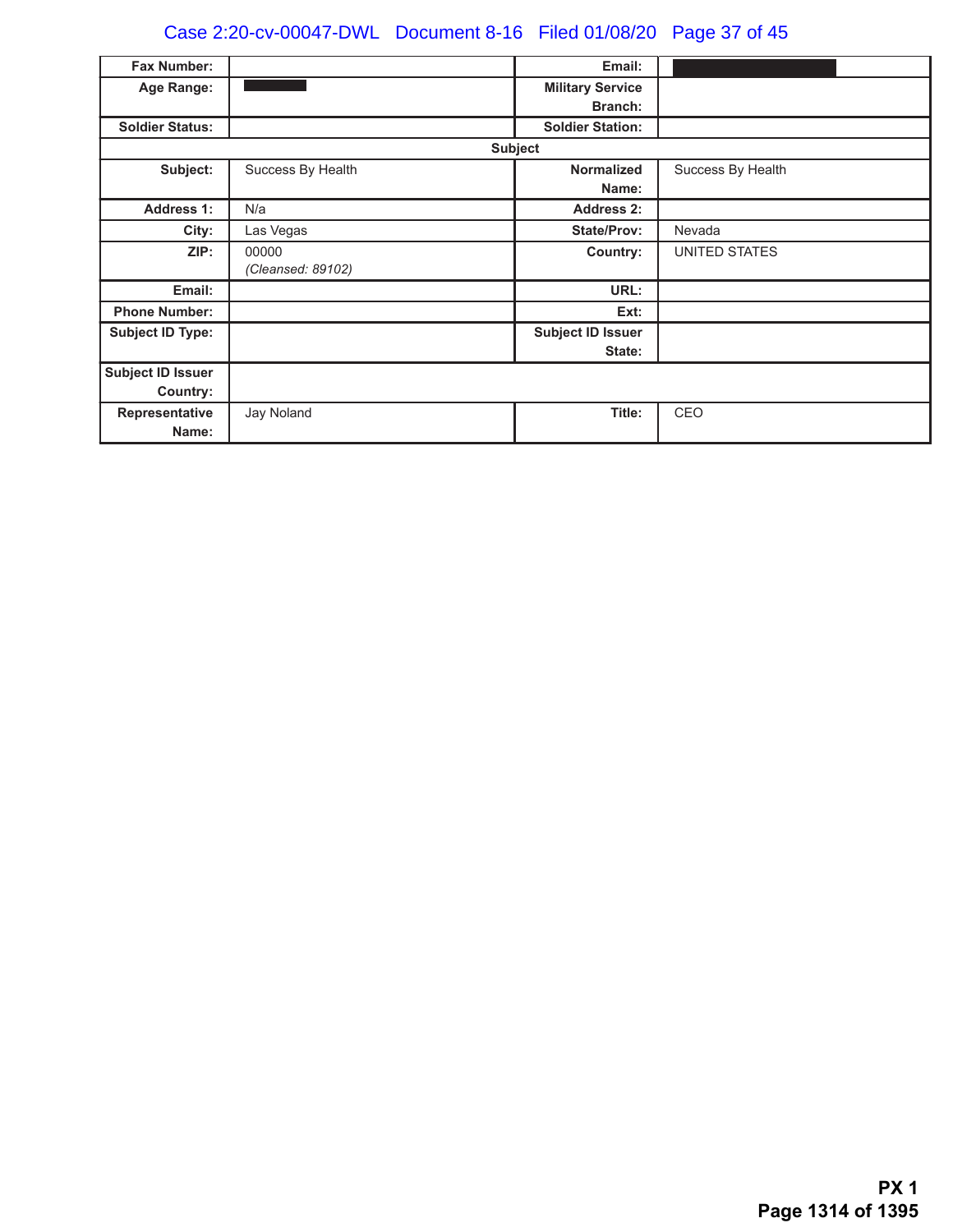| Fax Number: | | Email: | |
|---|---|---|---|
| Age Range: | | Military Service Branch: | |
| Soldier Status: | | Soldier Station: | |
| **Subject** | | | |
| Subject: | Success By Health | Normalized Name: | Success By Health |
| Address 1: | N/a | Address 2: | |
| City: | Las Vegas | State/Prov: | Nevada |
| ZIP: | 00000 *(Cleansed: 89102)* | Country: | UNITED STATES |
| Email: | | URL: | |
| Phone Number: | | Ext: | |
| Subject ID Type: | | Subject ID Issuer State: | |
| Subject ID Issuer Country: | | | |
| Representative Name: | Jay Noland | Title: | CEO |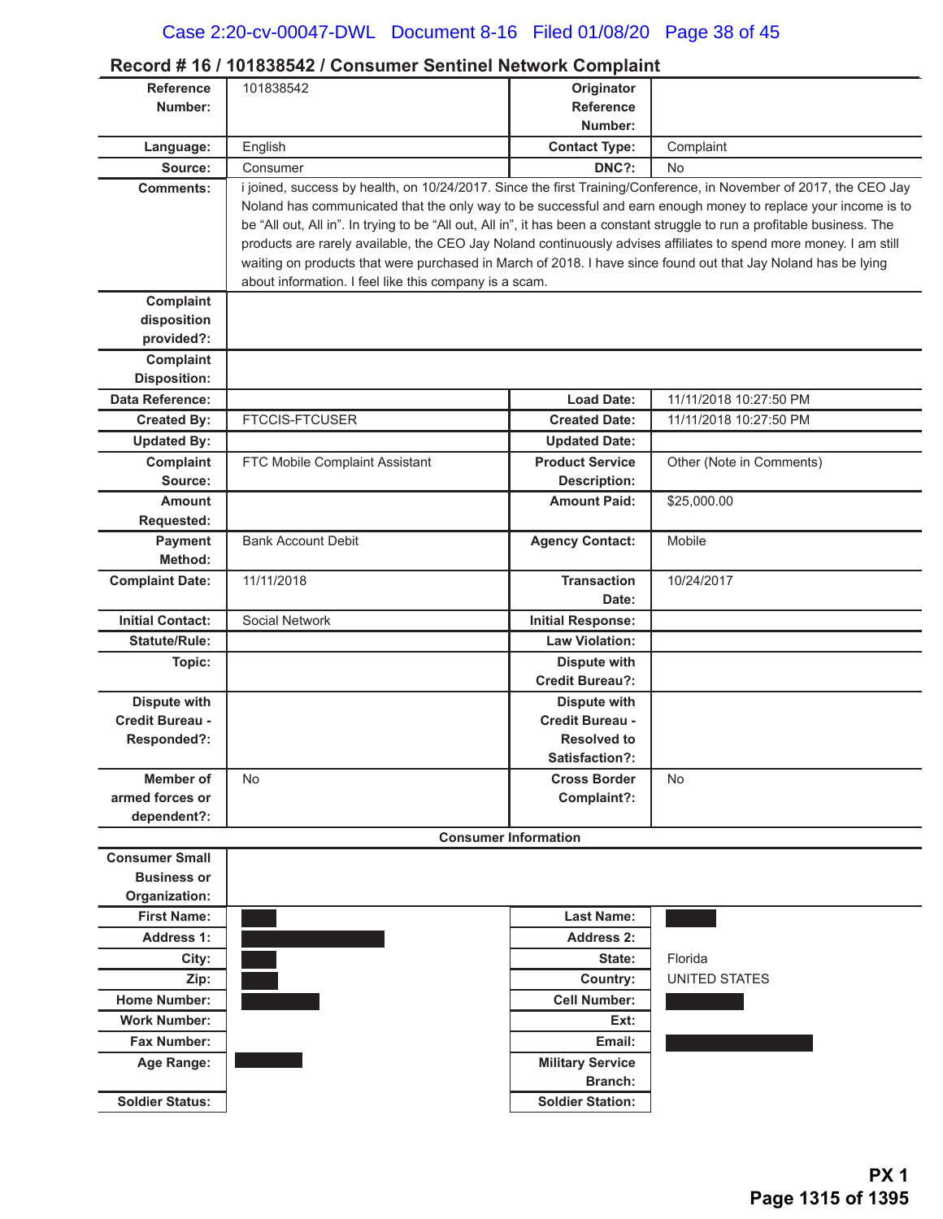## Record # 16 / 101838542 / Consumer Sentinel Network Complaint

| | | | |
|---|---|---|---|
| **Reference Number:** | 101838542 | **Originator Reference Number:** | |
| **Language:** | English | **Contact Type:** | Complaint |
| **Source:** | Consumer | **DNC?:** | No |
| **Comments:** | i joined, success by health, on 10/24/2017. Since the first Training/Conference, in November of 2017, the CEO Jay Noland has communicated that the only way to be successful and earn enough money to replace your income is to be "All out, All in". In trying to be "All out, All in", it has been a constant struggle to run a profitable business. The products are rarely available, the CEO Jay Noland continuously advises affiliates to spend more money. I am still waiting on products that were purchased in March of 2018. I have since found out that Jay Noland has be lying about information. I feel like this company is a scam. | | |
| **Complaint disposition provided?:** | | | |
| **Complaint Disposition:** | | | |
| **Data Reference:** | | **Load Date:** | 11/11/2018 10:27:50 PM |
| **Created By:** | FTCCIS-FTCUSER | **Created Date:** | 11/11/2018 10:27:50 PM |
| **Updated By:** | | **Updated Date:** | |
| **Complaint Source:** | FTC Mobile Complaint Assistant | **Product Service Description:** | Other (Note in Comments) |
| **Amount Requested:** | | **Amount Paid:** | $25,000.00 |
| **Payment Method:** | Bank Account Debit | **Agency Contact:** | Mobile |
| **Complaint Date:** | 11/11/2018 | **Transaction Date:** | 10/24/2017 |
| **Initial Contact:** | Social Network | **Initial Response:** | |
| **Statute/Rule:** | | **Law Violation:** | |
| **Topic:** | | **Dispute with Credit Bureau?:** | |
| **Dispute with Credit Bureau - Responded?:** | | **Dispute with Credit Bureau - Resolved to Satisfaction?:** | |
| **Member of armed forces or dependent?:** | No | **Cross Border Complaint?:** | No |

**Consumer Information**

| | | | |
|---|---|---|---|
| **Consumer Small Business or Organization:** | | | |
| **First Name:** | [REDACTED] | **Last Name:** | [REDACTED] |
| **Address 1:** | [REDACTED] | **Address 2:** | |
| **City:** | [REDACTED] | **State:** | Florida |
| **Zip:** | [REDACTED] | **Country:** | UNITED STATES |
| **Home Number:** | [REDACTED] | **Cell Number:** | [REDACTED] |
| **Work Number:** | | **Ext:** | |
| **Fax Number:** | | **Email:** | [REDACTED] |
| **Age Range:** | [REDACTED] | **Military Service Branch:** | |
| **Soldier Status:** | | **Soldier Station:** | |

**PX 1**
**Page 1315 of 1395**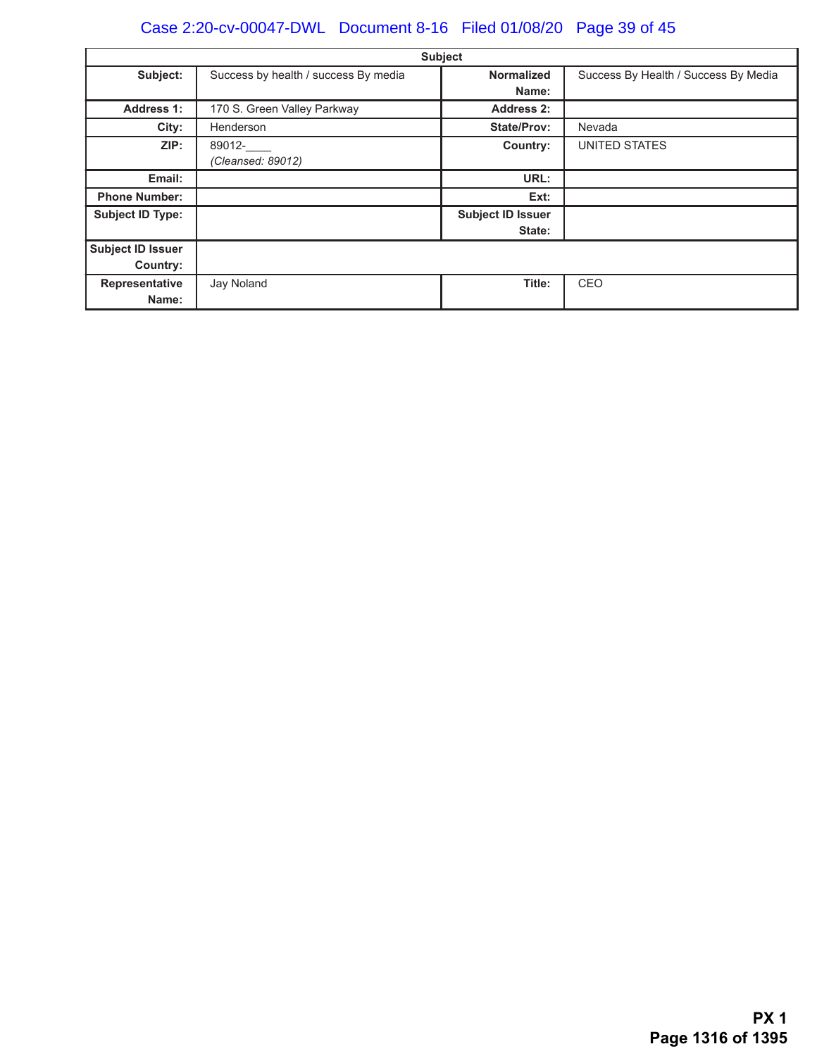| Subject | | | |
|---|---|---|---|
| **Subject:** | Success by health / success By media | **Normalized Name:** | Success By Health / Success By Media |
| **Address 1:** | 170 S. Green Valley Parkway | **Address 2:** | |
| **City:** | Henderson | **State/Prov:** | Nevada |
| **ZIP:** | 89012-____ *(Cleansed: 89012)* | **Country:** | UNITED STATES |
| **Email:** | | **URL:** | |
| **Phone Number:** | | **Ext:** | |
| **Subject ID Type:** | | **Subject ID Issuer State:** | |
| **Subject ID Issuer Country:** | | | |
| **Representative Name:** | Jay Noland | **Title:** | CEO |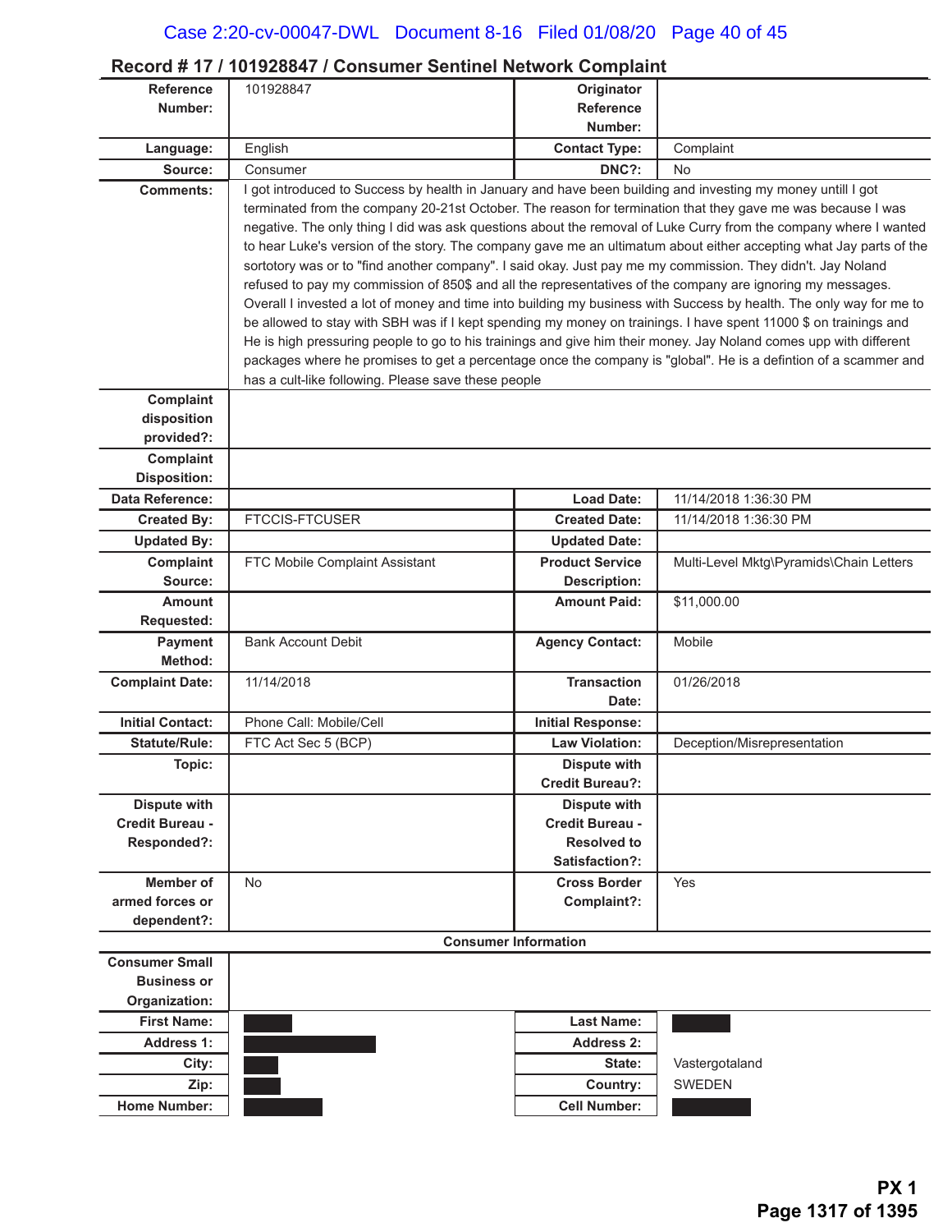## Record # 17 / 101928847 / Consumer Sentinel Network Complaint

| | | | |
|---|---|---|---|
| **Reference Number:** | 101928847 | **Originator Reference Number:** | |
| **Language:** | English | **Contact Type:** | Complaint |
| **Source:** | Consumer | **DNC?:** | No |
| **Comments:** | I got introduced to Success by health in January and have been building and investing my money untill I got terminated from the company 20-21st October. The reason for termination that they gave me was because I was negative. The only thing I did was ask questions about the removal of Luke Curry from the company where I wanted to hear Luke's version of the story. The company gave me an ultimatum about either accepting what Jay parts of the sortotory was or to "find another company". I said okay. Just pay me my commission. They didn't. Jay Noland refused to pay my commission of 850$ and all the representatives of the company are ignoring my messages. Overall I invested a lot of money and time into building my business with Success by health. The only way for me to be allowed to stay with SBH was if I kept spending my money on trainings. I have spent 11000 $ on trainings and He is high pressuring people to go to his trainings and give him their money. Jay Noland comes upp with different packages where he promises to get a percentage once the company is "global". He is a defintion of a scammer and has a cult-like following. Please save these people | | |
| **Complaint disposition provided?:** | | | |
| **Complaint Disposition:** | | | |
| **Data Reference:** | | **Load Date:** | 11/14/2018 1:36:30 PM |
| **Created By:** | FTCCIS-FTCUSER | **Created Date:** | 11/14/2018 1:36:30 PM |
| **Updated By:** | | **Updated Date:** | |
| **Complaint Source:** | FTC Mobile Complaint Assistant | **Product Service Description:** | Multi-Level Mktg\Pyramids\Chain Letters |
| **Amount Requested:** | | **Amount Paid:** | $11,000.00 |
| **Payment Method:** | Bank Account Debit | **Agency Contact:** | Mobile |
| **Complaint Date:** | 11/14/2018 | **Transaction Date:** | 01/26/2018 |
| **Initial Contact:** | Phone Call: Mobile/Cell | **Initial Response:** | |
| **Statute/Rule:** | FTC Act Sec 5 (BCP) | **Law Violation:** | Deception/Misrepresentation |
| **Topic:** | | **Dispute with Credit Bureau?:** | |
| **Dispute with Credit Bureau - Responded?:** | | **Dispute with Credit Bureau - Resolved to Satisfaction?:** | |
| **Member of armed forces or dependent?:** | No | **Cross Border Complaint?:** | Yes |

### Consumer Information

| | | | |
|---|---|---|---|
| **Consumer Small Business or Organization:** | | | |
| **First Name:** | [REDACTED] | **Last Name:** | [REDACTED] |
| **Address 1:** | [REDACTED] | **Address 2:** | |
| **City:** | [REDACTED] | **State:** | Vastergotaland |
| **Zip:** | [REDACTED] | **Country:** | SWEDEN |
| **Home Number:** | [REDACTED] | **Cell Number:** | [REDACTED] |

**PX 1**
**Page 1317 of 1395**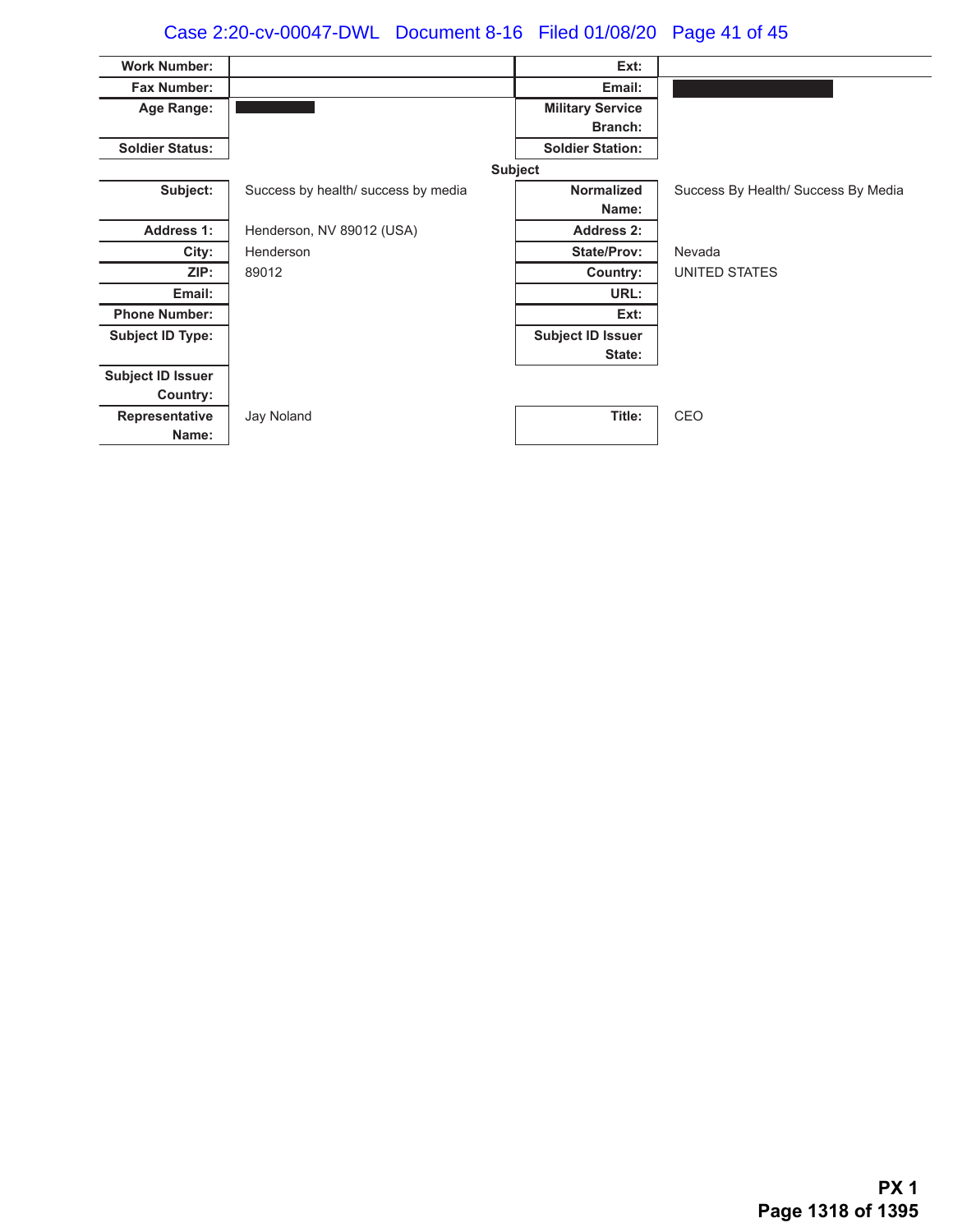| Work Number: | | Ext: | |
|---|---|---|---|
| Fax Number: | | Email: | ███████ |
| Age Range: | ███████ | Military Service Branch: | |
| Soldier Status: | | Soldier Station: | |

**Subject**

| Subject: | Success by health/ success by media | Normalized Name: | Success By Health/ Success By Media |
|---|---|---|---|
| Address 1: | Henderson, NV 89012 (USA) | Address 2: | |
| City: | Henderson | State/Prov: | Nevada |
| ZIP: | 89012 | Country: | UNITED STATES |
| Email: | | URL: | |
| Phone Number: | | Ext: | |
| Subject ID Type: | | Subject ID Issuer State: | |
| Subject ID Issuer Country: | | | |
| Representative Name: | Jay Noland | Title: | CEO |

**PX 1**
**Page 1318 of 1395**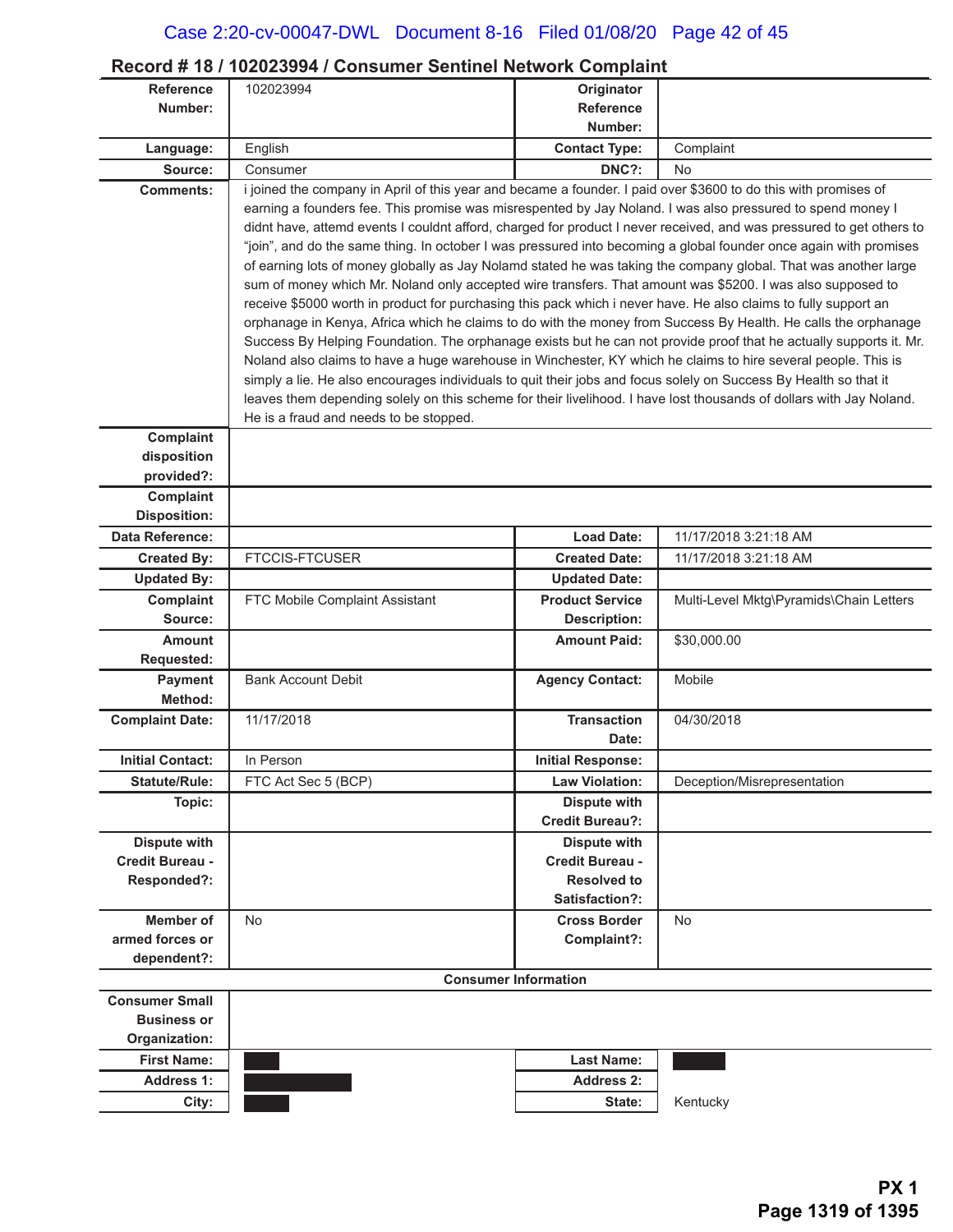## Record # 18 / 102023994 / Consumer Sentinel Network Complaint

| | | | |
|---|---|---|---|
| **Reference Number:** | 102023994 | **Originator Reference Number:** | |
| **Language:** | English | **Contact Type:** | Complaint |
| **Source:** | Consumer | **DNC?:** | No |
| **Comments:** | i joined the company in April of this year and became a founder. I paid over $3600 to do this with promises of earning a founders fee. This promise was misrespented by Jay Noland. I was also pressured to spend money I didnt have, attemd events I couldnt afford, charged for product I never received, and was pressured to get others to "join", and do the same thing. In october I was pressured into becoming a global founder once again with promises of earning lots of money globally as Jay Nolamd stated he was taking the company global. That was another large sum of money which Mr. Noland only accepted wire transfers. That amount was $5200. I was also supposed to receive $5000 worth in product for purchasing this pack which i never have. He also claims to fully support an orphanage in Kenya, Africa which he claims to do with the money from Success By Health. He calls the orphanage Success By Helping Foundation. The orphanage exists but he can not provide proof that he actually supports it. Mr. Noland also claims to have a huge warehouse in Winchester, KY which he claims to hire several people. This is simply a lie. He also encourages individuals to quit their jobs and focus solely on Success By Health so that it leaves them depending solely on this scheme for their livelihood. I have lost thousands of dollars with Jay Noland. He is a fraud and needs to be stopped. | | |
| **Complaint disposition provided?:** | | | |
| **Complaint Disposition:** | | | |
| **Data Reference:** | | **Load Date:** | 11/17/2018 3:21:18 AM |
| **Created By:** | FTCCIS-FTCUSER | **Created Date:** | 11/17/2018 3:21:18 AM |
| **Updated By:** | | **Updated Date:** | |
| **Complaint Source:** | FTC Mobile Complaint Assistant | **Product Service Description:** | Multi-Level Mktg\Pyramids\Chain Letters |
| **Amount Requested:** | | **Amount Paid:** | $30,000.00 |
| **Payment Method:** | Bank Account Debit | **Agency Contact:** | Mobile |
| **Complaint Date:** | 11/17/2018 | **Transaction Date:** | 04/30/2018 |
| **Initial Contact:** | In Person | **Initial Response:** | |
| **Statute/Rule:** | FTC Act Sec 5 (BCP) | **Law Violation:** | Deception/Misrepresentation |
| **Topic:** | | **Dispute with Credit Bureau?:** | |
| **Dispute with Credit Bureau - Responded?:** | | **Dispute with Credit Bureau - Resolved to Satisfaction?:** | |
| **Member of armed forces or dependent?:** | No | **Cross Border Complaint?:** | No |

**Consumer Information**

| | | | |
|---|---|---|---|
| **Consumer Small Business or Organization:** | | | |
| **First Name:** | [REDACTED] | **Last Name:** | [REDACTED] |
| **Address 1:** | [REDACTED] | **Address 2:** | |
| **City:** | [REDACTED] | **State:** | Kentucky |

**PX 1**
**Page 1319 of 1395**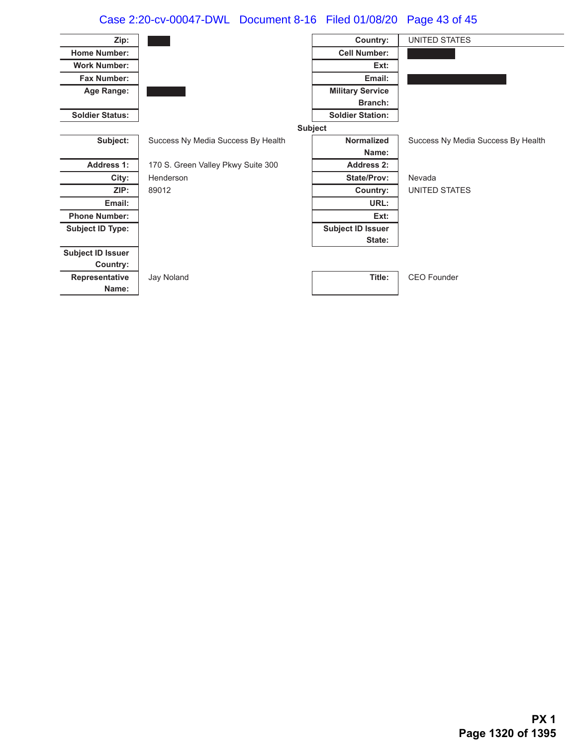| Zip: | [REDACTED] | Country: | UNITED STATES |
|---|---|---|---|
| Home Number: | | Cell Number: | [REDACTED] |
| Work Number: | | Ext: | |
| Fax Number: | | Email: | [REDACTED] |
| Age Range: | [REDACTED] | Military Service Branch: | |
| Soldier Status: | | Soldier Station: | |

**Subject**

| Subject: | Success Ny Media Success By Health | Normalized Name: | Success Ny Media Success By Health |
|---|---|---|---|
| Address 1: | 170 S. Green Valley Pkwy Suite 300 | Address 2: | |
| City: | Henderson | State/Prov: | Nevada |
| ZIP: | 89012 | Country: | UNITED STATES |
| Email: | | URL: | |
| Phone Number: | | Ext: | |
| Subject ID Type: | | Subject ID Issuer State: | |
| Subject ID Issuer Country: | | | |
| Representative Name: | Jay Noland | Title: | CEO Founder |

**PX 1**
**Page 1320 of 1395**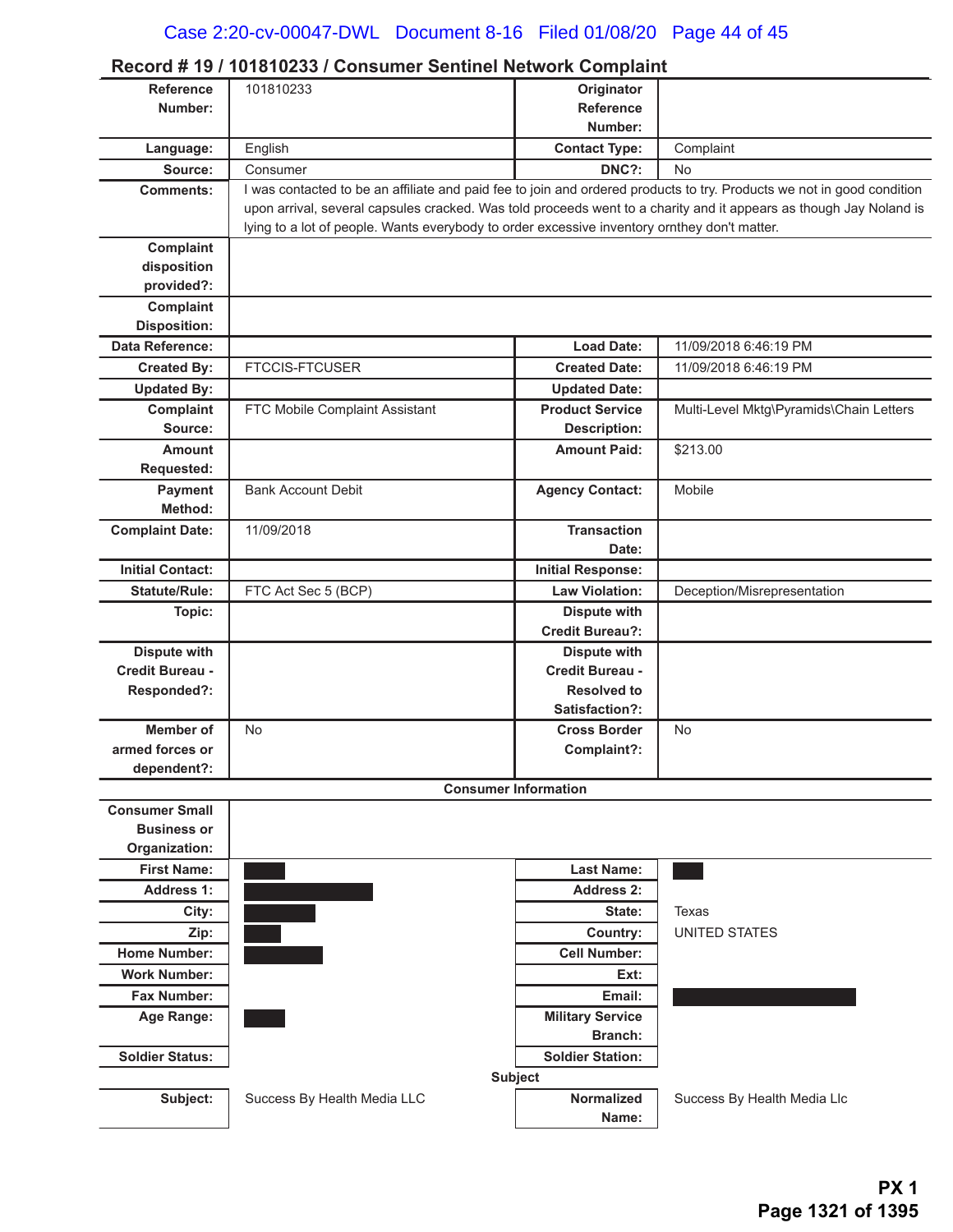## Record # 19 / 101810233 / Consumer Sentinel Network Complaint

| | | | |
|---|---|---|---|
| **Reference Number:** | 101810233 | **Originator Reference Number:** | |
| **Language:** | English | **Contact Type:** | Complaint |
| **Source:** | Consumer | **DNC?:** | No |
| **Comments:** | I was contacted to be an affiliate and paid fee to join and ordered products to try. Products we not in good condition upon arrival, several capsules cracked. Was told proceeds went to a charity and it appears as though Jay Noland is lying to a lot of people. Wants everybody to order excessive inventory ornthey don't matter. | | |
| **Complaint disposition provided?:** | | | |
| **Complaint Disposition:** | | | |
| **Data Reference:** | | **Load Date:** | 11/09/2018 6:46:19 PM |
| **Created By:** | FTCCIS-FTCUSER | **Created Date:** | 11/09/2018 6:46:19 PM |
| **Updated By:** | | **Updated Date:** | |
| **Complaint Source:** | FTC Mobile Complaint Assistant | **Product Service Description:** | Multi-Level Mktg\Pyramids\Chain Letters |
| **Amount Requested:** | | **Amount Paid:** | $213.00 |
| **Payment Method:** | Bank Account Debit | **Agency Contact:** | Mobile |
| **Complaint Date:** | 11/09/2018 | **Transaction Date:** | |
| **Initial Contact:** | | **Initial Response:** | |
| **Statute/Rule:** | FTC Act Sec 5 (BCP) | **Law Violation:** | Deception/Misrepresentation |
| **Topic:** | | **Dispute with Credit Bureau?:** | |
| **Dispute with Credit Bureau - Responded?:** | | **Dispute with Credit Bureau - Resolved to Satisfaction?:** | |
| **Member of armed forces or dependent?:** | No | **Cross Border Complaint?:** | No |

**Consumer Information**

| | | | |
|---|---|---|---|
| **Consumer Small Business or Organization:** | | | |
| **First Name:** | [REDACTED] | **Last Name:** | [REDACTED] |
| **Address 1:** | [REDACTED] | **Address 2:** | |
| **City:** | [REDACTED] | **State:** | Texas |
| **Zip:** | [REDACTED] | **Country:** | UNITED STATES |
| **Home Number:** | [REDACTED] | **Cell Number:** | |
| **Work Number:** | | **Ext:** | |
| **Fax Number:** | | **Email:** | [REDACTED] |
| **Age Range:** | [REDACTED] | **Military Service Branch:** | |
| **Soldier Status:** | | **Soldier Station:** | |

**Subject**

| | | | |
|---|---|---|---|
| **Subject:** | Success By Health Media LLC | **Normalized Name:** | Success By Health Media Llc |

PX 1
Page 1321 of 1395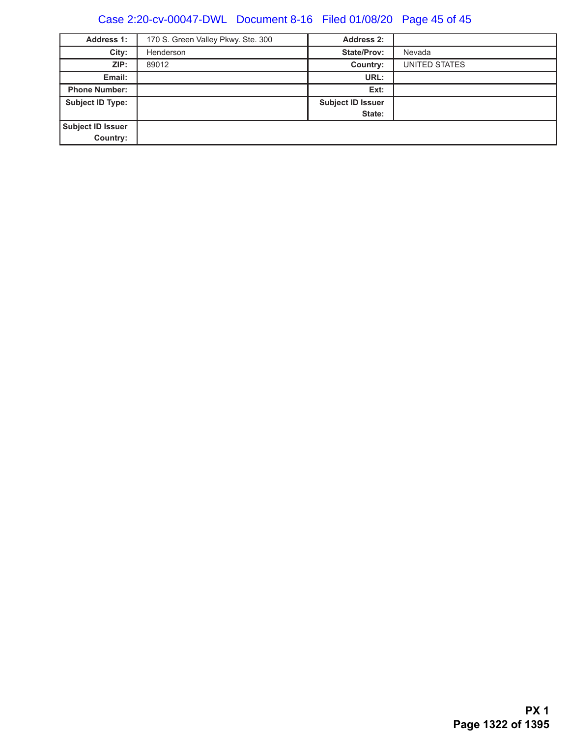| Address 1: | 170 S. Green Valley Pkwy. Ste. 300 | Address 2: | |
|---|---|---|---|
| City: | Henderson | State/Prov: | Nevada |
| ZIP: | 89012 | Country: | UNITED STATES |
| Email: | | URL: | |
| Phone Number: | | Ext: | |
| Subject ID Type: | | Subject ID Issuer State: | |
| Subject ID Issuer Country: | | | |

**PX 1**
**Page 1322 of 1395**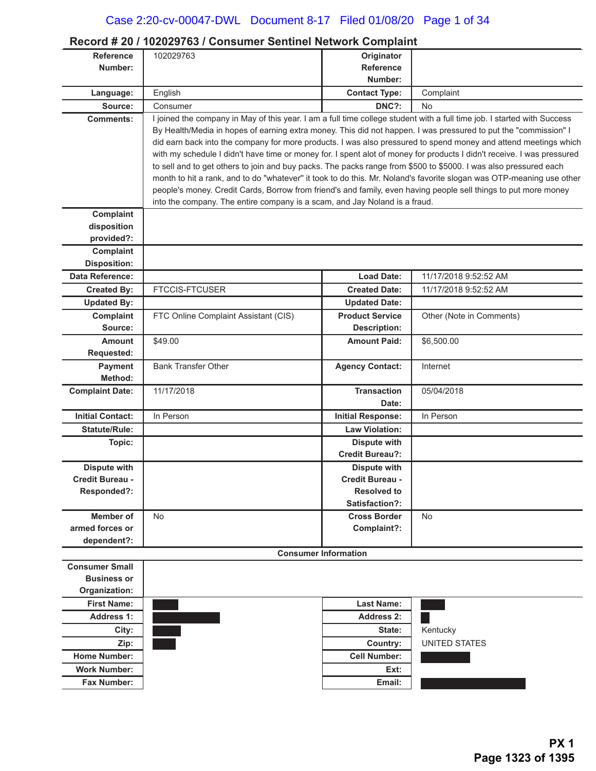## Record # 20 / 102029763 / Consumer Sentinel Network Complaint

| | | | |
|---|---|---|---|
| **Reference Number:** | 102029763 | **Originator Reference Number:** | |
| **Language:** | English | **Contact Type:** | Complaint |
| **Source:** | Consumer | **DNC?:** | No |
| **Comments:** | I joined the company in May of this year. I am a full time college student with a full time job. I started with Success By Health/Media in hopes of earning extra money. This did not happen. I was pressured to put the "commission" I did earn back into the company for more products. I was also pressured to spend money and attend meetings which with my schedule I didn't have time or money for. I spent alot of money for products I didn't receive. I was pressured to sell and to get others to join and buy packs. The packs range from $500 to $5000. I was also pressured each month to hit a rank, and to do "whatever" it took to do this. Mr. Noland's favorite slogan was OTP-meaning use other people's money. Credit Cards, Borrow from friend's and family, even having people sell things to put more money into the company. The entire company is a scam, and Jay Noland is a fraud. | | |
| **Complaint disposition provided?:** | | | |
| **Complaint Disposition:** | | | |
| **Data Reference:** | | **Load Date:** | 11/17/2018 9:52:52 AM |
| **Created By:** | FTCCIS-FTCUSER | **Created Date:** | 11/17/2018 9:52:52 AM |
| **Updated By:** | | **Updated Date:** | |
| **Complaint Source:** | FTC Online Complaint Assistant (CIS) | **Product Service Description:** | Other (Note in Comments) |
| **Amount Requested:** | $49.00 | **Amount Paid:** | $6,500.00 |
| **Payment Method:** | Bank Transfer Other | **Agency Contact:** | Internet |
| **Complaint Date:** | 11/17/2018 | **Transaction Date:** | 05/04/2018 |
| **Initial Contact:** | In Person | **Initial Response:** | In Person |
| **Statute/Rule:** | | **Law Violation:** | |
| **Topic:** | | **Dispute with Credit Bureau?:** | |
| **Dispute with Credit Bureau - Responded?:** | | **Dispute with Credit Bureau - Resolved to Satisfaction?:** | |
| **Member of armed forces or dependent?:** | No | **Cross Border Complaint?:** | No |

**Consumer Information**

| | | | |
|---|---|---|---|
| **Consumer Small Business or Organization:** | | | |
| **First Name:** | [REDACTED] | **Last Name:** | [REDACTED] |
| **Address 1:** | [REDACTED] | **Address 2:** | [REDACTED] |
| **City:** | [REDACTED] | **State:** | Kentucky |
| **Zip:** | [REDACTED] | **Country:** | UNITED STATES |
| **Home Number:** | | **Cell Number:** | [REDACTED] |
| **Work Number:** | | **Ext:** | |
| **Fax Number:** | | **Email:** | [REDACTED] |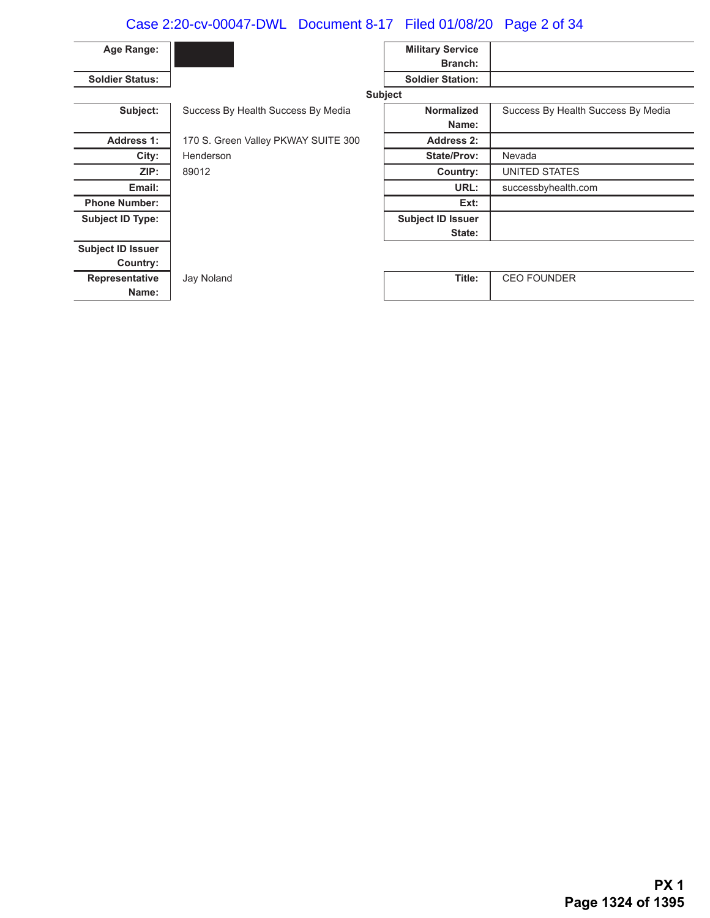| Age Range: | ██████ | Military Service Branch: | |
|---|---|---|---|
| Soldier Status: | | Soldier Station: | |

**Subject**

| Subject: | Success By Health Success By Media | Normalized Name: | Success By Health Success By Media |
|---|---|---|---|
| Address 1: | 170 S. Green Valley PKWAY SUITE 300 | Address 2: | |
| City: | Henderson | State/Prov: | Nevada |
| ZIP: | 89012 | Country: | UNITED STATES |
| Email: | | URL: | successbyhealth.com |
| Phone Number: | | Ext: | |
| Subject ID Type: | | Subject ID Issuer State: | |
| Subject ID Issuer Country: | | | |
| Representative Name: | Jay Noland | Title: | CEO FOUNDER |

**PX 1**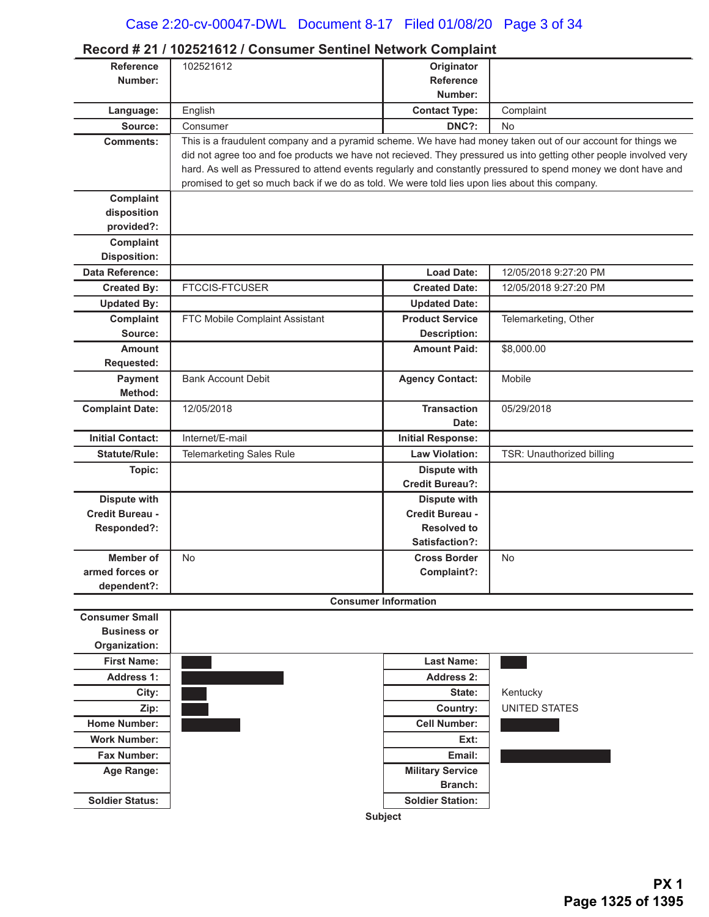## Record # 21 / 102521612 / Consumer Sentinel Network Complaint

| | | | |
|---|---|---|---|
| **Reference Number:** | 102521612 | **Originator Reference Number:** | |
| **Language:** | English | **Contact Type:** | Complaint |
| **Source:** | Consumer | **DNC?:** | No |
| **Comments:** | This is a fraudulent company and a pyramid scheme. We have had money taken out of our account for things we did not agree too and foe products we have not recieved. They pressured us into getting other people involved very hard. As well as Pressured to attend events regularly and constantly pressured to spend money we dont have and promised to get so much back if we do as told. We were told lies upon lies about this company. | | |
| **Complaint disposition provided?:** | | | |
| **Complaint Disposition:** | | | |
| **Data Reference:** | | **Load Date:** | 12/05/2018 9:27:20 PM |
| **Created By:** | FTCCIS-FTCUSER | **Created Date:** | 12/05/2018 9:27:20 PM |
| **Updated By:** | | **Updated Date:** | |
| **Complaint Source:** | FTC Mobile Complaint Assistant | **Product Service Description:** | Telemarketing, Other |
| **Amount Requested:** | | **Amount Paid:** | $8,000.00 |
| **Payment Method:** | Bank Account Debit | **Agency Contact:** | Mobile |
| **Complaint Date:** | 12/05/2018 | **Transaction Date:** | 05/29/2018 |
| **Initial Contact:** | Internet/E-mail | **Initial Response:** | |
| **Statute/Rule:** | Telemarketing Sales Rule | **Law Violation:** | TSR: Unauthorized billing |
| **Topic:** | | **Dispute with Credit Bureau?:** | |
| **Dispute with Credit Bureau - Responded?:** | | **Dispute with Credit Bureau - Resolved to Satisfaction?:** | |
| **Member of armed forces or dependent?:** | No | **Cross Border Complaint?:** | No |

**Consumer Information**

| | | | |
|---|---|---|---|
| **Consumer Small Business or Organization:** | | | |
| **First Name:** | [REDACTED] | **Last Name:** | [REDACTED] |
| **Address 1:** | [REDACTED] | **Address 2:** | |
| **City:** | [REDACTED] | **State:** | Kentucky |
| **Zip:** | [REDACTED] | **Country:** | UNITED STATES |
| **Home Number:** | [REDACTED] | **Cell Number:** | [REDACTED] |
| **Work Number:** | | **Ext:** | |
| **Fax Number:** | | **Email:** | [REDACTED] |
| **Age Range:** | | **Military Service Branch:** | |
| **Soldier Status:** | | **Soldier Station:** | |

**Subject**

PX 1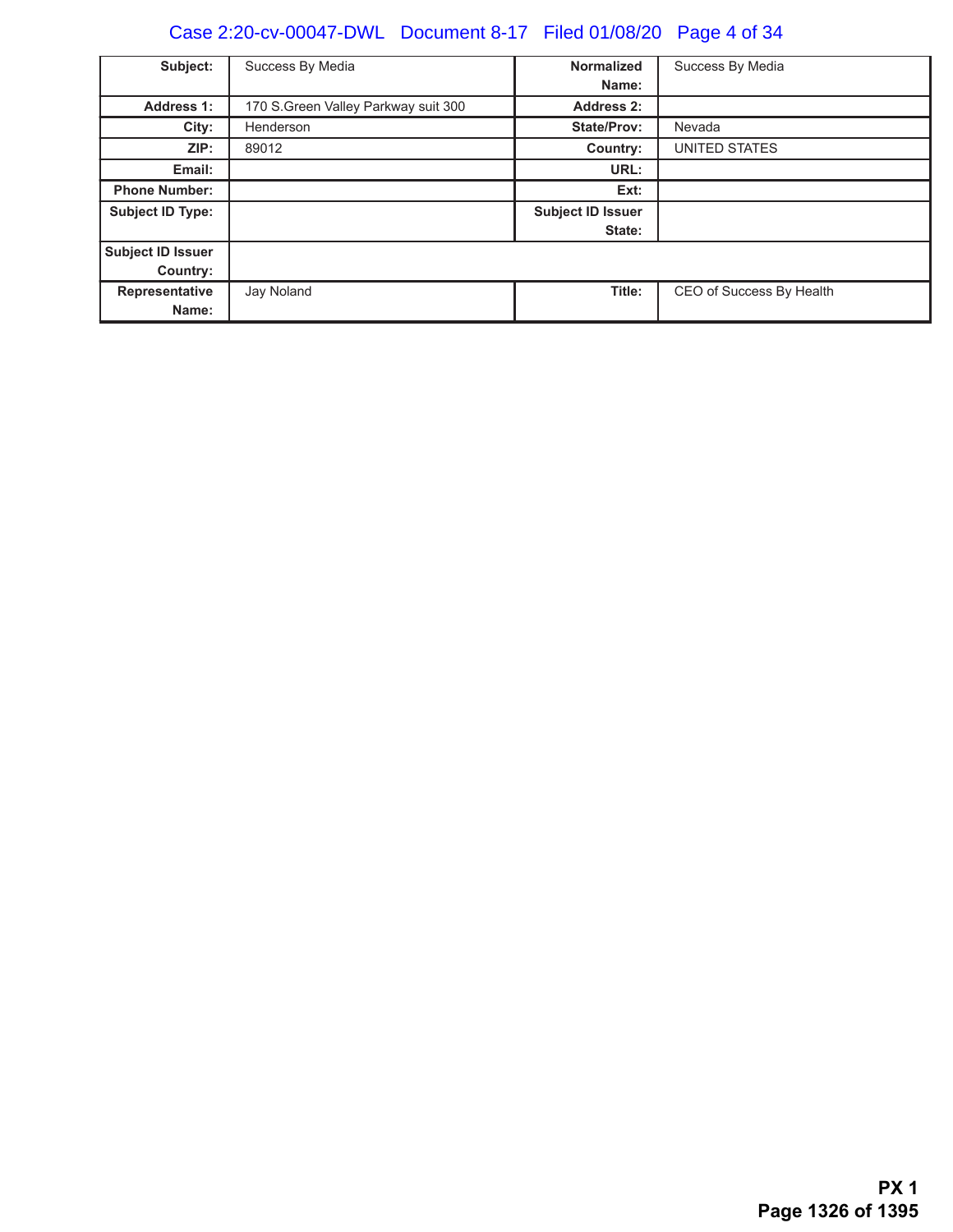| Subject: | Success By Media | Normalized Name: | Success By Media |
|---|---|---|---|
| Address 1: | 170 S.Green Valley Parkway suit 300 | Address 2: | |
| City: | Henderson | State/Prov: | Nevada |
| ZIP: | 89012 | Country: | UNITED STATES |
| Email: | | URL: | |
| Phone Number: | | Ext: | |
| Subject ID Type: | | Subject ID Issuer State: | |
| Subject ID Issuer Country: | | | |
| Representative Name: | Jay Noland | Title: | CEO of Success By Health |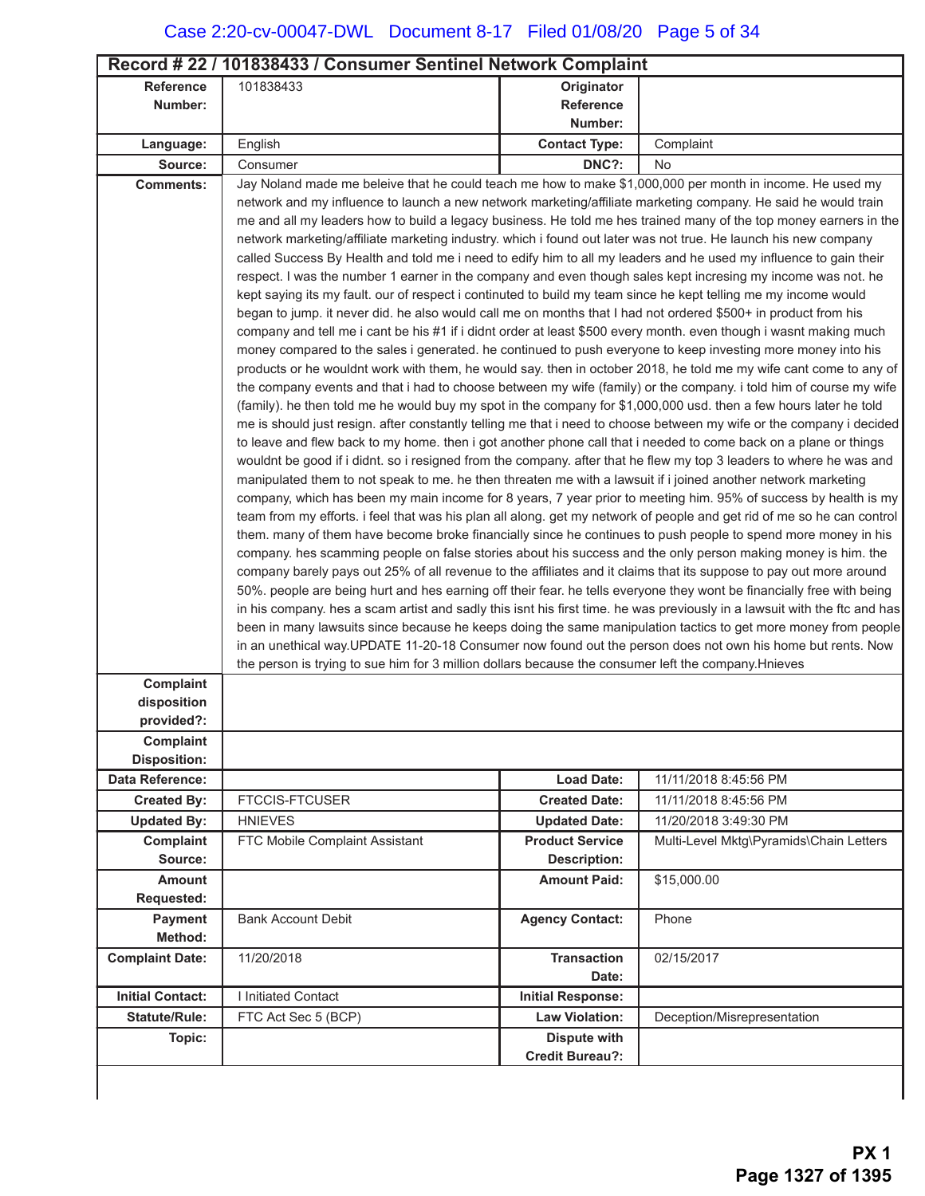## Record # 22 / 101838433 / Consumer Sentinel Network Complaint

| Reference Number: | 101838433 | Originator Reference Number: | |
|---|---|---|---|
| Language: | English | Contact Type: | Complaint |
| Source: | Consumer | DNC?: | No |
| Comments: | Jay Noland made me beleive that he could teach me how to make $1,000,000 per month in income. He used my network and my influence to launch a new network marketing/affiliate marketing company. He said he would train me and all my leaders how to build a legacy business. He told me hes trained many of the top money earners in the network marketing/affiliate marketing industry. which i found out later was not true. He launch his new company called Success By Health and told me i need to edify him to all my leaders and he used my influence to gain their respect. I was the number 1 earner in the company and even though sales kept incresing my income was not. he kept saying its my fault. our of respect i continuted to build my team since he kept telling me my income would began to jump. it never did. he also would call me on months that I had not ordered $500+ in product from his company and tell me i cant be his #1 if i didnt order at least $500 every month. even though i wasnt making much money compared to the sales i generated. he continued to push everyone to keep investing more money into his products or he wouldnt work with them, he would say. then in october 2018, he told me my wife cant come to any of the company events and that i had to choose between my wife (family) or the company. i told him of course my wife (family). he then told me he would buy my spot in the company for $1,000,000 usd. then a few hours later he told me is should just resign. after constantly telling me that i need to choose between my wife or the company i decided to leave and flew back to my home. then i got another phone call that i needed to come back on a plane or things wouldnt be good if i didnt. so i resigned from the company. after that he flew my top 3 leaders to where he was and manipulated them to not speak to me. he then threaten me with a lawsuit if i joined another network marketing company, which has been my main income for 8 years, 7 year prior to meeting him. 95% of success by health is my team from my efforts. i feel that was his plan all along. get my network of people and get rid of me so he can control them. many of them have become broke financially since he continues to push people to spend more money in his company. hes scamming people on false stories about his success and the only person making money is him. the company barely pays out 25% of all revenue to the affiliates and it claims that its suppose to pay out more around 50%. people are being hurt and hes earning off their fear. he tells everyone they wont be financially free with being in his company. hes a scam artist and sadly this isnt his first time. he was previously in a lawsuit with the ftc and has been in many lawsuits since because he keeps doing the same manipulation tactics to get more money from people in an unethical way.UPDATE 11-20-18 Consumer now found out the person does not own his home but rents. Now the person is trying to sue him for 3 million dollars because the consumer left the company.Hnieves | | |
| Complaint disposition provided?: | | | |
| Complaint Disposition: | | | |
| Data Reference: | | Load Date: | 11/11/2018 8:45:56 PM |
| Created By: | FTCCIS-FTCUSER | Created Date: | 11/11/2018 8:45:56 PM |
| Updated By: | HNIEVES | Updated Date: | 11/20/2018 3:49:30 PM |
| Complaint Source: | FTC Mobile Complaint Assistant | Product Service Description: | Multi-Level Mktg\Pyramids\Chain Letters |
| Amount Requested: | | Amount Paid: | $15,000.00 |
| Payment Method: | Bank Account Debit | Agency Contact: | Phone |
| Complaint Date: | 11/20/2018 | Transaction Date: | 02/15/2017 |
| Initial Contact: | I Initiated Contact | Initial Response: | |
| Statute/Rule: | FTC Act Sec 5 (BCP) | Law Violation: | Deception/Misrepresentation |
| Topic: | | Dispute with Credit Bureau?: | |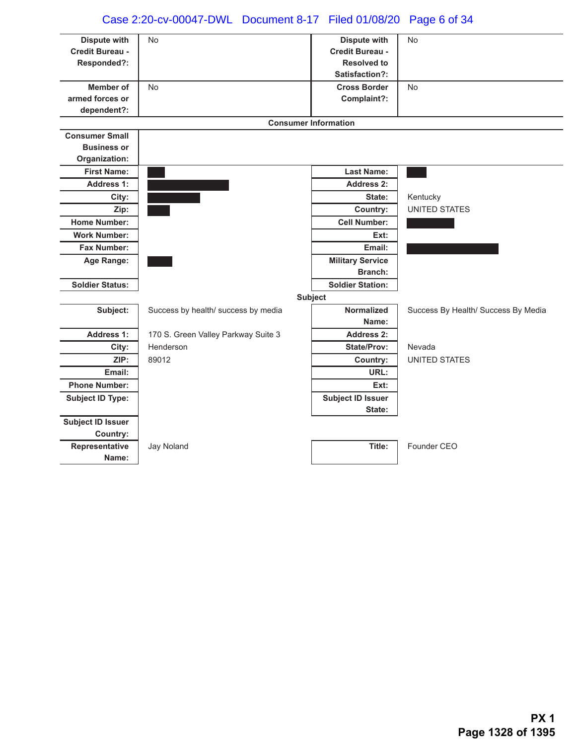| Dispute with Credit Bureau - Responded?: | No | Dispute with Credit Bureau - Resolved to Satisfaction?: | No |
|---|---|---|---|
| Member of armed forces or dependent?: | No | Cross Border Complaint?: | No |

**Consumer Information**

| Consumer Small Business or Organization: | | | |
|---|---|---|---|
| First Name: | [redacted] | Last Name: | [redacted] |
| Address 1: | [redacted] | Address 2: | |
| City: | [redacted] | State: | Kentucky |
| Zip: | [redacted] | Country: | UNITED STATES |
| Home Number: | | Cell Number: | [redacted] |
| Work Number: | | Ext: | |
| Fax Number: | | Email: | [redacted] |
| Age Range: | [redacted] | Military Service Branch: | |
| Soldier Status: | | Soldier Station: | |

**Subject**

| Subject: | Success by health/ success by media | Normalized Name: | Success By Health/ Success By Media |
|---|---|---|---|
| Address 1: | 170 S. Green Valley Parkway Suite 3 | Address 2: | |
| City: | Henderson | State/Prov: | Nevada |
| ZIP: | 89012 | Country: | UNITED STATES |
| Email: | | URL: | |
| Phone Number: | | Ext: | |
| Subject ID Type: | | Subject ID Issuer State: | |
| Subject ID Issuer Country: | | | |
| Representative Name: | Jay Noland | Title: | Founder CEO |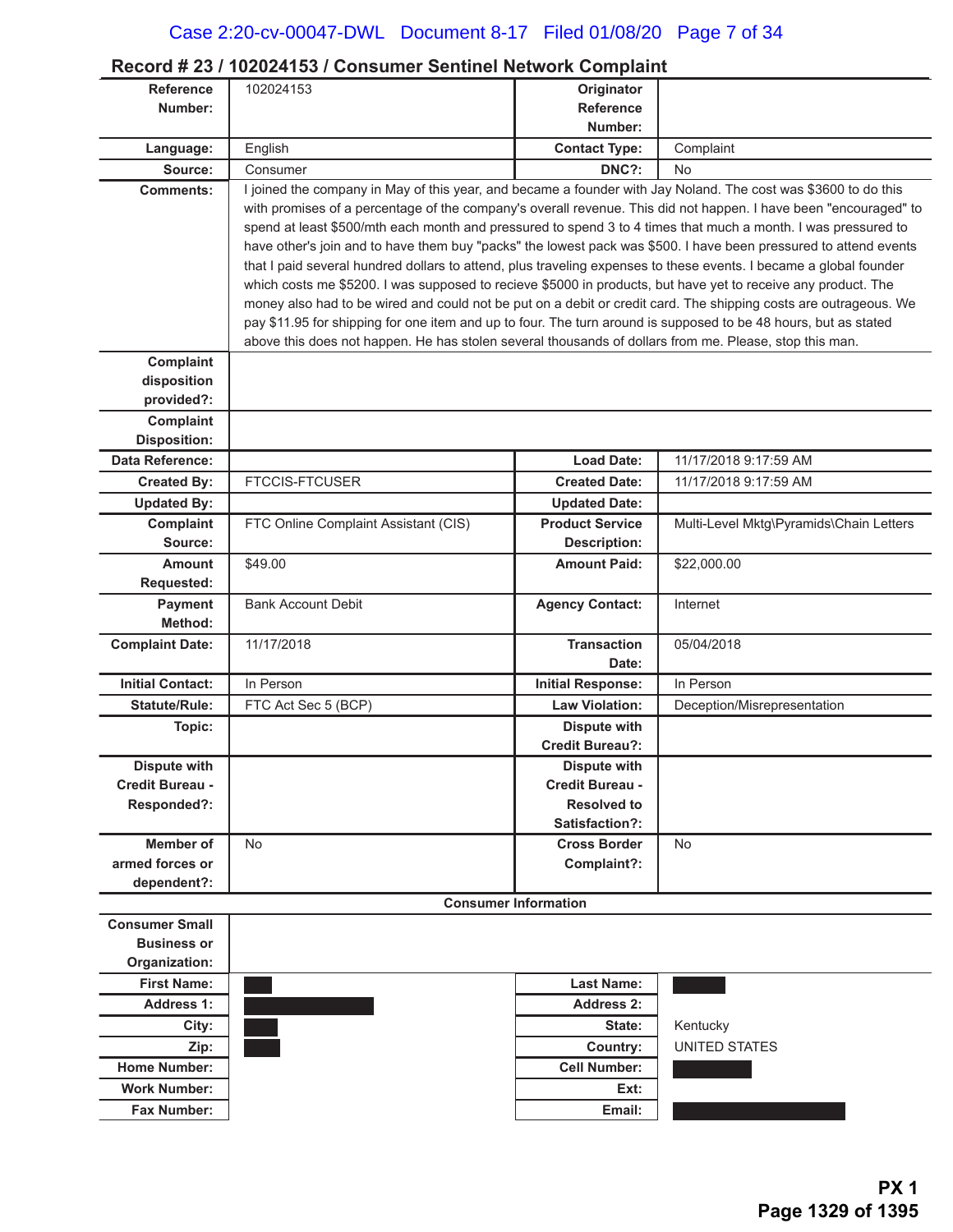## Record # 23 / 102024153 / Consumer Sentinel Network Complaint

| | | | |
|---|---|---|---|
| **Reference Number:** | 102024153 | **Originator Reference Number:** | |
| **Language:** | English | **Contact Type:** | Complaint |
| **Source:** | Consumer | **DNC?:** | No |
| **Comments:** | I joined the company in May of this year, and became a founder with Jay Noland. The cost was $3600 to do this with promises of a percentage of the company's overall revenue. This did not happen. I have been "encouraged" to spend at least $500/mth each month and pressured to spend 3 to 4 times that much a month. I was pressured to have other's join and to have them buy "packs" the lowest pack was $500. I have been pressured to attend events that I paid several hundred dollars to attend, plus traveling expenses to these events. I became a global founder which costs me $5200. I was supposed to recieve $5000 in products, but have yet to receive any product. The money also had to be wired and could not be put on a debit or credit card. The shipping costs are outrageous. We pay $11.95 for shipping for one item and up to four. The turn around is supposed to be 48 hours, but as stated above this does not happen. He has stolen several thousands of dollars from me. Please, stop this man. | | |
| **Complaint disposition provided?:** | | | |
| **Complaint Disposition:** | | | |
| **Data Reference:** | | **Load Date:** | 11/17/2018 9:17:59 AM |
| **Created By:** | FTCCIS-FTCUSER | **Created Date:** | 11/17/2018 9:17:59 AM |
| **Updated By:** | | **Updated Date:** | |
| **Complaint Source:** | FTC Online Complaint Assistant (CIS) | **Product Service Description:** | Multi-Level Mktg\Pyramids\Chain Letters |
| **Amount Requested:** | $49.00 | **Amount Paid:** | $22,000.00 |
| **Payment Method:** | Bank Account Debit | **Agency Contact:** | Internet |
| **Complaint Date:** | 11/17/2018 | **Transaction Date:** | 05/04/2018 |
| **Initial Contact:** | In Person | **Initial Response:** | In Person |
| **Statute/Rule:** | FTC Act Sec 5 (BCP) | **Law Violation:** | Deception/Misrepresentation |
| **Topic:** | | **Dispute with Credit Bureau?:** | |
| **Dispute with Credit Bureau - Responded?:** | | **Dispute with Credit Bureau - Resolved to Satisfaction?:** | |
| **Member of armed forces or dependent?:** | No | **Cross Border Complaint?:** | No |

**Consumer Information**

| | | | |
|---|---|---|---|
| **Consumer Small Business or Organization:** | | | |
| **First Name:** | [REDACTED] | **Last Name:** | [REDACTED] |
| **Address 1:** | [REDACTED] | **Address 2:** | |
| **City:** | [REDACTED] | **State:** | Kentucky |
| **Zip:** | [REDACTED] | **Country:** | UNITED STATES |
| **Home Number:** | | **Cell Number:** | [REDACTED] |
| **Work Number:** | | **Ext:** | |
| **Fax Number:** | | **Email:** | [REDACTED] |

**PX 1**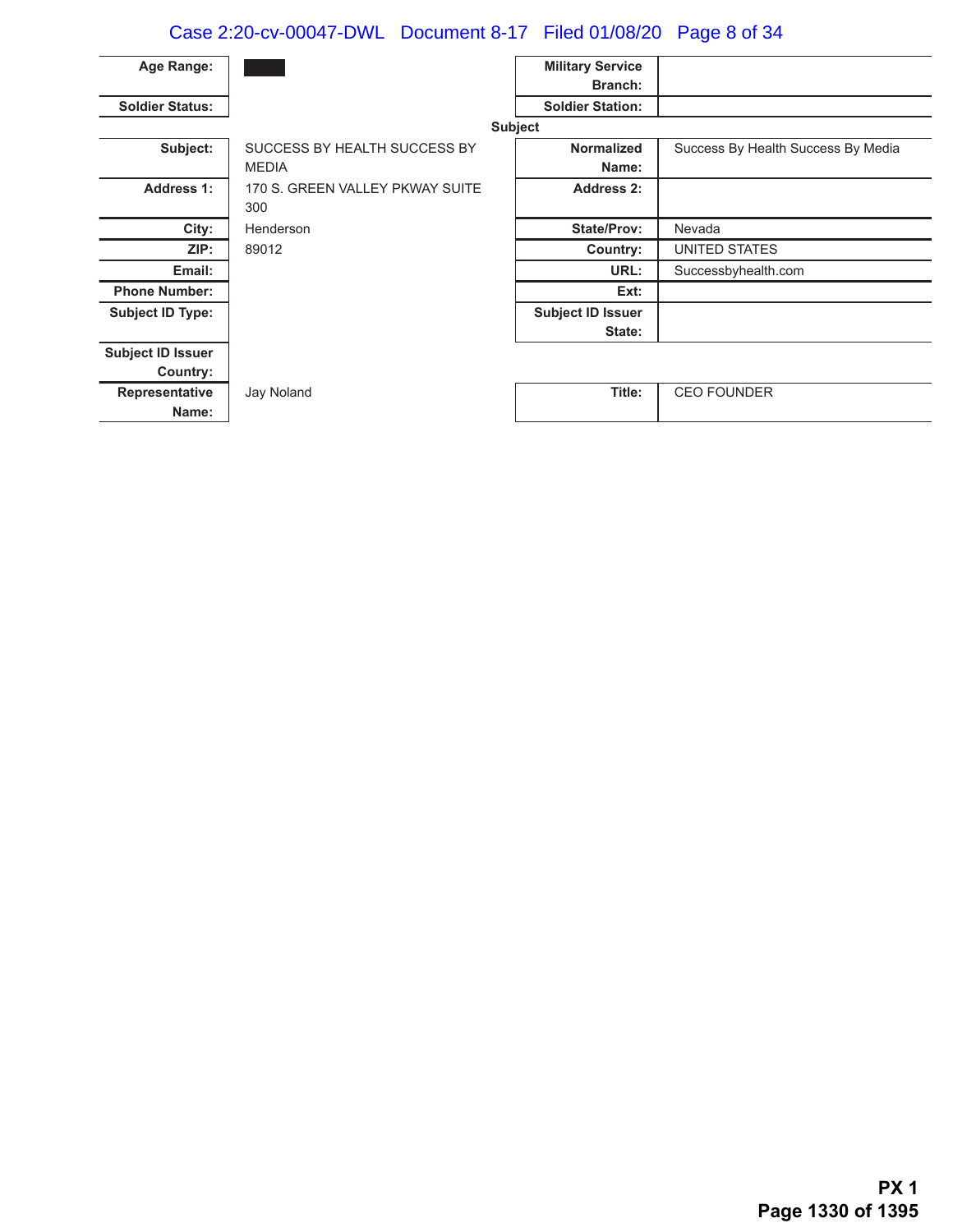| | | | |
|---|---|---|---|
| **Age Range:** | █████ | **Military Service Branch:** | |
| **Soldier Status:** | | **Soldier Station:** | |

**Subject**

| | | | |
|---|---|---|---|
| **Subject:** | SUCCESS BY HEALTH SUCCESS BY MEDIA | **Normalized Name:** | Success By Health Success By Media |
| **Address 1:** | 170 S. GREEN VALLEY PKWAY SUITE 300 | **Address 2:** | |
| **City:** | Henderson | **State/Prov:** | Nevada |
| **ZIP:** | 89012 | **Country:** | UNITED STATES |
| **Email:** | | **URL:** | Successbyhealth.com |
| **Phone Number:** | | **Ext:** | |
| **Subject ID Type:** | | **Subject ID Issuer State:** | |
| **Subject ID Issuer Country:** | | | |
| **Representative Name:** | Jay Noland | **Title:** | CEO FOUNDER |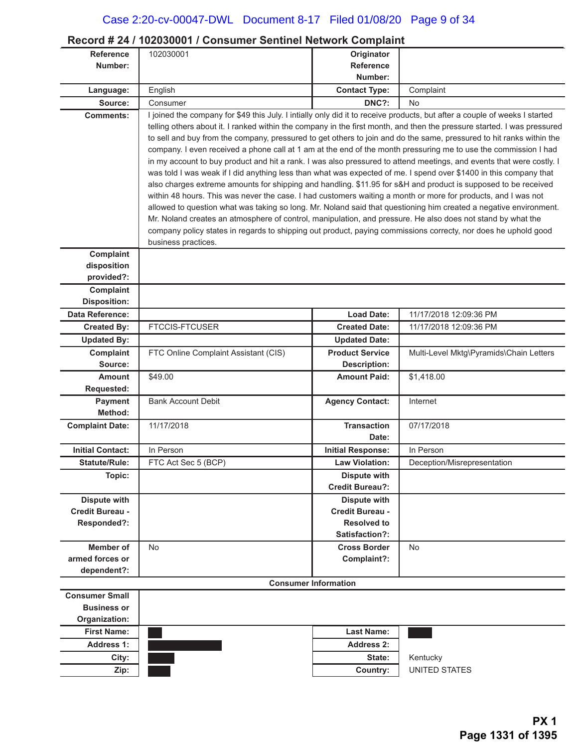## Record # 24 / 102030001 / Consumer Sentinel Network Complaint

| | | | |
|---|---|---|---|
| **Reference Number:** | 102030001 | **Originator Reference Number:** | |
| **Language:** | English | **Contact Type:** | Complaint |
| **Source:** | Consumer | **DNC?:** | No |
| **Comments:** | I joined the company for $49 this July. I intially only did it to receive products, but after a couple of weeks I started telling others about it. I ranked within the company in the first month, and then the pressure started. I was pressured to sell and buy from the company, pressured to get others to join and do the same, pressured to hit ranks within the company. I even received a phone call at 1 am at the end of the month pressuring me to use the commission I had in my account to buy product and hit a rank. I was also pressured to attend meetings, and events that were costly. I was told I was weak if I did anything less than what was expected of me. I spend over $1400 in this company that also charges extreme amounts for shipping and handling. $11.95 for s&H and product is supposed to be received within 48 hours. This was never the case. I had customers waiting a month or more for products, and I was not allowed to question what was taking so long. Mr. Noland said that questioning him created a negative environment. Mr. Noland creates an atmosphere of control, manipulation, and pressure. He also does not stand by what the company policy states in regards to shipping out product, paying commissions correcty, nor does he uphold good business practices. | | |
| **Complaint disposition provided?:** | | | |
| **Complaint Disposition:** | | | |
| **Data Reference:** | | **Load Date:** | 11/17/2018 12:09:36 PM |
| **Created By:** | FTCCIS-FTCUSER | **Created Date:** | 11/17/2018 12:09:36 PM |
| **Updated By:** | | **Updated Date:** | |
| **Complaint Source:** | FTC Online Complaint Assistant (CIS) | **Product Service Description:** | Multi-Level Mktg\Pyramids\Chain Letters |
| **Amount Requested:** | $49.00 | **Amount Paid:** | $1,418.00 |
| **Payment Method:** | Bank Account Debit | **Agency Contact:** | Internet |
| **Complaint Date:** | 11/17/2018 | **Transaction Date:** | 07/17/2018 |
| **Initial Contact:** | In Person | **Initial Response:** | In Person |
| **Statute/Rule:** | FTC Act Sec 5 (BCP) | **Law Violation:** | Deception/Misrepresentation |
| **Topic:** | | **Dispute with Credit Bureau?:** | |
| **Dispute with Credit Bureau - Responded?:** | | **Dispute with Credit Bureau - Resolved to Satisfaction?:** | |
| **Member of armed forces or dependent?:** | No | **Cross Border Complaint?:** | No |

**Consumer Information**

| | | | |
|---|---|---|---|
| **Consumer Small Business or Organization:** | | | |
| **First Name:** | [REDACTED] | **Last Name:** | [REDACTED] |
| **Address 1:** | [REDACTED] | **Address 2:** | |
| **City:** | [REDACTED] | **State:** | Kentucky |
| **Zip:** | [REDACTED] | **Country:** | UNITED STATES |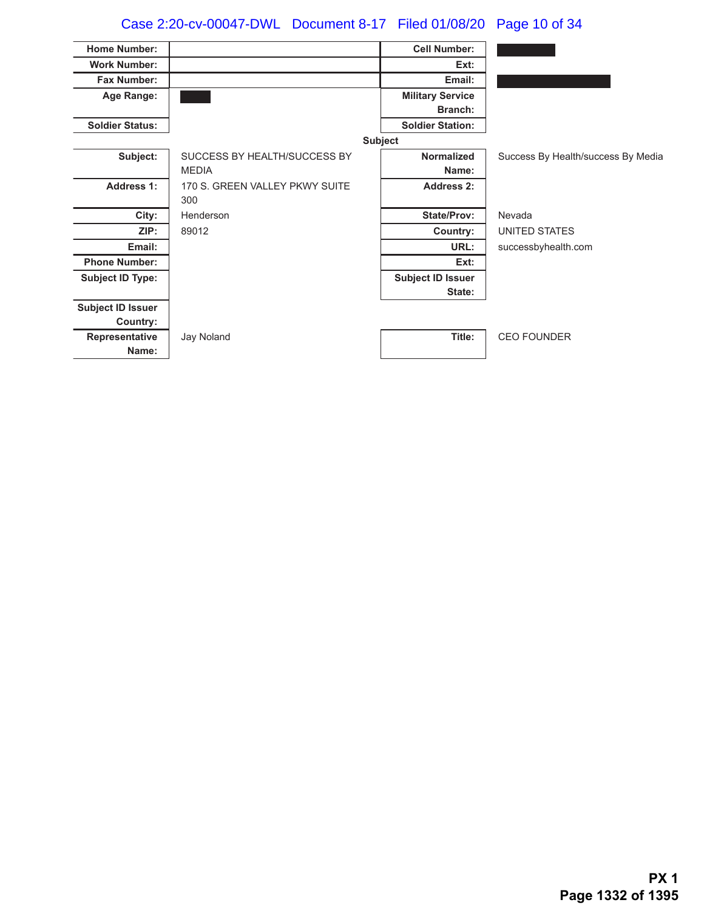| Home Number: | | Cell Number: | ███ |
|---|---|---|---|
| Work Number: | | Ext: | |
| Fax Number: | | Email: | ███ |
| Age Range: | ███ | Military Service Branch: | |
| Soldier Status: | | Soldier Station: | |

**Subject**

| Subject: | SUCCESS BY HEALTH/SUCCESS BY MEDIA | Normalized Name: | Success By Health/success By Media |
|---|---|---|---|
| Address 1: | 170 S. GREEN VALLEY PKWY SUITE 300 | Address 2: | |
| City: | Henderson | State/Prov: | Nevada |
| ZIP: | 89012 | Country: | UNITED STATES |
| Email: | | URL: | successbyhealth.com |
| Phone Number: | | Ext: | |
| Subject ID Type: | | Subject ID Issuer State: | |
| Subject ID Issuer Country: | | | |
| Representative Name: | Jay Noland | Title: | CEO FOUNDER |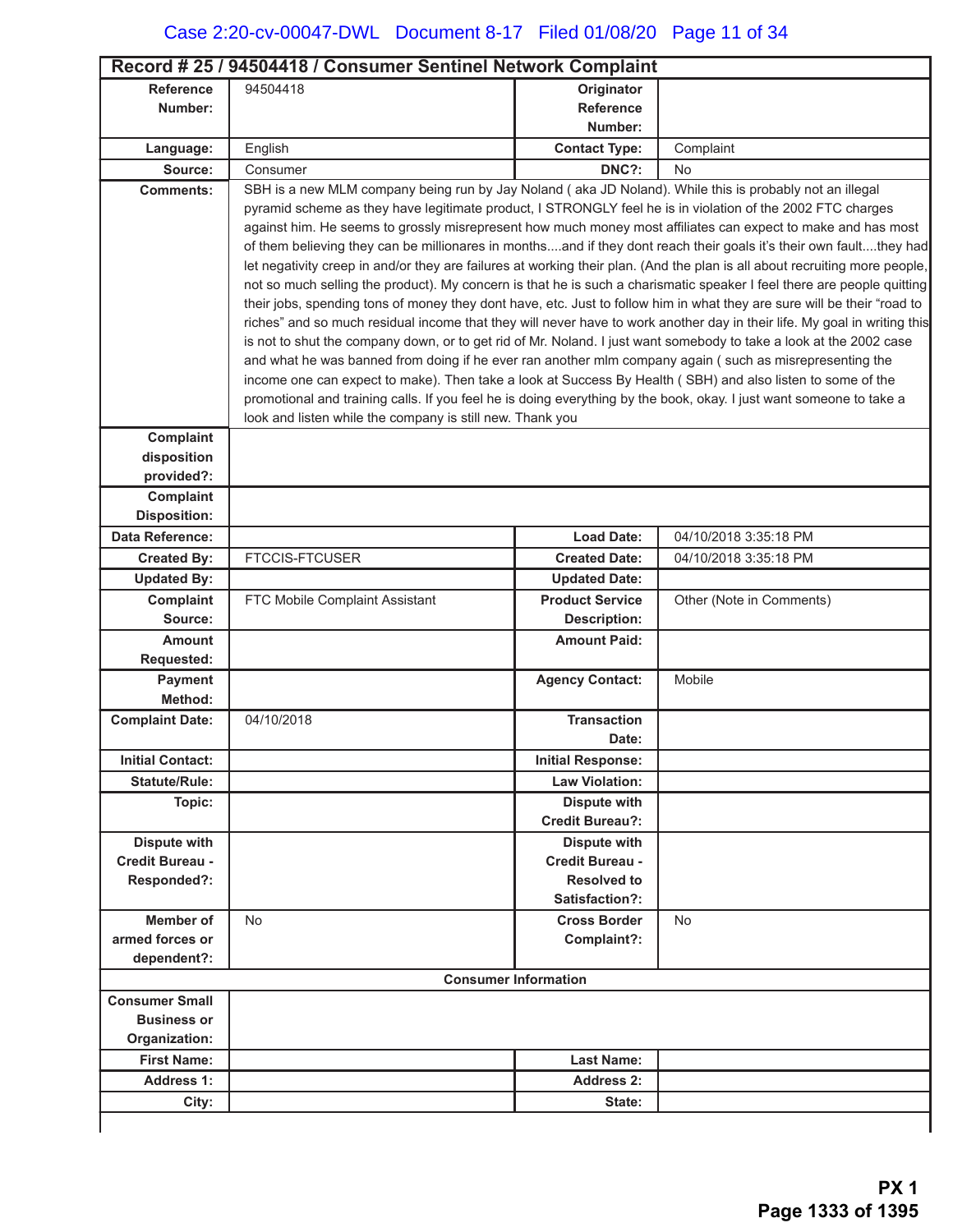## Record # 25 / 94504418 / Consumer Sentinel Network Complaint

| | | | |
|---|---|---|---|
| **Reference Number:** | 94504418 | **Originator Reference Number:** | |
| **Language:** | English | **Contact Type:** | Complaint |
| **Source:** | Consumer | **DNC?:** | No |
| **Comments:** | SBH is a new MLM company being run by Jay Noland ( aka JD Noland). While this is probably not an illegal pyramid scheme as they have legitimate product, I STRONGLY feel he is in violation of the 2002 FTC charges against him. He seems to grossly misrepresent how much money most affiliates can expect to make and has most of them believing they can be millionares in months....and if they dont reach their goals it's their own fault....they had let negativity creep in and/or they are failures at working their plan. (And the plan is all about recruiting more people, not so much selling the product). My concern is that he is such a charismatic speaker I feel there are people quitting their jobs, spending tons of money they dont have, etc. Just to follow him in what they are sure will be their "road to riches" and so much residual income that they will never have to work another day in their life. My goal in writing this is not to shut the company down, or to get rid of Mr. Noland. I just want somebody to take a look at the 2002 case and what he was banned from doing if he ever ran another mlm company again ( such as misrepresenting the income one can expect to make). Then take a look at Success By Health ( SBH) and also listen to some of the promotional and training calls. If you feel he is doing everything by the book, okay. I just want someone to take a look and listen while the company is still new. Thank you | | |
| **Complaint disposition provided?:** | | | |
| **Complaint Disposition:** | | | |
| **Data Reference:** | | **Load Date:** | 04/10/2018 3:35:18 PM |
| **Created By:** | FTCCIS-FTCUSER | **Created Date:** | 04/10/2018 3:35:18 PM |
| **Updated By:** | | **Updated Date:** | |
| **Complaint Source:** | FTC Mobile Complaint Assistant | **Product Service Description:** | Other (Note in Comments) |
| **Amount Requested:** | | **Amount Paid:** | |
| **Payment Method:** | | **Agency Contact:** | Mobile |
| **Complaint Date:** | 04/10/2018 | **Transaction Date:** | |
| **Initial Contact:** | | **Initial Response:** | |
| **Statute/Rule:** | | **Law Violation:** | |
| **Topic:** | | **Dispute with Credit Bureau?:** | |
| **Dispute with Credit Bureau - Responded?:** | | **Dispute with Credit Bureau - Resolved to Satisfaction?:** | |
| **Member of armed forces or dependent?:** | No | **Cross Border Complaint?:** | No |

**Consumer Information**

| | | | |
|---|---|---|---|
| **Consumer Small Business or Organization:** | | | |
| **First Name:** | | **Last Name:** | |
| **Address 1:** | | **Address 2:** | |
| **City:** | | **State:** | |

**PX 1**
**Page 1333 of 1395**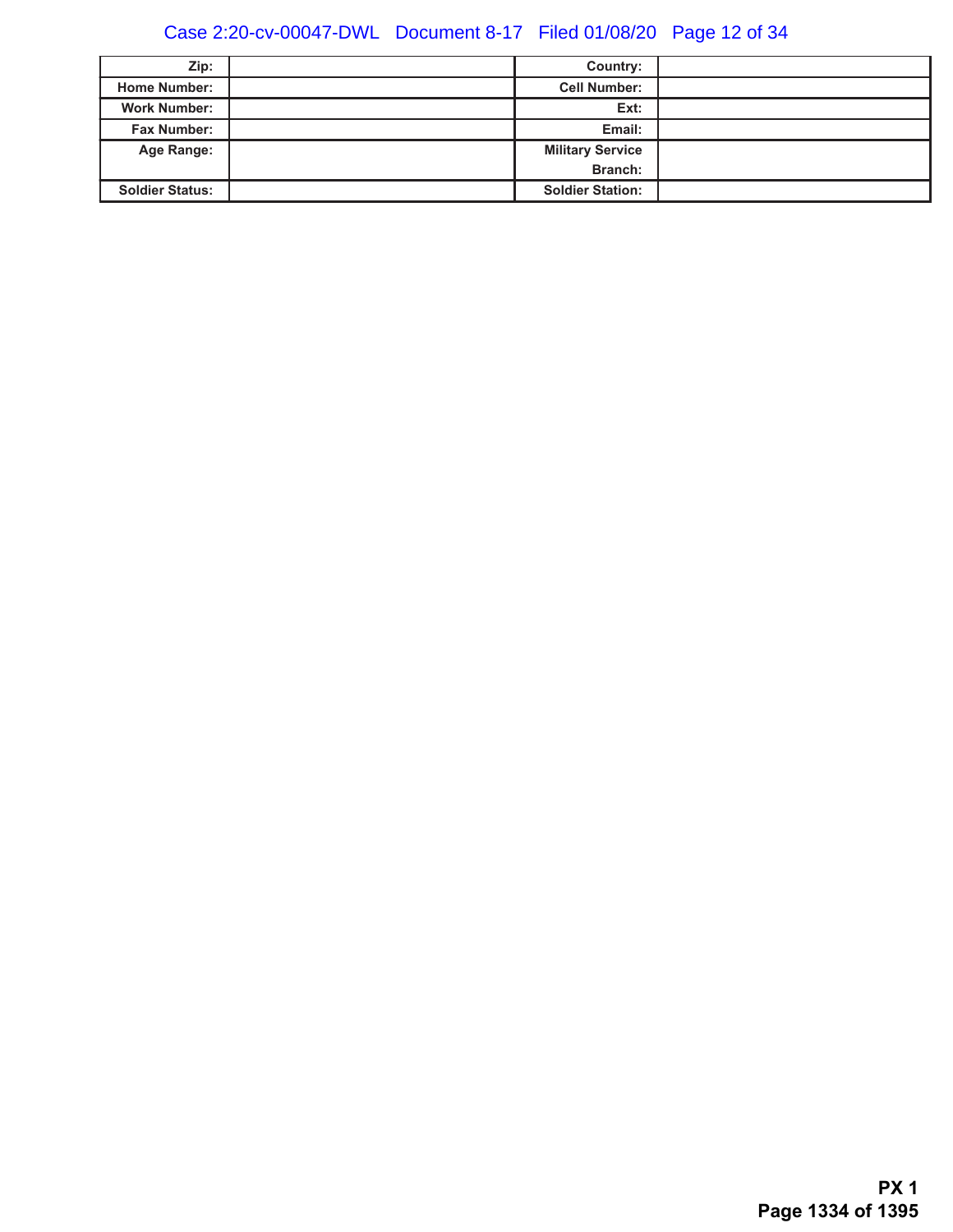| | | | |
|---|---|---|---|
| **Zip:** | | **Country:** | |
| **Home Number:** | | **Cell Number:** | |
| **Work Number:** | | **Ext:** | |
| **Fax Number:** | | **Email:** | |
| **Age Range:** | | **Military Service Branch:** | |
| **Soldier Status:** | | **Soldier Station:** | |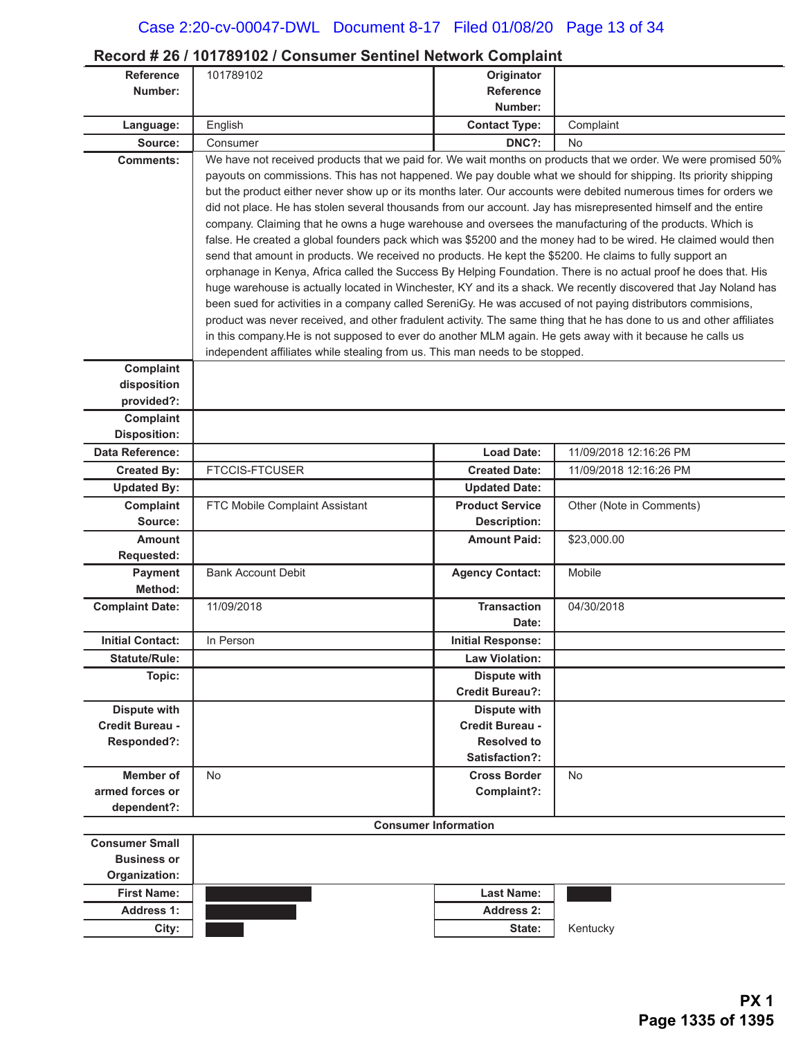## Record # 26 / 101789102 / Consumer Sentinel Network Complaint

| Reference Number: | 101789102 | Originator Reference Number: | |
|---|---|---|---|
| Language: | English | Contact Type: | Complaint |
| Source: | Consumer | DNC?: | No |
| Comments: | We have not received products that we paid for. We wait months on products that we order. We were promised 50% payouts on commissions. This has not happened. We pay double what we should for shipping. Its priority shipping but the product either never show up or its months later. Our accounts were debited numerous times for orders we did not place. He has stolen several thousands from our account. Jay has misrepresented himself and the entire company. Claiming that he owns a huge warehouse and oversees the manufacturing of the products. Which is false. He created a global founders pack which was $5200 and the money had to be wired. He claimed would then send that amount in products. We received no products. He kept the $5200. He claims to fully support an orphanage in Kenya, Africa called the Success By Helping Foundation. There is no actual proof he does that. His huge warehouse is actually located in Winchester, KY and its a shack. We recently discovered that Jay Noland has been sued for activities in a company called SereniGy. He was accused of not paying distributors commisions, product was never received, and other fradulent activity. The same thing that he has done to us and other affiliates in this company.He is not supposed to ever do another MLM again. He gets away with it because he calls us independent affiliates while stealing from us. This man needs to be stopped. | | |
| Complaint disposition provided?: | | | |
| Complaint Disposition: | | | |
| Data Reference: | | Load Date: | 11/09/2018 12:16:26 PM |
| Created By: | FTCCIS-FTCUSER | Created Date: | 11/09/2018 12:16:26 PM |
| Updated By: | | Updated Date: | |
| Complaint Source: | FTC Mobile Complaint Assistant | Product Service Description: | Other (Note in Comments) |
| Amount Requested: | | Amount Paid: | $23,000.00 |
| Payment Method: | Bank Account Debit | Agency Contact: | Mobile |
| Complaint Date: | 11/09/2018 | Transaction Date: | 04/30/2018 |
| Initial Contact: | In Person | Initial Response: | |
| Statute/Rule: | | Law Violation: | |
| Topic: | | Dispute with Credit Bureau?: | |
| Dispute with Credit Bureau - Responded?: | | Dispute with Credit Bureau - Resolved to Satisfaction?: | |
| Member of armed forces or dependent?: | No | Cross Border Complaint?: | No |

**Consumer Information**

| Consumer Small Business or Organization: | | | |
|---|---|---|---|
| First Name: | [REDACTED] | Last Name: | [REDACTED] |
| Address 1: | [REDACTED] | Address 2: | |
| City: | [REDACTED] | State: | Kentucky |

PX 1
Page 1335 of 1395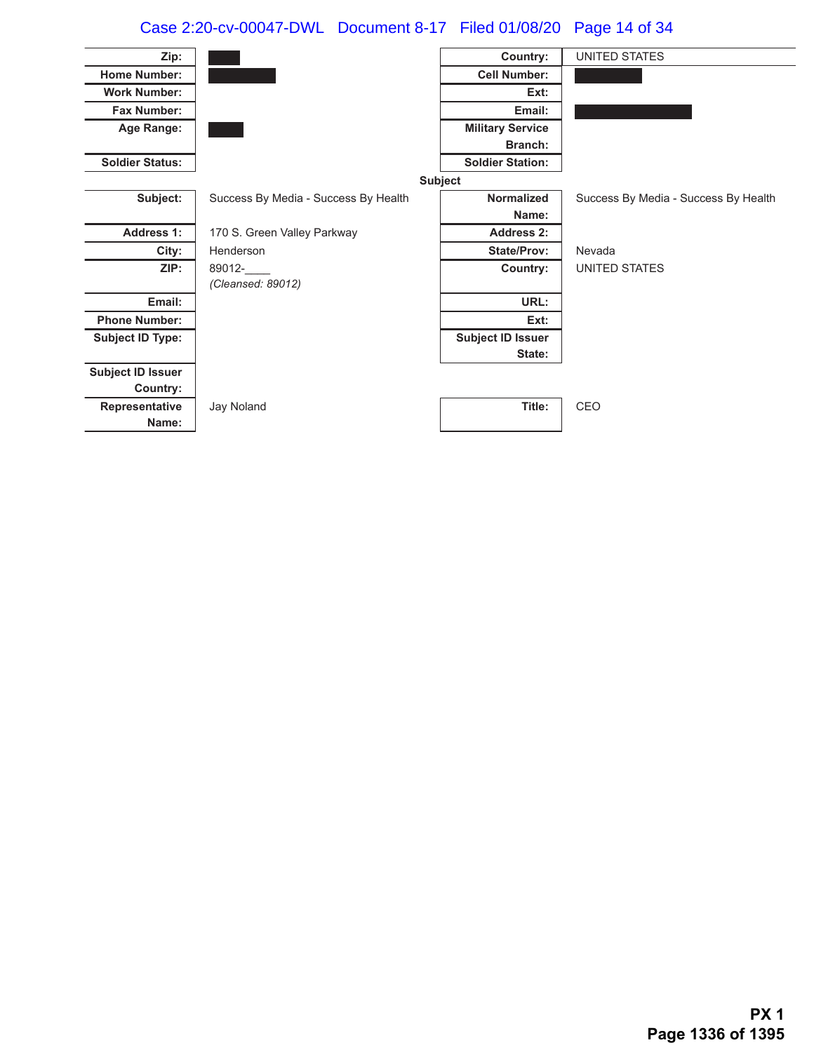| | | | |
|---|---|---|---|
| **Zip:** | ████ | **Country:** | UNITED STATES |
| **Home Number:** | ████████ | **Cell Number:** | ████████ |
| **Work Number:** | | **Ext:** | |
| **Fax Number:** | | **Email:** | ██████████████ |
| **Age Range:** | ████ | **Military Service Branch:** | |
| **Soldier Status:** | | **Soldier Station:** | |

**Subject**

| | | | |
|---|---|---|---|
| **Subject:** | Success By Media - Success By Health | **Normalized Name:** | Success By Media - Success By Health |
| **Address 1:** | 170 S. Green Valley Parkway | **Address 2:** | |
| **City:** | Henderson | **State/Prov:** | Nevada |
| **ZIP:** | 89012-____ *(Cleansed: 89012)* | **Country:** | UNITED STATES |
| **Email:** | | **URL:** | |
| **Phone Number:** | | **Ext:** | |
| **Subject ID Type:** | | **Subject ID Issuer State:** | |
| **Subject ID Issuer Country:** | | | |
| **Representative Name:** | Jay Noland | **Title:** | CEO |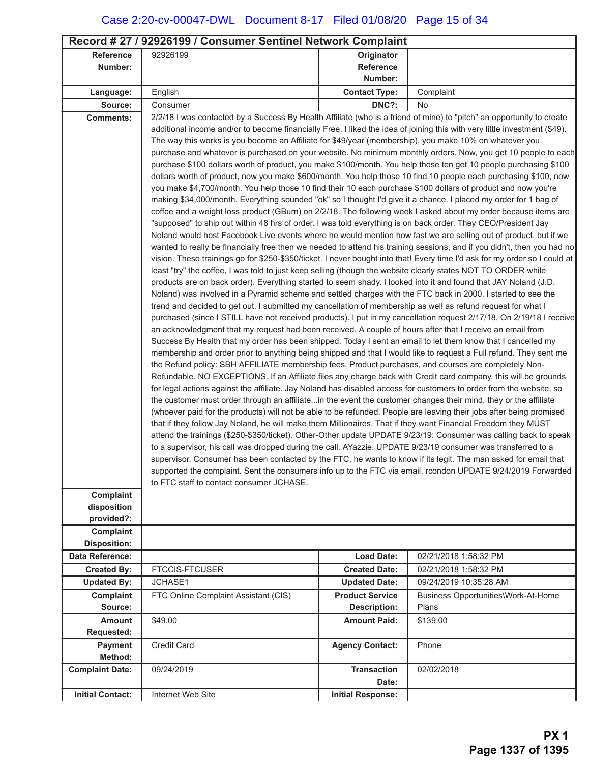## Record # 27 / 92926199 / Consumer Sentinel Network Complaint

| | | | |
|---|---|---|---|
| **Reference Number:** | 92926199 | **Originator Reference Number:** | |
| **Language:** | English | **Contact Type:** | Complaint |
| **Source:** | Consumer | **DNC?:** | No |
| **Comments:** | 2/2/18 I was contacted by a Success By Health Affiliate (who is a friend of mine) to "pitch" an opportunity to create additional income and/or to become financially Free. I liked the idea of joining this with very little investment ($49). The way this works is you become an Affiliate for $49/year (membership), you make 10% on whatever you purchase and whatever is purchased on your website. No minimum monthly orders. Now, you get 10 people to each purchase $100 dollars worth of product, you make $100/month. You help those ten get 10 people purchasing $100 dollars worth of product, now you make $600/month. You help those 10 find 10 people each purchasing $100, now you make $4,700/month. You help those 10 find their 10 each purchase $100 dollars of product and now you're making $34,000/month. Everything sounded "ok" so I thought I'd give it a chance. I placed my order for 1 bag of coffee and a weight loss product (GBurn) on 2/2/18. The following week I asked about my order because items are "supposed" to ship out within 48 hrs of order. I was told everything is on back order. They CEO/President Jay Noland would host Facebook Live events where he would mention how fast we are selling out of product, but if we wanted to really be financially free then we needed to attend his training sessions, and if you didn't, then you had no vision. These trainings go for $250-$350/ticket. I never bought into that! Every time I'd ask for my order so I could at least "try" the coffee, I was told to just keep selling (though the website clearly states NOT TO ORDER while products are on back order). Everything started to seem shady. I looked into it and found that JAY Noland (J.D. Noland) was involved in a Pyramid scheme and settled charges with the FTC back in 2000. I started to see the trend and decided to get out. I submitted my cancellation of membership as well as refund request for what I purchased (since I STILL have not received products). I put in my cancellation request 2/17/18, On 2/19/18 I receive an acknowledgment that my request had been received. A couple of hours after that I receive an email from Success By Health that my order has been shipped. Today I sent an email to let them know that I cancelled my membership and order prior to anything being shipped and that I would like to request a Full refund. They sent me the Refund policy: SBH AFFILIATE membership fees, Product purchases, and courses are completely Non-Refundable. NO EXCEPTIONS. If an Affiliate files any charge back with Credit card company, this will be grounds for legal actions against the affiliate. Jay Noland has disabled access for customers to order from the website, so the customer must order through an affiliate...in the event the customer changes their mind, they or the affiliate (whoever paid for the products) will not be able to be refunded. People are leaving their jobs after being promised that if they follow Jay Noland, he will make them Millionaires. That if they want Financial Freedom they MUST attend the trainings ($250-$350/ticket). Other-Other update UPDATE 9/23/19: Consumer was calling back to speak to a supervisor, his call was dropped during the call. AYazzie. UPDATE 9/23/19 consumer was transferred to a supervisor. Consumer has been contacted by the FTC, he wants to know if its legit. The man asked for email that supported the complaint. Sent the consumers info up to the FTC via email. rcondon UPDATE 9/24/2019 Forwarded to FTC staff to contact consumer JCHASE. | | |
| **Complaint disposition provided?:** | | | |
| **Complaint Disposition:** | | | |
| **Data Reference:** | | **Load Date:** | 02/21/2018 1:58:32 PM |
| **Created By:** | FTCCIS-FTCUSER | **Created Date:** | 02/21/2018 1:58:32 PM |
| **Updated By:** | JCHASE1 | **Updated Date:** | 09/24/2019 10:35:28 AM |
| **Complaint Source:** | FTC Online Complaint Assistant (CIS) | **Product Service Description:** | Business Opportunities\Work-At-Home Plans |
| **Amount Requested:** | $49.00 | **Amount Paid:** | $139.00 |
| **Payment Method:** | Credit Card | **Agency Contact:** | Phone |
| **Complaint Date:** | 09/24/2019 | **Transaction Date:** | 02/02/2018 |
| **Initial Contact:** | Internet Web Site | **Initial Response:** | |

**PX 1**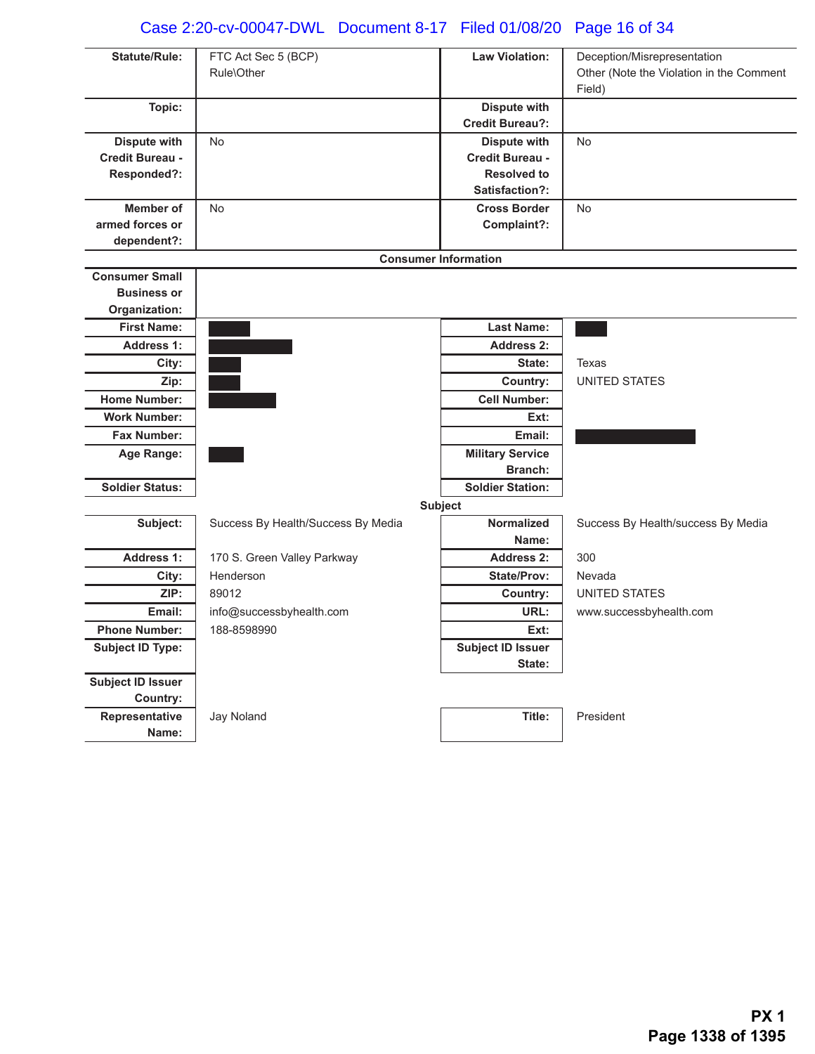| Statute/Rule: | FTC Act Sec 5 (BCP) Rule\Other | Law Violation: | Deception/Misrepresentation Other (Note the Violation in the Comment Field) |
|---|---|---|---|
| Topic: | | Dispute with Credit Bureau?: | |
| Dispute with Credit Bureau - Responded?: | No | Dispute with Credit Bureau - Resolved to Satisfaction?: | No |
| Member of armed forces or dependent?: | No | Cross Border Complaint?: | No |

**Consumer Information**

| | | | |
|---|---|---|---|
| Consumer Small Business or Organization: | | | |
| First Name: | [REDACTED] | Last Name: | [REDACTED] |
| Address 1: | [REDACTED] | Address 2: | |
| City: | [REDACTED] | State: | Texas |
| Zip: | [REDACTED] | Country: | UNITED STATES |
| Home Number: | [REDACTED] | Cell Number: | |
| Work Number: | | Ext: | |
| Fax Number: | | Email: | [REDACTED] |
| Age Range: | [REDACTED] | Military Service Branch: | |
| Soldier Status: | | Soldier Station: | |

**Subject**

| | | | |
|---|---|---|---|
| Subject: | Success By Health/Success By Media | Normalized Name: | Success By Health/success By Media |
| Address 1: | 170 S. Green Valley Parkway | Address 2: | 300 |
| City: | Henderson | State/Prov: | Nevada |
| ZIP: | 89012 | Country: | UNITED STATES |
| Email: | info@successbyhealth.com | URL: | www.successbyhealth.com |
| Phone Number: | 188-8598990 | Ext: | |
| Subject ID Type: | | Subject ID Issuer State: | |
| Subject ID Issuer Country: | | | |
| Representative Name: | Jay Noland | Title: | President |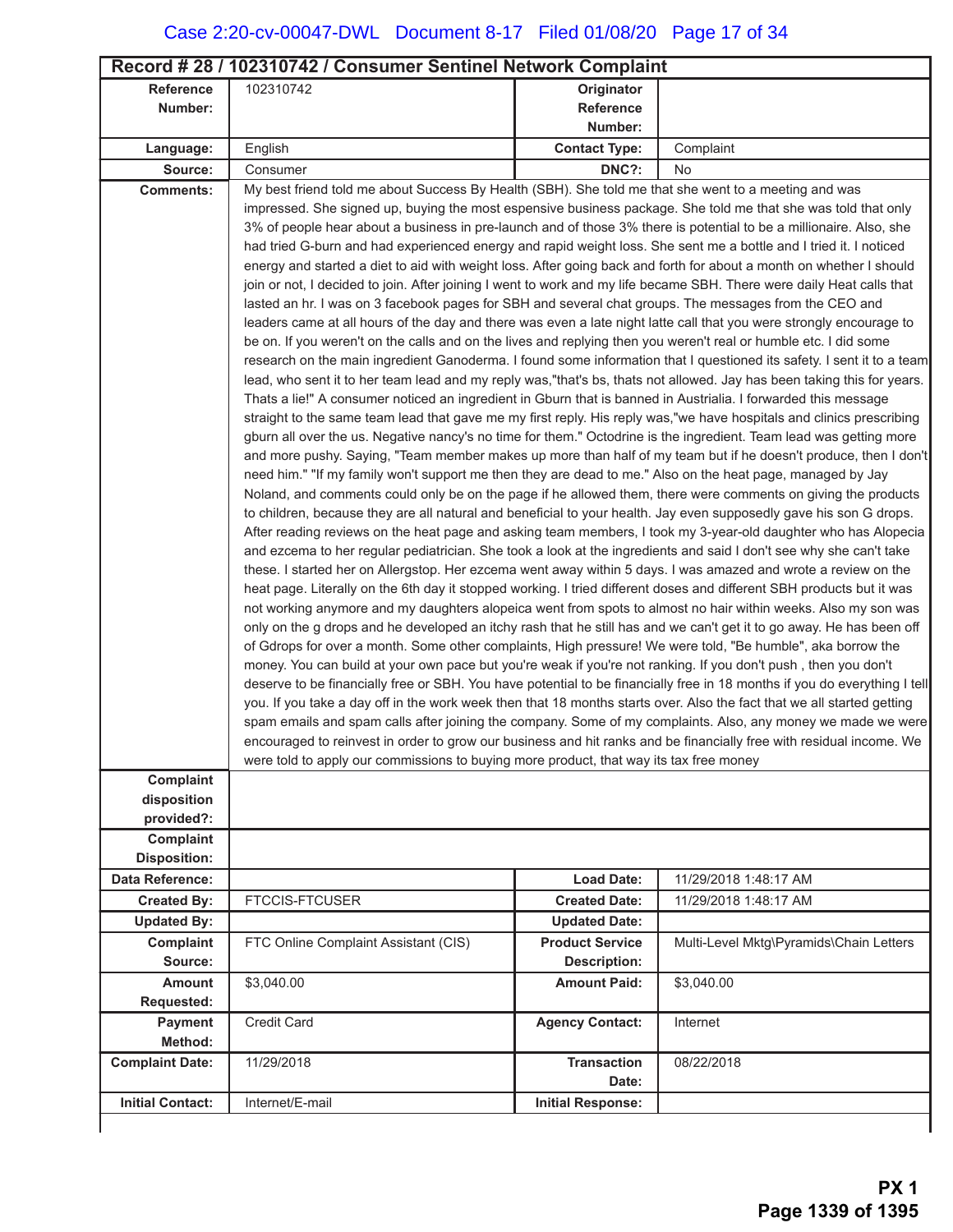## Record # 28 / 102310742 / Consumer Sentinel Network Complaint

| Field | Value | Field | Value |
|---|---|---|---|
| **Reference Number:** | 102310742 | **Originator Reference Number:** | |
| **Language:** | English | **Contact Type:** | Complaint |
| **Source:** | Consumer | **DNC?:** | No |
| **Comments:** | My best friend told me about Success By Health (SBH). She told me that she went to a meeting and was impressed. She signed up, buying the most espensive business package. She told me that she was told that only 3% of people hear about a business in pre-launch and of those 3% there is potential to be a millionaire. Also, she had tried G-burn and had experienced energy and rapid weight loss. She sent me a bottle and I tried it. I noticed energy and started a diet to aid with weight loss. After going back and forth for about a month on whether I should join or not, I decided to join. After joining I went to work and my life became SBH. There were daily Heat calls that lasted an hr. I was on 3 facebook pages for SBH and several chat groups. The messages from the CEO and leaders came at all hours of the day and there was even a late night latte call that you were strongly encourage to be on. If you weren't on the calls and on the lives and replying then you weren't real or humble etc. I did some research on the main ingredient Ganoderma. I found some information that I questioned its safety. I sent it to a team lead, who sent it to her team lead and my reply was,"that's bs, thats not allowed. Jay has been taking this for years. Thats a lie!" A consumer noticed an ingredient in Gburn that is banned in Austrialia. I forwarded this message straight to the same team lead that gave me my first reply. His reply was,"we have hospitals and clinics prescribing gburn all over the us. Negative nancy's no time for them." Octodrine is the ingredient. Team lead was getting more and more pushy. Saying, "Team member makes up more than half of my team but if he doesn't produce, then I don't need him." "If my family won't support me then they are dead to me." Also on the heat page, managed by Jay Noland, and comments could only be on the page if he allowed them, there were comments on giving the products to children, because they are all natural and beneficial to your health. Jay even supposedly gave his son G drops. After reading reviews on the heat page and asking team members, I took my 3-year-old daughter who has Alopecia and ezcema to her regular pediatrician. She took a look at the ingredients and said I don't see why she can't take these. I started her on Allergstop. Her ezcema went away within 5 days. I was amazed and wrote a review on the heat page. Literally on the 6th day it stopped working. I tried different doses and different SBH products but it was not working anymore and my daughters alopeica went from spots to almost no hair within weeks. Also my son was only on the g drops and he developed an itchy rash that he still has and we can't get it to go away. He has been off of Gdrops for over a month. Some other complaints, High pressure! We were told, "Be humble", aka borrow the money. You can build at your own pace but you're weak if you're not ranking. If you don't push , then you don't deserve to be financially free or SBH. You have potential to be financially free in 18 months if you do everything I tell you. If you take a day off in the work week then that 18 months starts over. Also the fact that we all started getting spam emails and spam calls after joining the company. Some of my complaints. Also, any money we made we were encouraged to reinvest in order to grow our business and hit ranks and be financially free with residual income. We were told to apply our commissions to buying more product, that way its tax free money | | |
| **Complaint disposition provided?:** | | | |
| **Complaint Disposition:** | | | |
| **Data Reference:** | | **Load Date:** | 11/29/2018 1:48:17 AM |
| **Created By:** | FTCCIS-FTCUSER | **Created Date:** | 11/29/2018 1:48:17 AM |
| **Updated By:** | | **Updated Date:** | |
| **Complaint Source:** | FTC Online Complaint Assistant (CIS) | **Product Service Description:** | Multi-Level Mktg\Pyramids\Chain Letters |
| **Amount Requested:** | $3,040.00 | **Amount Paid:** | $3,040.00 |
| **Payment Method:** | Credit Card | **Agency Contact:** | Internet |
| **Complaint Date:** | 11/29/2018 | **Transaction Date:** | 08/22/2018 |
| **Initial Contact:** | Internet/E-mail | **Initial Response:** | |

**PX 1**
**Page 1339 of 1395**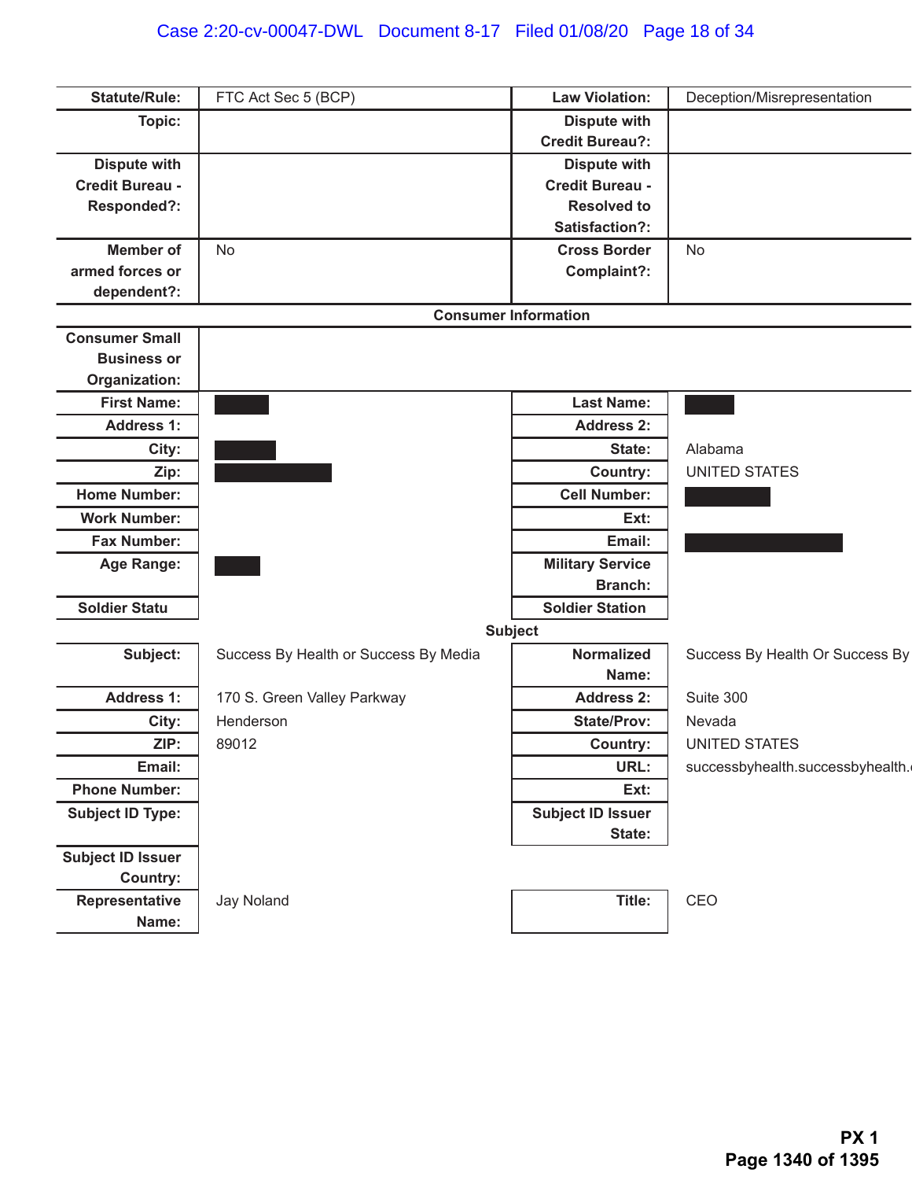| | | | |
|---|---|---|---|
| **Statute/Rule:** | FTC Act Sec 5 (BCP) | **Law Violation:** | Deception/Misrepresentation |
| **Topic:** | | **Dispute with Credit Bureau?:** | |
| **Dispute with Credit Bureau - Responded?:** | | **Dispute with Credit Bureau - Resolved to Satisfaction?:** | |
| **Member of armed forces or dependent?:** | No | **Cross Border Complaint?:** | No |

**Consumer Information**

| | | | |
|---|---|---|---|
| **Consumer Small Business or Organization:** | | | |
| **First Name:** | | **Last Name:** | |
| **Address 1:** | | **Address 2:** | |
| **City:** | | **State:** | Alabama |
| **Zip:** | | **Country:** | UNITED STATES |
| **Home Number:** | | **Cell Number:** | |
| **Work Number:** | | **Ext:** | |
| **Fax Number:** | | **Email:** | |
| **Age Range:** | | **Military Service Branch:** | |
| **Soldier Statu** | | **Soldier Station** | |

**Subject**

| | | | |
|---|---|---|---|
| **Subject:** | Success By Health or Success By Media | **Normalized Name:** | Success By Health Or Success By |
| **Address 1:** | 170 S. Green Valley Parkway | **Address 2:** | Suite 300 |
| **City:** | Henderson | **State/Prov:** | Nevada |
| **ZIP:** | 89012 | **Country:** | UNITED STATES |
| **Email:** | | **URL:** | successbyhealth.successbyhealth. |
| **Phone Number:** | | **Ext:** | |
| **Subject ID Type:** | | **Subject ID Issuer State:** | |
| **Subject ID Issuer Country:** | | | |
| **Representative Name:** | Jay Noland | **Title:** | CEO |